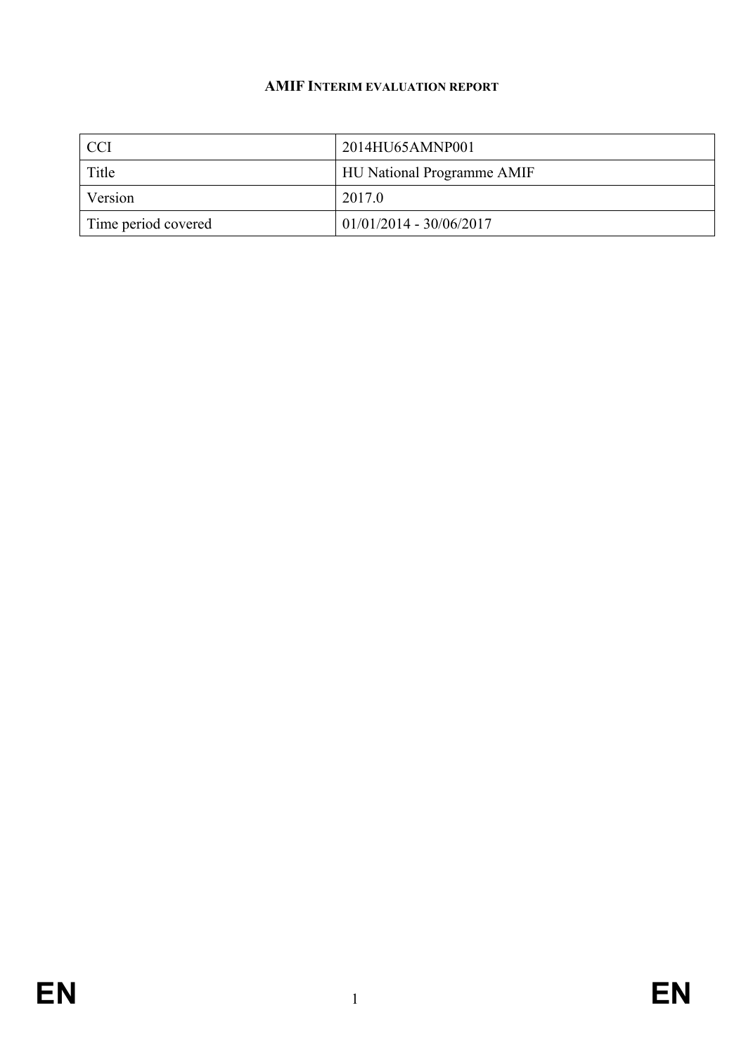**AMIF INTERIM EVALUATION REPORT**

| CCI | 2014HU65AMNP001 |
| --- | --- |
| Title | HU National Programme AMIF |
| Version | 2017.0 |
| Time period covered | 01/01/2014 - 30/06/2017 |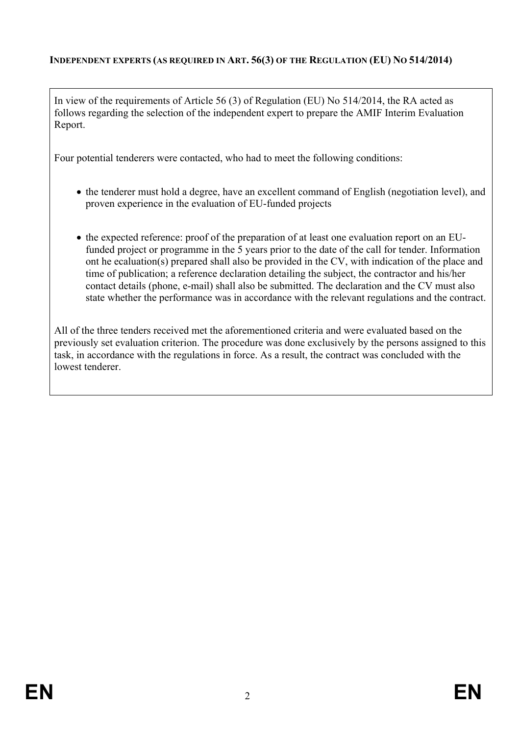**INDEPENDENT EXPERTS (AS REQUIRED IN ART. 56(3) OF THE REGULATION (EU) NO 514/2014)**

In view of the requirements of Article 56 (3) of Regulation (EU) No 514/2014, the RA acted as follows regarding the selection of the independent expert to prepare the AMIF Interim Evaluation Report.

Four potential tenderers were contacted, who had to meet the following conditions:

- the tenderer must hold a degree, have an excellent command of English (negotiation level), and proven experience in the evaluation of EU-funded projects

- the expected reference: proof of the preparation of at least one evaluation report on an EU-funded project or programme in the 5 years prior to the date of the call for tender. Information ont he ecaluation(s) prepared shall also be provided in the CV, with indication of the place and time of publication; a reference declaration detailing the subject, the contractor and his/her contact details (phone, e-mail) shall also be submitted. The declaration and the CV must also state whether the performance was in accordance with the relevant regulations and the contract.

All of the three tenders received met the aforementioned criteria and were evaluated based on the previously set evaluation criterion. The procedure was done exclusively by the persons assigned to this task, in accordance with the regulations in force. As a result, the contract was concluded with the lowest tenderer.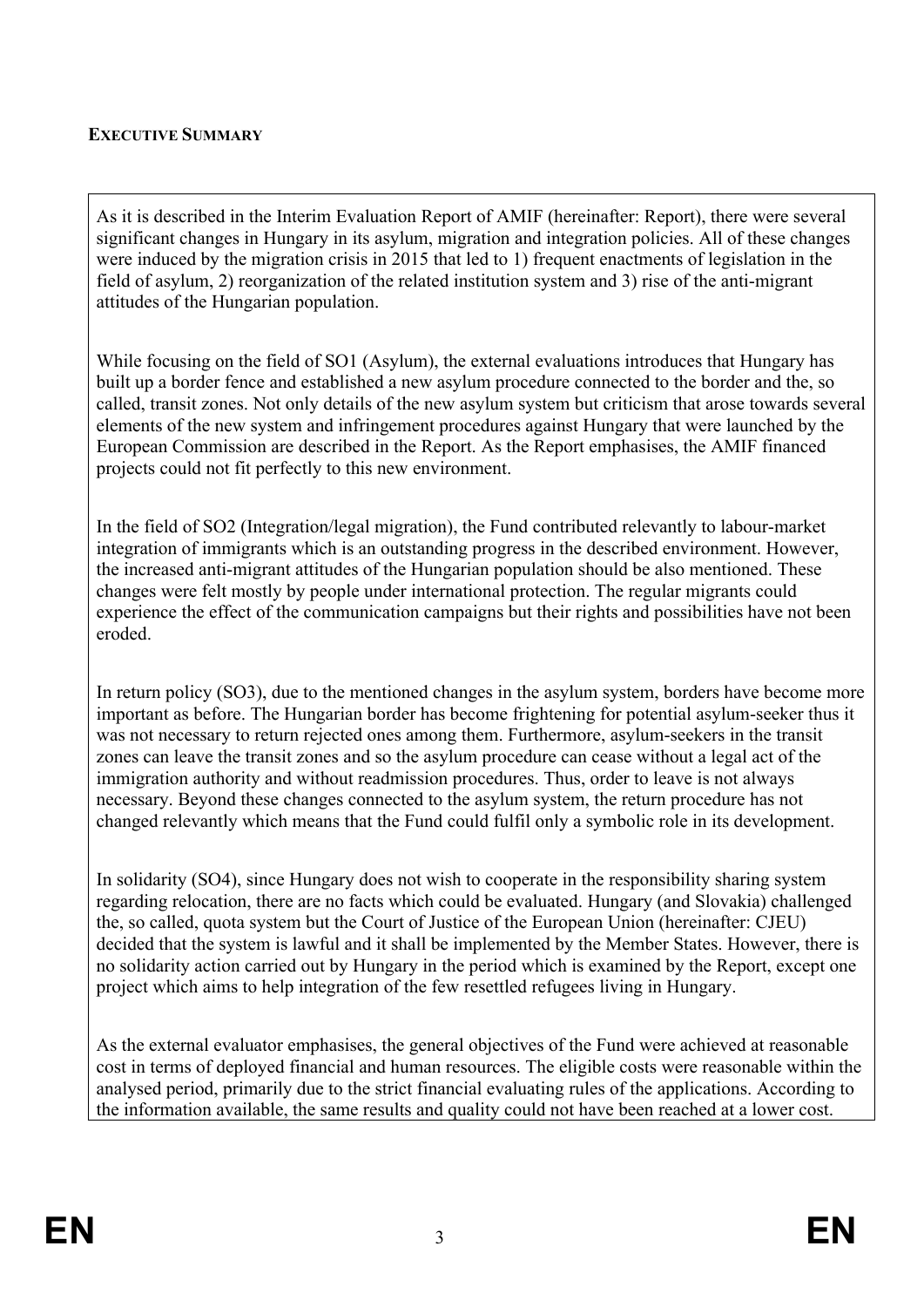**EXECUTIVE SUMMARY**

As it is described in the Interim Evaluation Report of AMIF (hereinafter: Report), there were several significant changes in Hungary in its asylum, migration and integration policies. All of these changes were induced by the migration crisis in 2015 that led to 1) frequent enactments of legislation in the field of asylum, 2) reorganization of the related institution system and 3) rise of the anti-migrant attitudes of the Hungarian population.

While focusing on the field of SO1 (Asylum), the external evaluations introduces that Hungary has built up a border fence and established a new asylum procedure connected to the border and the, so called, transit zones. Not only details of the new asylum system but criticism that arose towards several elements of the new system and infringement procedures against Hungary that were launched by the European Commission are described in the Report. As the Report emphasises, the AMIF financed projects could not fit perfectly to this new environment.

In the field of SO2 (Integration/legal migration), the Fund contributed relevantly to labour-market integration of immigrants which is an outstanding progress in the described environment. However, the increased anti-migrant attitudes of the Hungarian population should be also mentioned. These changes were felt mostly by people under international protection. The regular migrants could experience the effect of the communication campaigns but their rights and possibilities have not been eroded.

In return policy (SO3), due to the mentioned changes in the asylum system, borders have become more important as before. The Hungarian border has become frightening for potential asylum-seeker thus it was not necessary to return rejected ones among them. Furthermore, asylum-seekers in the transit zones can leave the transit zones and so the asylum procedure can cease without a legal act of the immigration authority and without readmission procedures. Thus, order to leave is not always necessary. Beyond these changes connected to the asylum system, the return procedure has not changed relevantly which means that the Fund could fulfil only a symbolic role in its development.

In solidarity (SO4), since Hungary does not wish to cooperate in the responsibility sharing system regarding relocation, there are no facts which could be evaluated. Hungary (and Slovakia) challenged the, so called, quota system but the Court of Justice of the European Union (hereinafter: CJEU) decided that the system is lawful and it shall be implemented by the Member States. However, there is no solidarity action carried out by Hungary in the period which is examined by the Report, except one project which aims to help integration of the few resettled refugees living in Hungary.

As the external evaluator emphasises, the general objectives of the Fund were achieved at reasonable cost in terms of deployed financial and human resources. The eligible costs were reasonable within the analysed period, primarily due to the strict financial evaluating rules of the applications. According to the information available, the same results and quality could not have been reached at a lower cost.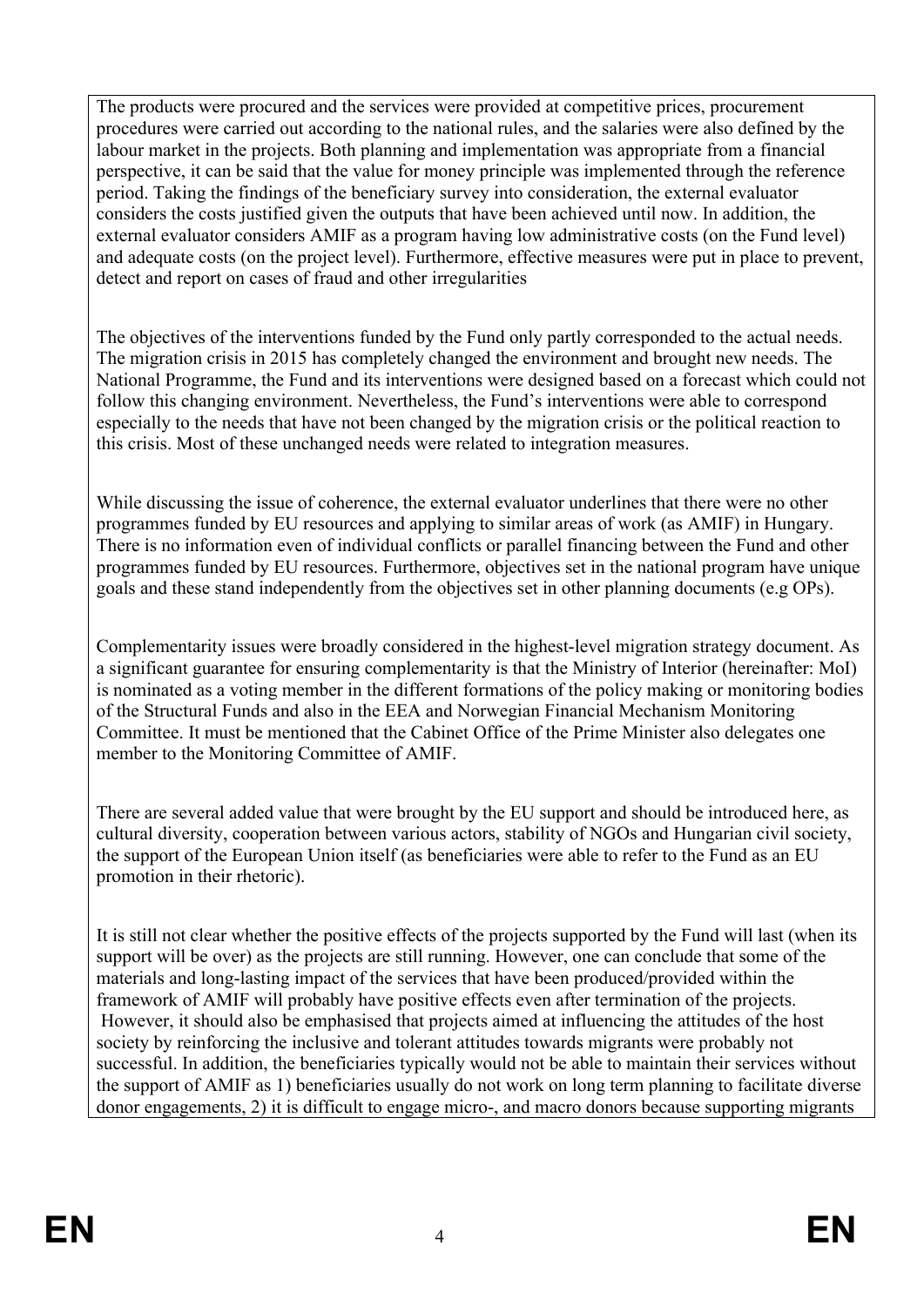The products were procured and the services were provided at competitive prices, procurement procedures were carried out according to the national rules, and the salaries were also defined by the labour market in the projects. Both planning and implementation was appropriate from a financial perspective, it can be said that the value for money principle was implemented through the reference period. Taking the findings of the beneficiary survey into consideration, the external evaluator considers the costs justified given the outputs that have been achieved until now. In addition, the external evaluator considers AMIF as a program having low administrative costs (on the Fund level) and adequate costs (on the project level). Furthermore, effective measures were put in place to prevent, detect and report on cases of fraud and other irregularities

The objectives of the interventions funded by the Fund only partly corresponded to the actual needs. The migration crisis in 2015 has completely changed the environment and brought new needs. The National Programme, the Fund and its interventions were designed based on a forecast which could not follow this changing environment. Nevertheless, the Fund's interventions were able to correspond especially to the needs that have not been changed by the migration crisis or the political reaction to this crisis. Most of these unchanged needs were related to integration measures.

While discussing the issue of coherence, the external evaluator underlines that there were no other programmes funded by EU resources and applying to similar areas of work (as AMIF) in Hungary. There is no information even of individual conflicts or parallel financing between the Fund and other programmes funded by EU resources. Furthermore, objectives set in the national program have unique goals and these stand independently from the objectives set in other planning documents (e.g OPs).

Complementarity issues were broadly considered in the highest-level migration strategy document. As a significant guarantee for ensuring complementarity is that the Ministry of Interior (hereinafter: MoI) is nominated as a voting member in the different formations of the policy making or monitoring bodies of the Structural Funds and also in the EEA and Norwegian Financial Mechanism Monitoring Committee. It must be mentioned that the Cabinet Office of the Prime Minister also delegates one member to the Monitoring Committee of AMIF.

There are several added value that were brought by the EU support and should be introduced here, as cultural diversity, cooperation between various actors, stability of NGOs and Hungarian civil society, the support of the European Union itself (as beneficiaries were able to refer to the Fund as an EU promotion in their rhetoric).

It is still not clear whether the positive effects of the projects supported by the Fund will last (when its support will be over) as the projects are still running. However, one can conclude that some of the materials and long-lasting impact of the services that have been produced/provided within the framework of AMIF will probably have positive effects even after termination of the projects. However, it should also be emphasised that projects aimed at influencing the attitudes of the host society by reinforcing the inclusive and tolerant attitudes towards migrants were probably not successful. In addition, the beneficiaries typically would not be able to maintain their services without the support of AMIF as 1) beneficiaries usually do not work on long term planning to facilitate diverse donor engagements, 2) it is difficult to engage micro-, and macro donors because supporting migrants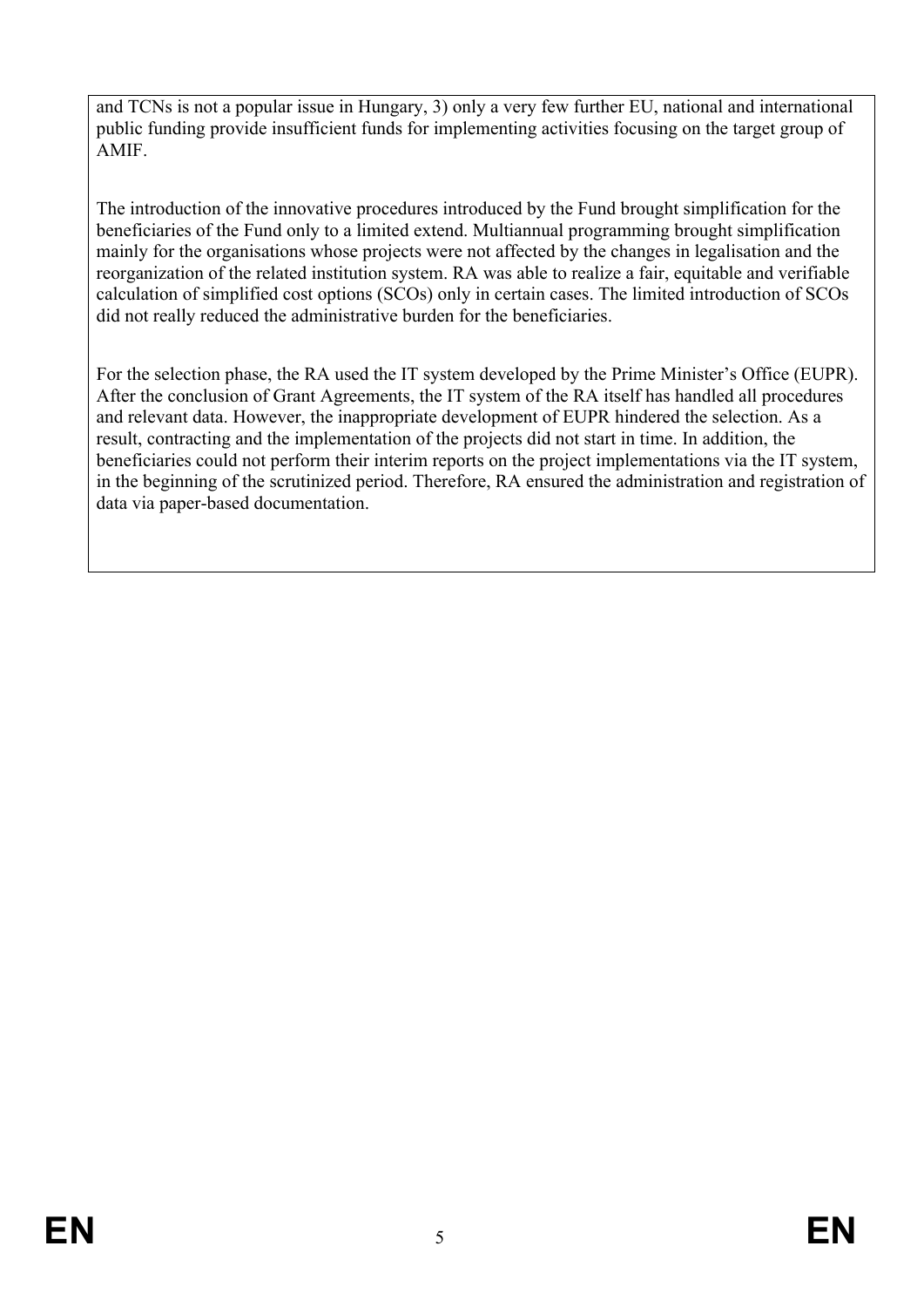and TCNs is not a popular issue in Hungary, 3) only a very few further EU, national and international public funding provide insufficient funds for implementing activities focusing on the target group of AMIF.

The introduction of the innovative procedures introduced by the Fund brought simplification for the beneficiaries of the Fund only to a limited extend. Multiannual programming brought simplification mainly for the organisations whose projects were not affected by the changes in legalisation and the reorganization of the related institution system. RA was able to realize a fair, equitable and verifiable calculation of simplified cost options (SCOs) only in certain cases. The limited introduction of SCOs did not really reduced the administrative burden for the beneficiaries.

For the selection phase, the RA used the IT system developed by the Prime Minister's Office (EUPR). After the conclusion of Grant Agreements, the IT system of the RA itself has handled all procedures and relevant data. However, the inappropriate development of EUPR hindered the selection. As a result, contracting and the implementation of the projects did not start in time. In addition, the beneficiaries could not perform their interim reports on the project implementations via the IT system, in the beginning of the scrutinized period. Therefore, RA ensured the administration and registration of data via paper-based documentation.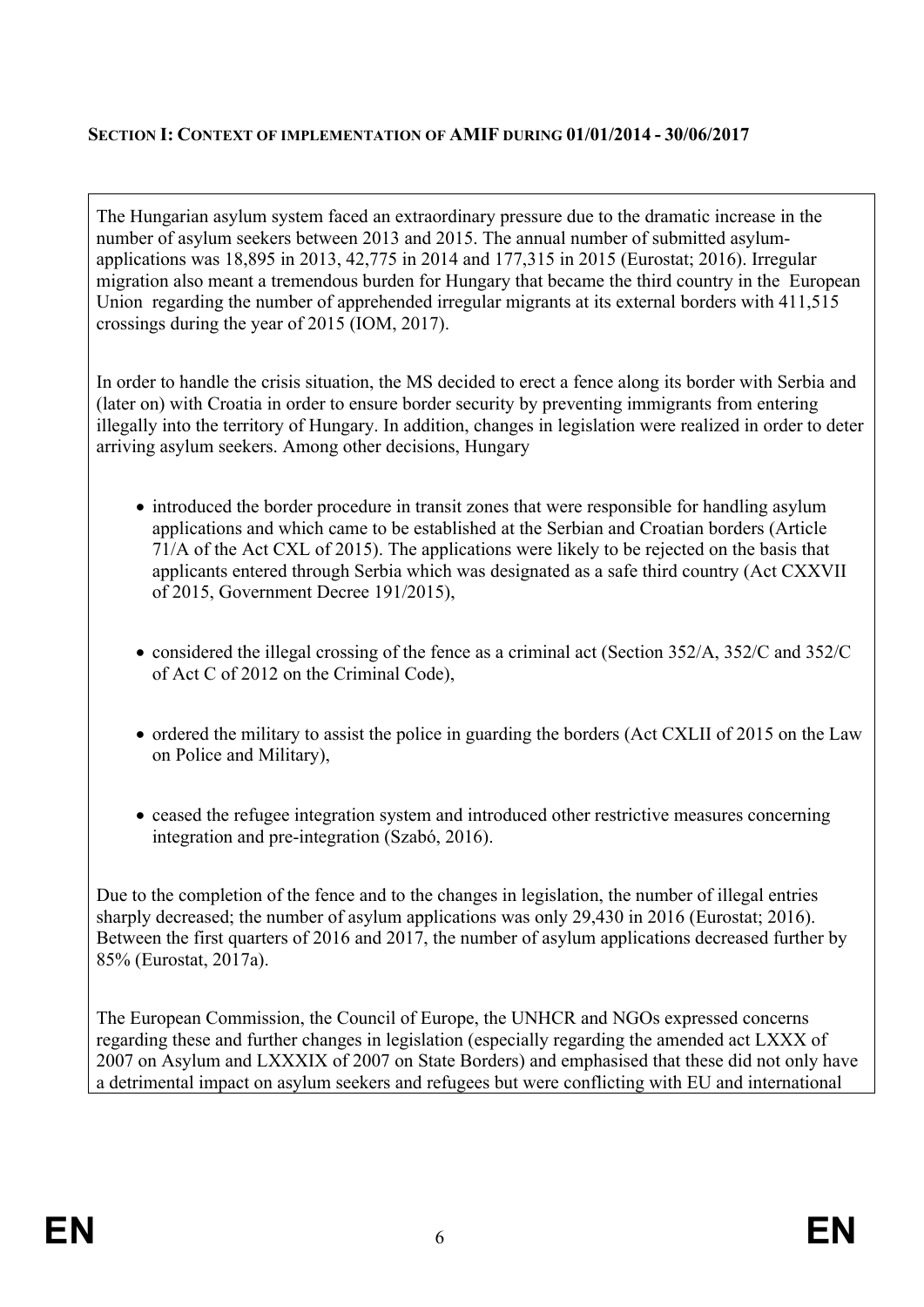## SECTION I: CONTEXT OF IMPLEMENTATION OF AMIF DURING 01/01/2014 - 30/06/2017

The Hungarian asylum system faced an extraordinary pressure due to the dramatic increase in the number of asylum seekers between 2013 and 2015. The annual number of submitted asylum-applications was 18,895 in 2013, 42,775 in 2014 and 177,315 in 2015 (Eurostat; 2016). Irregular migration also meant a tremendous burden for Hungary that became the third country in the European Union regarding the number of apprehended irregular migrants at its external borders with 411,515 crossings during the year of 2015 (IOM, 2017).

In order to handle the crisis situation, the MS decided to erect a fence along its border with Serbia and (later on) with Croatia in order to ensure border security by preventing immigrants from entering illegally into the territory of Hungary. In addition, changes in legislation were realized in order to deter arriving asylum seekers. Among other decisions, Hungary

- introduced the border procedure in transit zones that were responsible for handling asylum applications and which came to be established at the Serbian and Croatian borders (Article 71/A of the Act CXL of 2015). The applications were likely to be rejected on the basis that applicants entered through Serbia which was designated as a safe third country (Act CXXVII of 2015, Government Decree 191/2015),
- considered the illegal crossing of the fence as a criminal act (Section 352/A, 352/C and 352/C of Act C of 2012 on the Criminal Code),
- ordered the military to assist the police in guarding the borders (Act CXLII of 2015 on the Law on Police and Military),
- ceased the refugee integration system and introduced other restrictive measures concerning integration and pre-integration (Szabó, 2016).

Due to the completion of the fence and to the changes in legislation, the number of illegal entries sharply decreased; the number of asylum applications was only 29,430 in 2016 (Eurostat; 2016). Between the first quarters of 2016 and 2017, the number of asylum applications decreased further by 85% (Eurostat, 2017a).

The European Commission, the Council of Europe, the UNHCR and NGOs expressed concerns regarding these and further changes in legislation (especially regarding the amended act LXXX of 2007 on Asylum and LXXXIX of 2007 on State Borders) and emphasised that these did not only have a detrimental impact on asylum seekers and refugees but were conflicting with EU and international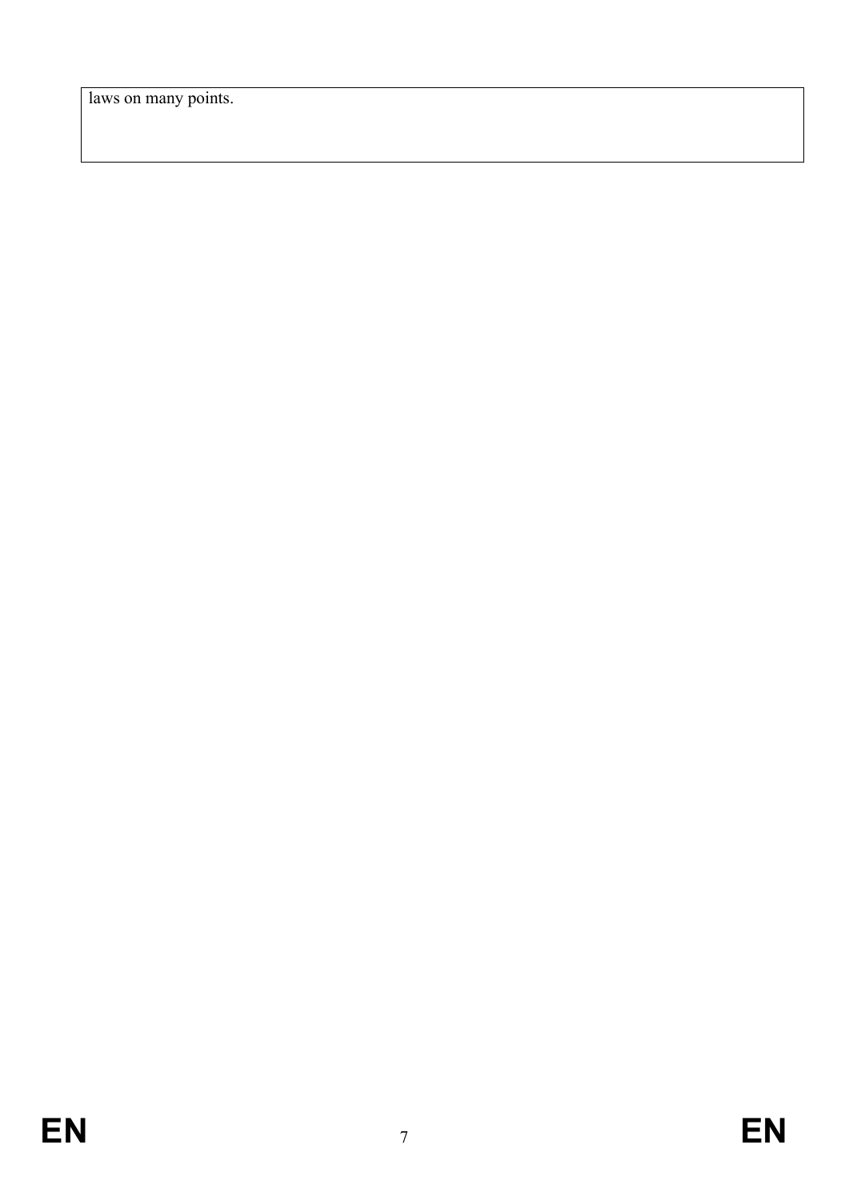laws on many points.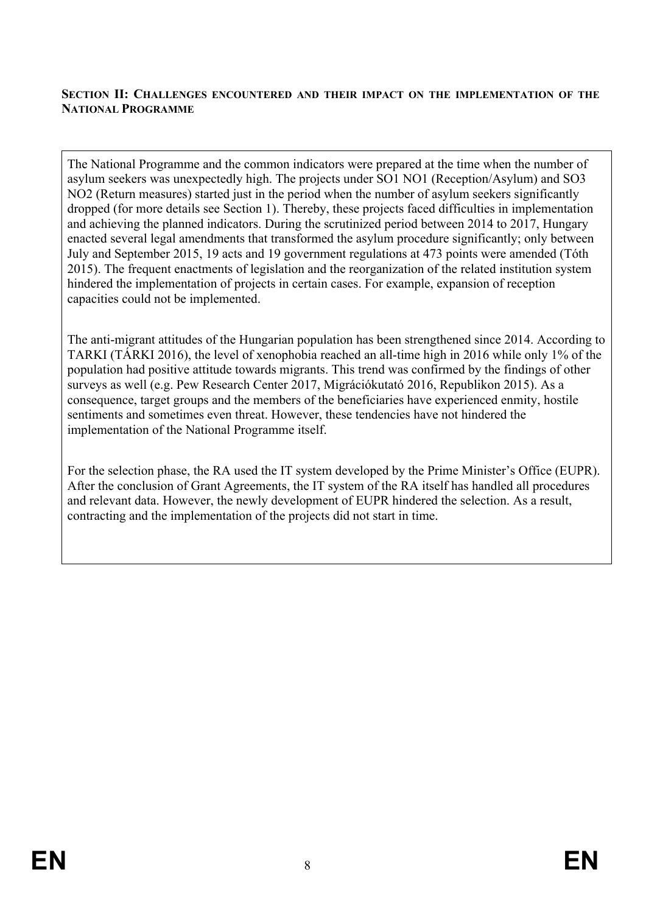**SECTION II: CHALLENGES ENCOUNTERED AND THEIR IMPACT ON THE IMPLEMENTATION OF THE NATIONAL PROGRAMME**

The National Programme and the common indicators were prepared at the time when the number of asylum seekers was unexpectedly high. The projects under SO1 NO1 (Reception/Asylum) and SO3 NO2 (Return measures) started just in the period when the number of asylum seekers significantly dropped (for more details see Section 1). Thereby, these projects faced difficulties in implementation and achieving the planned indicators. During the scrutinized period between 2014 to 2017, Hungary enacted several legal amendments that transformed the asylum procedure significantly; only between July and September 2015, 19 acts and 19 government regulations at 473 points were amended (Tóth 2015). The frequent enactments of legislation and the reorganization of the related institution system hindered the implementation of projects in certain cases. For example, expansion of reception capacities could not be implemented.

The anti-migrant attitudes of the Hungarian population has been strengthened since 2014. According to TARKI (TÁRKI 2016), the level of xenophobia reached an all-time high in 2016 while only 1% of the population had positive attitude towards migrants. This trend was confirmed by the findings of other surveys as well (e.g. Pew Research Center 2017, Migrációkutató 2016, Republikon 2015). As a consequence, target groups and the members of the beneficiaries have experienced enmity, hostile sentiments and sometimes even threat. However, these tendencies have not hindered the implementation of the National Programme itself.

For the selection phase, the RA used the IT system developed by the Prime Minister's Office (EUPR). After the conclusion of Grant Agreements, the IT system of the RA itself has handled all procedures and relevant data. However, the newly development of EUPR hindered the selection. As a result, contracting and the implementation of the projects did not start in time.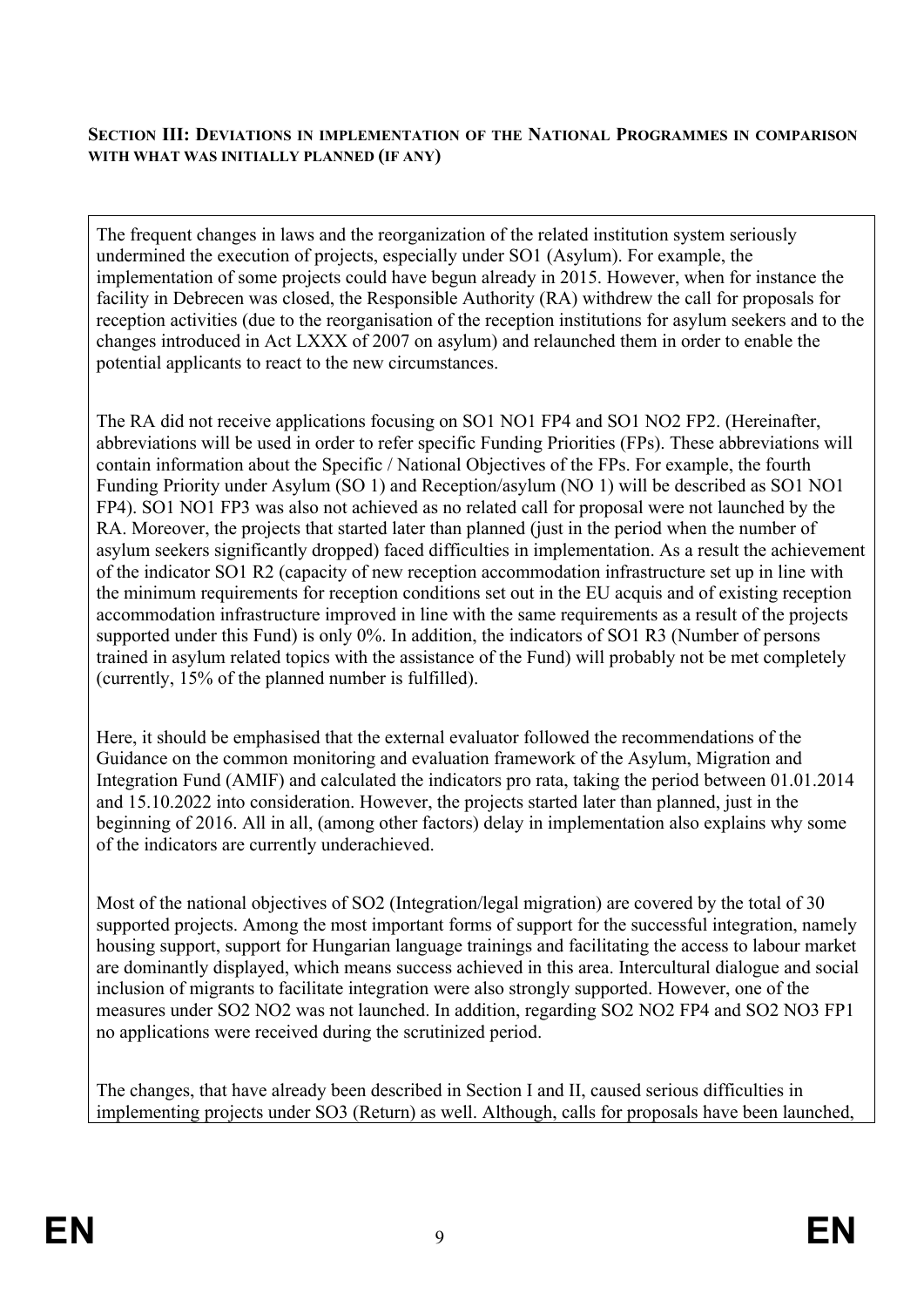## Section III: Deviations in implementation of the National Programmes in comparison with what was initially planned (if any)

The frequent changes in laws and the reorganization of the related institution system seriously undermined the execution of projects, especially under SO1 (Asylum). For example, the implementation of some projects could have begun already in 2015. However, when for instance the facility in Debrecen was closed, the Responsible Authority (RA) withdrew the call for proposals for reception activities (due to the reorganisation of the reception institutions for asylum seekers and to the changes introduced in Act LXXX of 2007 on asylum) and relaunched them in order to enable the potential applicants to react to the new circumstances.

The RA did not receive applications focusing on SO1 NO1 FP4 and SO1 NO2 FP2. (Hereinafter, abbreviations will be used in order to refer specific Funding Priorities (FPs). These abbreviations will contain information about the Specific / National Objectives of the FPs. For example, the fourth Funding Priority under Asylum (SO 1) and Reception/asylum (NO 1) will be described as SO1 NO1 FP4). SO1 NO1 FP3 was also not achieved as no related call for proposal were not launched by the RA. Moreover, the projects that started later than planned (just in the period when the number of asylum seekers significantly dropped) faced difficulties in implementation. As a result the achievement of the indicator SO1 R2 (capacity of new reception accommodation infrastructure set up in line with the minimum requirements for reception conditions set out in the EU acquis and of existing reception accommodation infrastructure improved in line with the same requirements as a result of the projects supported under this Fund) is only 0%. In addition, the indicators of SO1 R3 (Number of persons trained in asylum related topics with the assistance of the Fund) will probably not be met completely (currently, 15% of the planned number is fulfilled).

Here, it should be emphasised that the external evaluator followed the recommendations of the Guidance on the common monitoring and evaluation framework of the Asylum, Migration and Integration Fund (AMIF) and calculated the indicators pro rata, taking the period between 01.01.2014 and 15.10.2022 into consideration. However, the projects started later than planned, just in the beginning of 2016. All in all, (among other factors) delay in implementation also explains why some of the indicators are currently underachieved.

Most of the national objectives of SO2 (Integration/legal migration) are covered by the total of 30 supported projects. Among the most important forms of support for the successful integration, namely housing support, support for Hungarian language trainings and facilitating the access to labour market are dominantly displayed, which means success achieved in this area. Intercultural dialogue and social inclusion of migrants to facilitate integration were also strongly supported. However, one of the measures under SO2 NO2 was not launched. In addition, regarding SO2 NO2 FP4 and SO2 NO3 FP1 no applications were received during the scrutinized period.

The changes, that have already been described in Section I and II, caused serious difficulties in implementing projects under SO3 (Return) as well. Although, calls for proposals have been launched,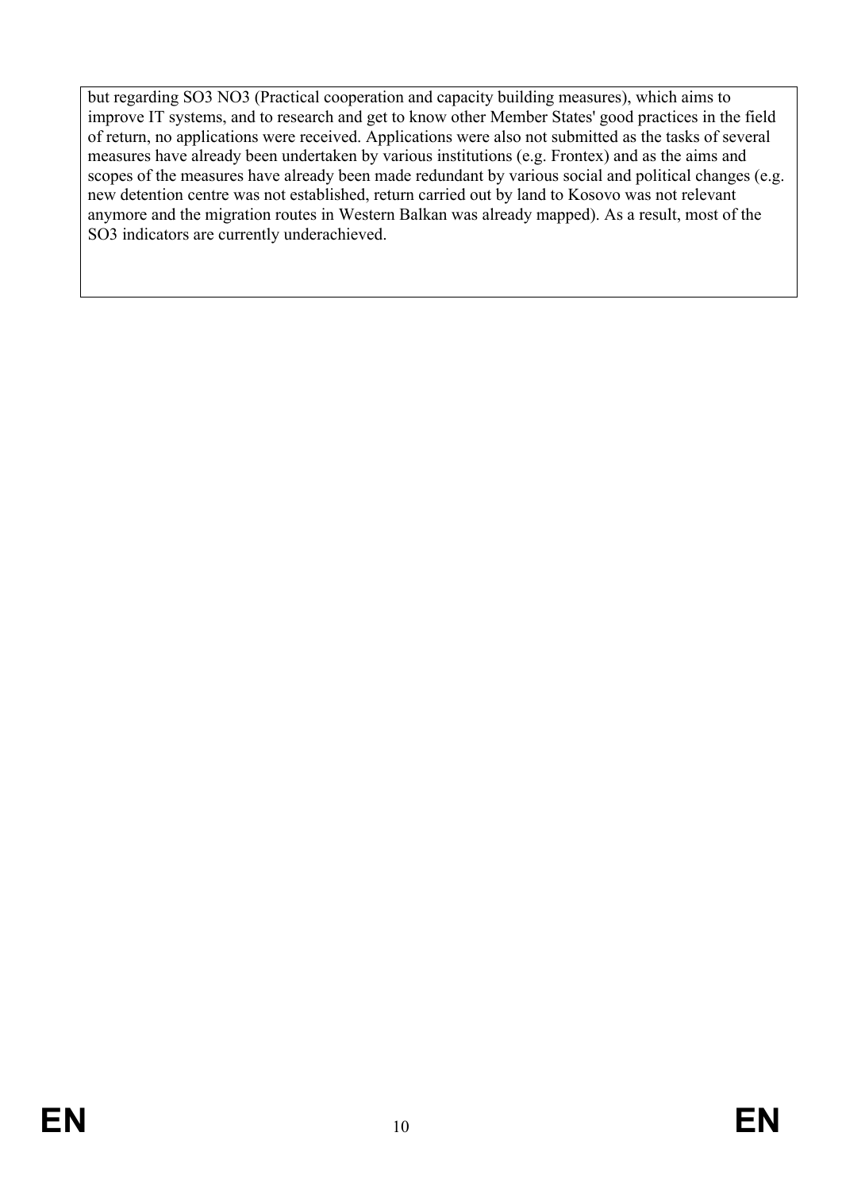but regarding SO3 NO3 (Practical cooperation and capacity building measures), which aims to improve IT systems, and to research and get to know other Member States' good practices in the field of return, no applications were received. Applications were also not submitted as the tasks of several measures have already been undertaken by various institutions (e.g. Frontex) and as the aims and scopes of the measures have already been made redundant by various social and political changes (e.g. new detention centre was not established, return carried out by land to Kosovo was not relevant anymore and the migration routes in Western Balkan was already mapped). As a result, most of the SO3 indicators are currently underachieved.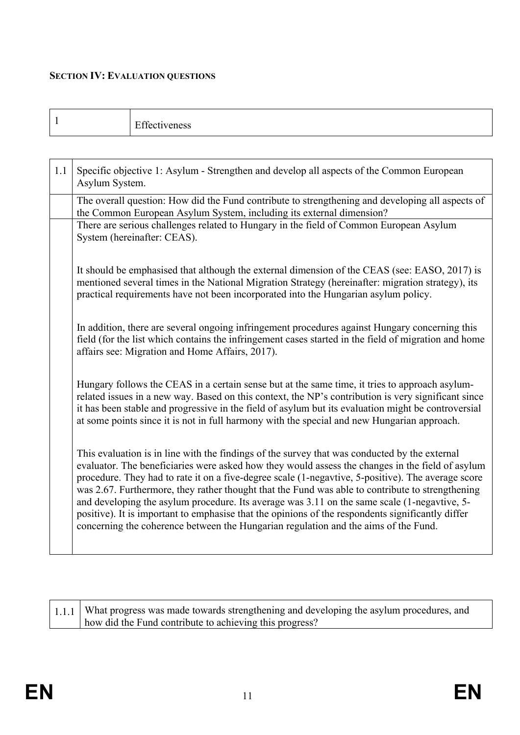**SECTION IV: EVALUATION QUESTIONS**

| 1 | Effectiveness |
|---|---|

| 1.1 | Specific objective 1: Asylum - Strengthen and develop all aspects of the Common European Asylum System. |
|---|---|
| | The overall question: How did the Fund contribute to strengthening and developing all aspects of the Common European Asylum System, including its external dimension? |
| | There are serious challenges related to Hungary in the field of Common European Asylum System (hereinafter: CEAS).<br><br>It should be emphasised that although the external dimension of the CEAS (see: EASO, 2017) is mentioned several times in the National Migration Strategy (hereinafter: migration strategy), its practical requirements have not been incorporated into the Hungarian asylum policy.<br><br>In addition, there are several ongoing infringement procedures against Hungary concerning this field (for the list which contains the infringement cases started in the field of migration and home affairs see: Migration and Home Affairs, 2017).<br><br>Hungary follows the CEAS in a certain sense but at the same time, it tries to approach asylum-related issues in a new way. Based on this context, the NP's contribution is very significant since it has been stable and progressive in the field of asylum but its evaluation might be controversial at some points since it is not in full harmony with the special and new Hungarian approach.<br><br>This evaluation is in line with the findings of the survey that was conducted by the external evaluator. The beneficiaries were asked how they would assess the changes in the field of asylum procedure. They had to rate it on a five-degree scale (1-negavtive, 5-positive). The average score was 2.67. Furthermore, they rather thought that the Fund was able to contribute to strengthening and developing the asylum procedure. Its average was 3.11 on the same scale (1-negavtive, 5-positive). It is important to emphasise that the opinions of the respondents significantly differ concerning the coherence between the Hungarian regulation and the aims of the Fund. |

| 1.1.1 | What progress was made towards strengthening and developing the asylum procedures, and how did the Fund contribute to achieving this progress? |
|---|---|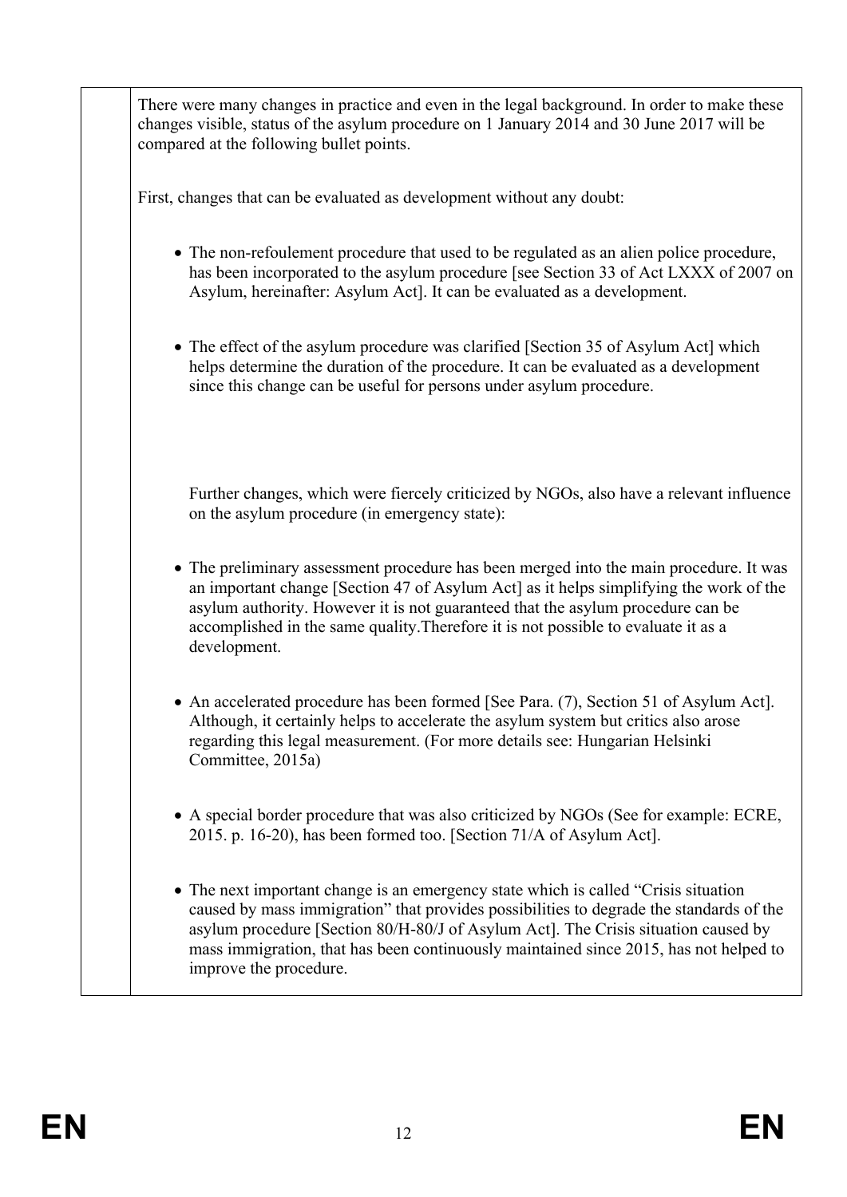There were many changes in practice and even in the legal background. In order to make these changes visible, status of the asylum procedure on 1 January 2014 and 30 June 2017 will be compared at the following bullet points.

First, changes that can be evaluated as development without any doubt:

- The non-refoulement procedure that used to be regulated as an alien police procedure, has been incorporated to the asylum procedure [see Section 33 of Act LXXX of 2007 on Asylum, hereinafter: Asylum Act]. It can be evaluated as a development.

- The effect of the asylum procedure was clarified [Section 35 of Asylum Act] which helps determine the duration of the procedure. It can be evaluated as a development since this change can be useful for persons under asylum procedure.

Further changes, which were fiercely criticized by NGOs, also have a relevant influence on the asylum procedure (in emergency state):

- The preliminary assessment procedure has been merged into the main procedure. It was an important change [Section 47 of Asylum Act] as it helps simplifying the work of the asylum authority. However it is not guaranteed that the asylum procedure can be accomplished in the same quality.Therefore it is not possible to evaluate it as a development.

- An accelerated procedure has been formed [See Para. (7), Section 51 of Asylum Act]. Although, it certainly helps to accelerate the asylum system but critics also arose regarding this legal measurement. (For more details see: Hungarian Helsinki Committee, 2015a)

- A special border procedure that was also criticized by NGOs (See for example: ECRE, 2015. p. 16-20), has been formed too. [Section 71/A of Asylum Act].

- The next important change is an emergency state which is called "Crisis situation caused by mass immigration" that provides possibilities to degrade the standards of the asylum procedure [Section 80/H-80/J of Asylum Act]. The Crisis situation caused by mass immigration, that has been continuously maintained since 2015, has not helped to improve the procedure.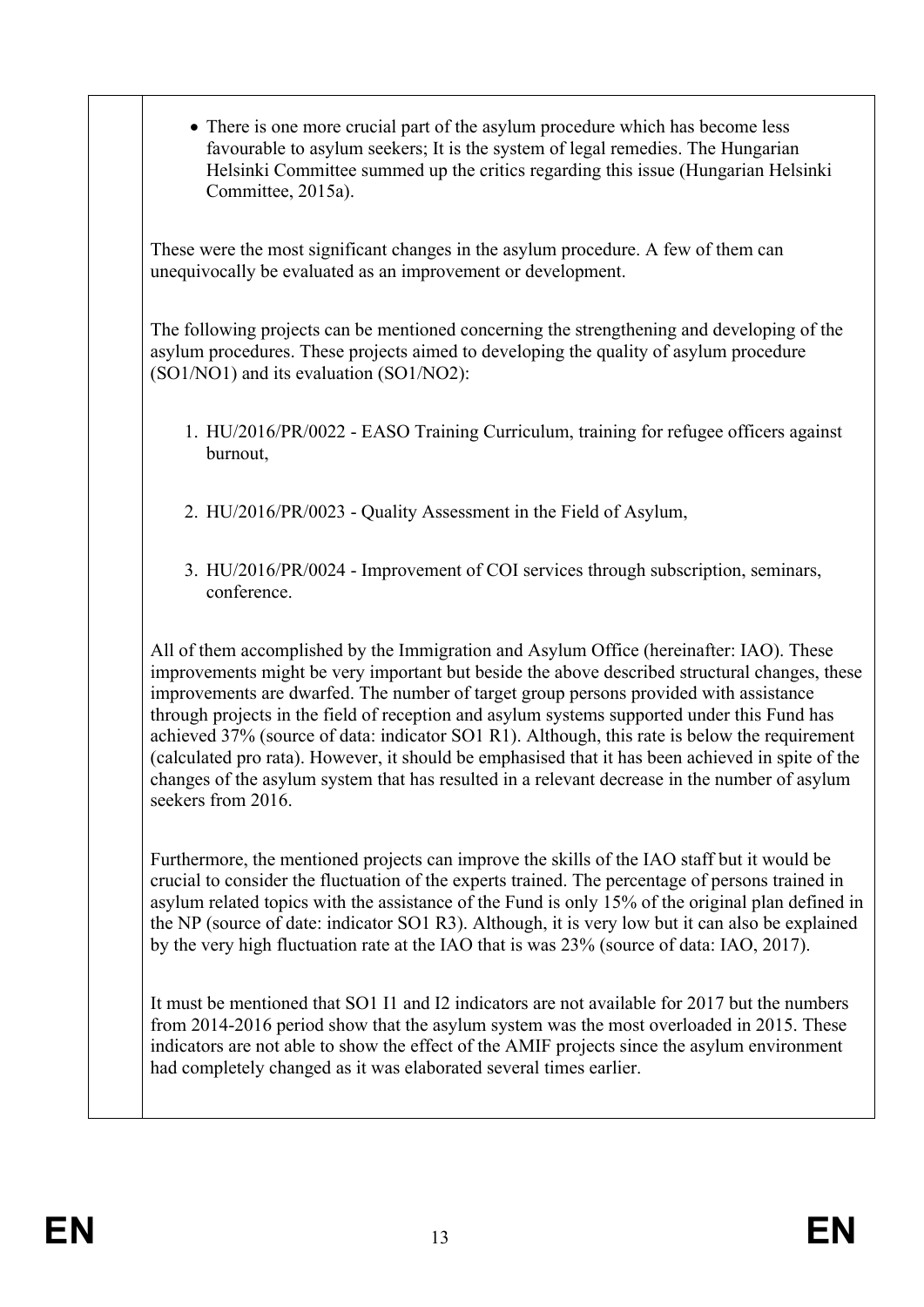- There is one more crucial part of the asylum procedure which has become less favourable to asylum seekers; It is the system of legal remedies. The Hungarian Helsinki Committee summed up the critics regarding this issue (Hungarian Helsinki Committee, 2015a).

These were the most significant changes in the asylum procedure. A few of them can unequivocally be evaluated as an improvement or development.

The following projects can be mentioned concerning the strengthening and developing of the asylum procedures. These projects aimed to developing the quality of asylum procedure (SO1/NO1) and its evaluation (SO1/NO2):

1. HU/2016/PR/0022 - EASO Training Curriculum, training for refugee officers against burnout,
2. HU/2016/PR/0023 - Quality Assessment in the Field of Asylum,
3. HU/2016/PR/0024 - Improvement of COI services through subscription, seminars, conference.

All of them accomplished by the Immigration and Asylum Office (hereinafter: IAO). These improvements might be very important but beside the above described structural changes, these improvements are dwarfed. The number of target group persons provided with assistance through projects in the field of reception and asylum systems supported under this Fund has achieved 37% (source of data: indicator SO1 R1). Although, this rate is below the requirement (calculated pro rata). However, it should be emphasised that it has been achieved in spite of the changes of the asylum system that has resulted in a relevant decrease in the number of asylum seekers from 2016.

Furthermore, the mentioned projects can improve the skills of the IAO staff but it would be crucial to consider the fluctuation of the experts trained. The percentage of persons trained in asylum related topics with the assistance of the Fund is only 15% of the original plan defined in the NP (source of date: indicator SO1 R3). Although, it is very low but it can also be explained by the very high fluctuation rate at the IAO that is was 23% (source of data: IAO, 2017).

It must be mentioned that SO1 I1 and I2 indicators are not available for 2017 but the numbers from 2014-2016 period show that the asylum system was the most overloaded in 2015. These indicators are not able to show the effect of the AMIF projects since the asylum environment had completely changed as it was elaborated several times earlier.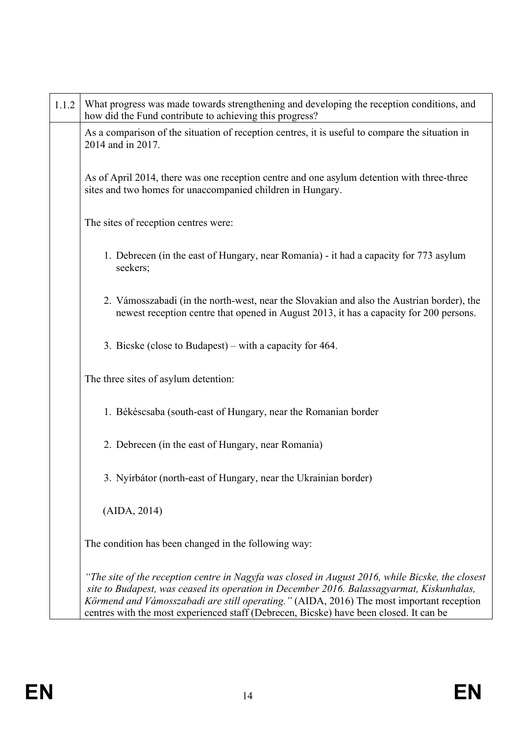| 1.1.2 | What progress was made towards strengthening and developing the reception conditions, and how did the Fund contribute to achieving this progress? |
|---|---|
| | As a comparison of the situation of reception centres, it is useful to compare the situation in 2014 and in 2017. <br><br> As of April 2014, there was one reception centre and one asylum detention with three-three sites and two homes for unaccompanied children in Hungary. <br><br> The sites of reception centres were: <br><br> 1. Debrecen (in the east of Hungary, near Romania) - it had a capacity for 773 asylum seekers; <br> 2. Vámosszabadi (in the north-west, near the Slovakian and also the Austrian border), the newest reception centre that opened in August 2013, it has a capacity for 200 persons. <br> 3. Bicske (close to Budapest) – with a capacity for 464. <br><br> The three sites of asylum detention: <br><br> 1. Békéscsaba (south-east of Hungary, near the Romanian border <br> 2. Debrecen (in the east of Hungary, near Romania) <br> 3. Nyírbátor (north-east of Hungary, near the Ukrainian border) <br><br> (AIDA, 2014) <br><br> The condition has been changed in the following way: <br><br> *"The site of the reception centre in Nagyfa was closed in August 2016, while Bicske, the closest site to Budapest, was ceased its operation in December 2016. Balassagyarmat, Kiskunhalas, Körmend and Vámosszabadi are still operating."* (AIDA, 2016) The most important reception centres with the most experienced staff (Debrecen, Bicske) have been closed. It can be |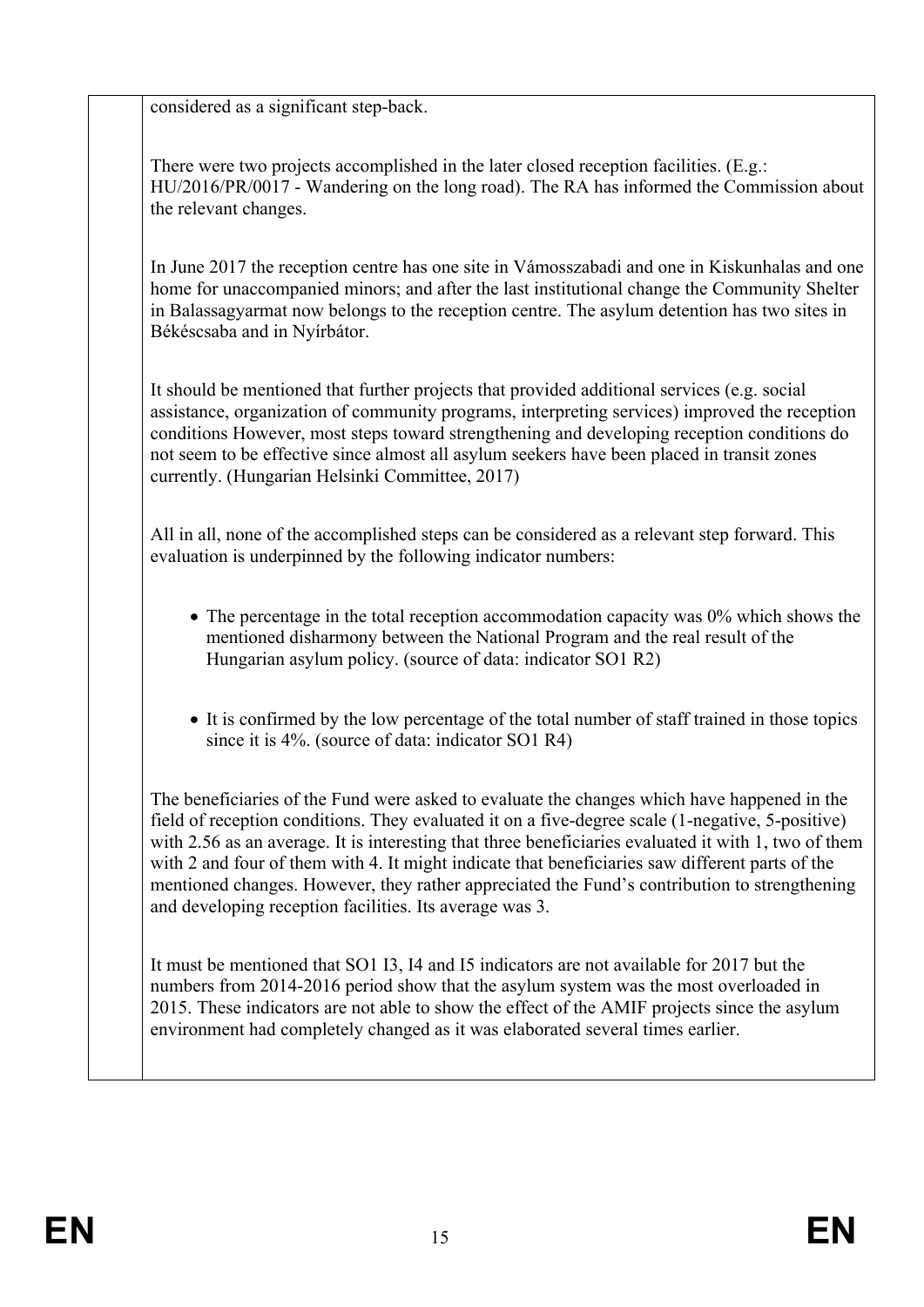considered as a significant step-back.

There were two projects accomplished in the later closed reception facilities. (E.g.: HU/2016/PR/0017 - Wandering on the long road). The RA has informed the Commission about the relevant changes.

In June 2017 the reception centre has one site in Vámosszabadi and one in Kiskunhalas and one home for unaccompanied minors; and after the last institutional change the Community Shelter in Balassagyarmat now belongs to the reception centre. The asylum detention has two sites in Békéscsaba and in Nyírbátor.

It should be mentioned that further projects that provided additional services (e.g. social assistance, organization of community programs, interpreting services) improved the reception conditions However, most steps toward strengthening and developing reception conditions do not seem to be effective since almost all asylum seekers have been placed in transit zones currently. (Hungarian Helsinki Committee, 2017)

All in all, none of the accomplished steps can be considered as a relevant step forward. This evaluation is underpinned by the following indicator numbers:

- The percentage in the total reception accommodation capacity was 0% which shows the mentioned disharmony between the National Program and the real result of the Hungarian asylum policy. (source of data: indicator SO1 R2)

- It is confirmed by the low percentage of the total number of staff trained in those topics since it is 4%. (source of data: indicator SO1 R4)

The beneficiaries of the Fund were asked to evaluate the changes which have happened in the field of reception conditions. They evaluated it on a five-degree scale (1-negative, 5-positive) with 2.56 as an average. It is interesting that three beneficiaries evaluated it with 1, two of them with 2 and four of them with 4. It might indicate that beneficiaries saw different parts of the mentioned changes. However, they rather appreciated the Fund's contribution to strengthening and developing reception facilities. Its average was 3.

It must be mentioned that SO1 I3, I4 and I5 indicators are not available for 2017 but the numbers from 2014-2016 period show that the asylum system was the most overloaded in 2015. These indicators are not able to show the effect of the AMIF projects since the asylum environment had completely changed as it was elaborated several times earlier.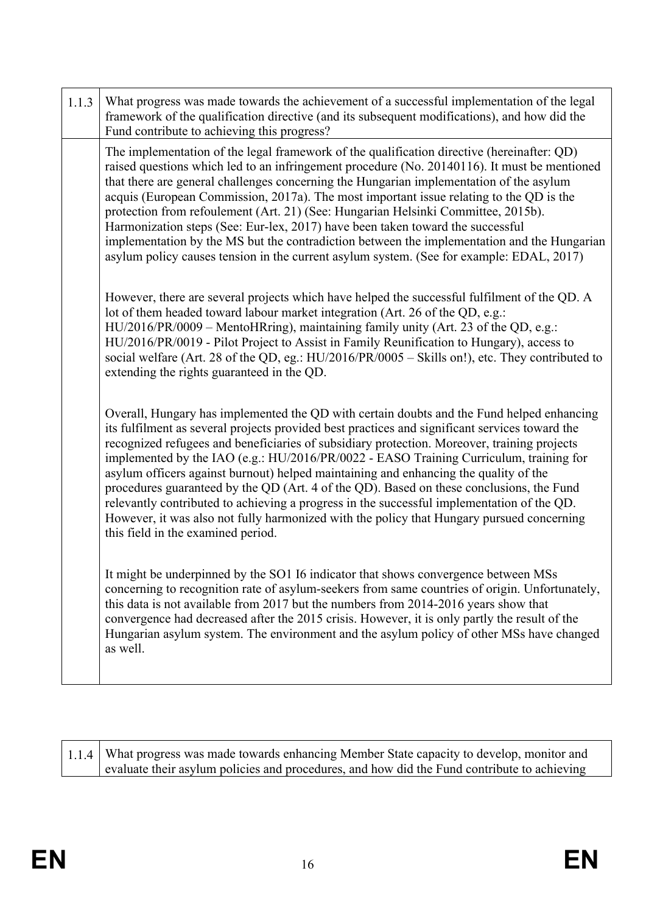| 1.1.3 | What progress was made towards the achievement of a successful implementation of the legal framework of the qualification directive (and its subsequent modifications), and how did the Fund contribute to achieving this progress? |
|---|---|
| | The implementation of the legal framework of the qualification directive (hereinafter: QD) raised questions which led to an infringement procedure (No. 20140116). It must be mentioned that there are general challenges concerning the Hungarian implementation of the asylum acquis (European Commission, 2017a). The most important issue relating to the QD is the protection from refoulement (Art. 21) (See: Hungarian Helsinki Committee, 2015b). Harmonization steps (See: Eur-lex, 2017) have been taken toward the successful implementation by the MS but the contradiction between the implementation and the Hungarian asylum policy causes tension in the current asylum system. (See for example: EDAL, 2017)<br><br>However, there are several projects which have helped the successful fulfilment of the QD. A lot of them headed toward labour market integration (Art. 26 of the QD, e.g.: HU/2016/PR/0009 – MentoHRring), maintaining family unity (Art. 23 of the QD, e.g.: HU/2016/PR/0019 - Pilot Project to Assist in Family Reunification to Hungary), access to social welfare (Art. 28 of the QD, eg.: HU/2016/PR/0005 – Skills on!), etc. They contributed to extending the rights guaranteed in the QD.<br><br>Overall, Hungary has implemented the QD with certain doubts and the Fund helped enhancing its fulfilment as several projects provided best practices and significant services toward the recognized refugees and beneficiaries of subsidiary protection. Moreover, training projects implemented by the IAO (e.g.: HU/2016/PR/0022 - EASO Training Curriculum, training for asylum officers against burnout) helped maintaining and enhancing the quality of the procedures guaranteed by the QD (Art. 4 of the QD). Based on these conclusions, the Fund relevantly contributed to achieving a progress in the successful implementation of the QD. However, it was also not fully harmonized with the policy that Hungary pursued concerning this field in the examined period.<br><br>It might be underpinned by the SO1 I6 indicator that shows convergence between MSs concerning to recognition rate of asylum-seekers from same countries of origin. Unfortunately, this data is not available from 2017 but the numbers from 2014-2016 years show that convergence had decreased after the 2015 crisis. However, it is only partly the result of the Hungarian asylum system. The environment and the asylum policy of other MSs have changed as well. |

| 1.1.4 | What progress was made towards enhancing Member State capacity to develop, monitor and evaluate their asylum policies and procedures, and how did the Fund contribute to achieving |
|---|---|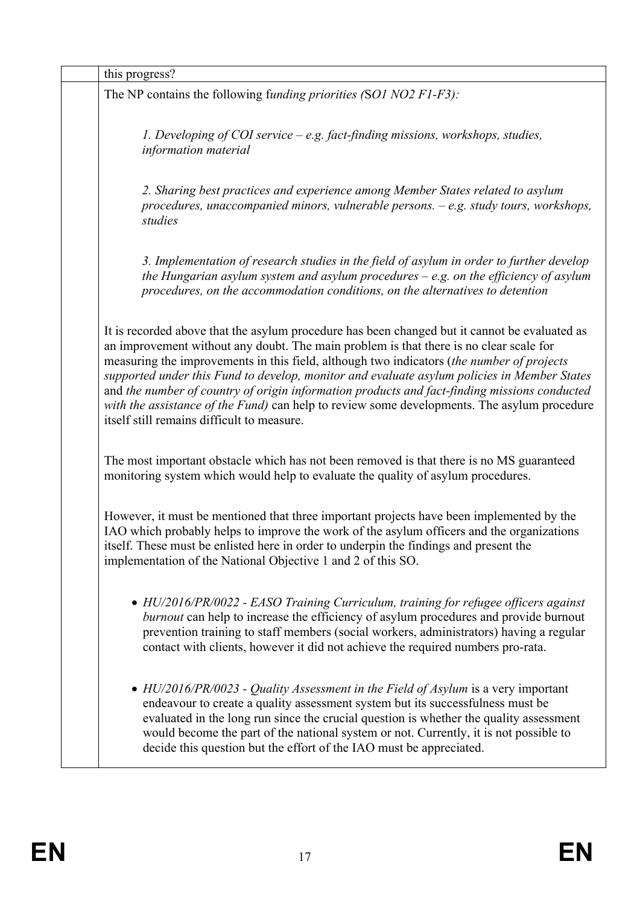| | this progress? |
|---|---|
| | The NP contains the following f*unding priorities (*SO*1 NO2 F1-F3):*<br><br>*1. Developing of COI service – e.g. fact-finding missions, workshops, studies, information material*<br><br>*2. Sharing best practices and experience among Member States related to asylum procedures, unaccompanied minors, vulnerable persons. – e.g. study tours, workshops, studies*<br><br>*3. Implementation of research studies in the field of asylum in order to further develop the Hungarian asylum system and asylum procedures – e.g. on the efficiency of asylum procedures, on the accommodation conditions, on the alternatives to detention*<br><br>It is recorded above that the asylum procedure has been changed but it cannot be evaluated as an improvement without any doubt. The main problem is that there is no clear scale for measuring the improvements in this field, although two indicators (*the number of projects supported under this Fund to develop, monitor and evaluate asylum policies in Member States* and *the number of country of origin information products and fact-finding missions conducted with the assistance of the Fund)* can help to review some developments. The asylum procedure itself still remains difficult to measure.<br><br>The most important obstacle which has not been removed is that there is no MS guaranteed monitoring system which would help to evaluate the quality of asylum procedures.<br><br>However, it must be mentioned that three important projects have been implemented by the IAO which probably helps to improve the work of the asylum officers and the organizations itself. These must be enlisted here in order to underpin the findings and present the implementation of the National Objective 1 and 2 of this SO.<br><br>• *HU/2016/PR/0022 - EASO Training Curriculum, training for refugee officers against burnout* can help to increase the efficiency of asylum procedures and provide burnout prevention training to staff members (social workers, administrators) having a regular contact with clients, however it did not achieve the required numbers pro-rata.<br><br>• *HU/2016/PR/0023 - Quality Assessment in the Field of Asylum* is a very important endeavour to create a quality assessment system but its successfulness must be evaluated in the long run since the crucial question is whether the quality assessment would become the part of the national system or not. Currently, it is not possible to decide this question but the effort of the IAO must be appreciated. |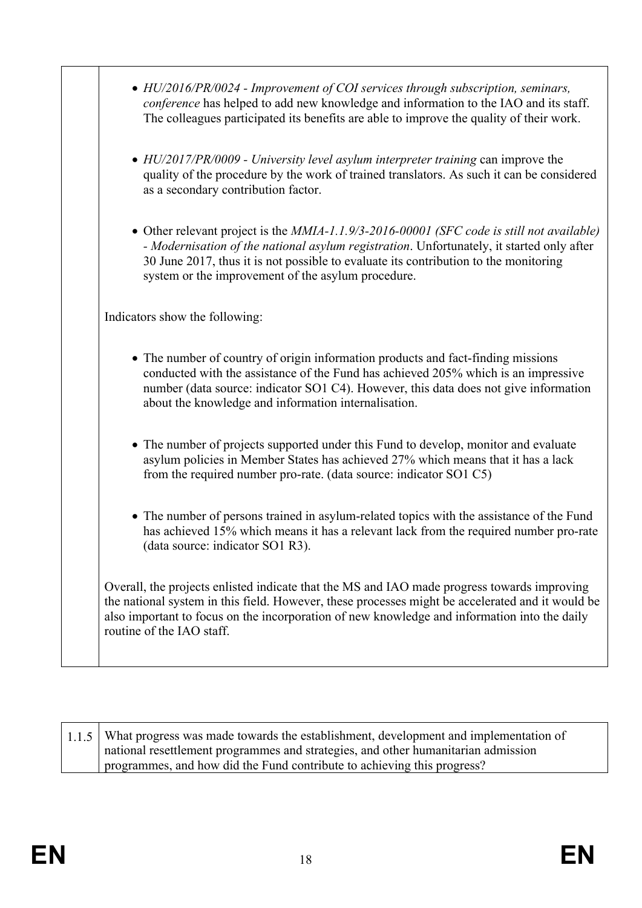- *HU/2016/PR/0024 - Improvement of COI services through subscription, seminars, conference* has helped to add new knowledge and information to the IAO and its staff. The colleagues participated its benefits are able to improve the quality of their work.

- *HU/2017/PR/0009 - University level asylum interpreter training* can improve the quality of the procedure by the work of trained translators. As such it can be considered as a secondary contribution factor.

- Other relevant project is the *MMIA-1.1.9/3-2016-00001 (SFC code is still not available) - Modernisation of the national asylum registration*. Unfortunately, it started only after 30 June 2017, thus it is not possible to evaluate its contribution to the monitoring system or the improvement of the asylum procedure.

Indicators show the following:

- The number of country of origin information products and fact-finding missions conducted with the assistance of the Fund has achieved 205% which is an impressive number (data source: indicator SO1 C4). However, this data does not give information about the knowledge and information internalisation.

- The number of projects supported under this Fund to develop, monitor and evaluate asylum policies in Member States has achieved 27% which means that it has a lack from the required number pro-rate. (data source: indicator SO1 C5)

- The number of persons trained in asylum-related topics with the assistance of the Fund has achieved 15% which means it has a relevant lack from the required number pro-rate (data source: indicator SO1 R3).

Overall, the projects enlisted indicate that the MS and IAO made progress towards improving the national system in this field. However, these processes might be accelerated and it would be also important to focus on the incorporation of new knowledge and information into the daily routine of the IAO staff.

| 1.1.5 | What progress was made towards the establishment, development and implementation of national resettlement programmes and strategies, and other humanitarian admission programmes, and how did the Fund contribute to achieving this progress? |
|---|---|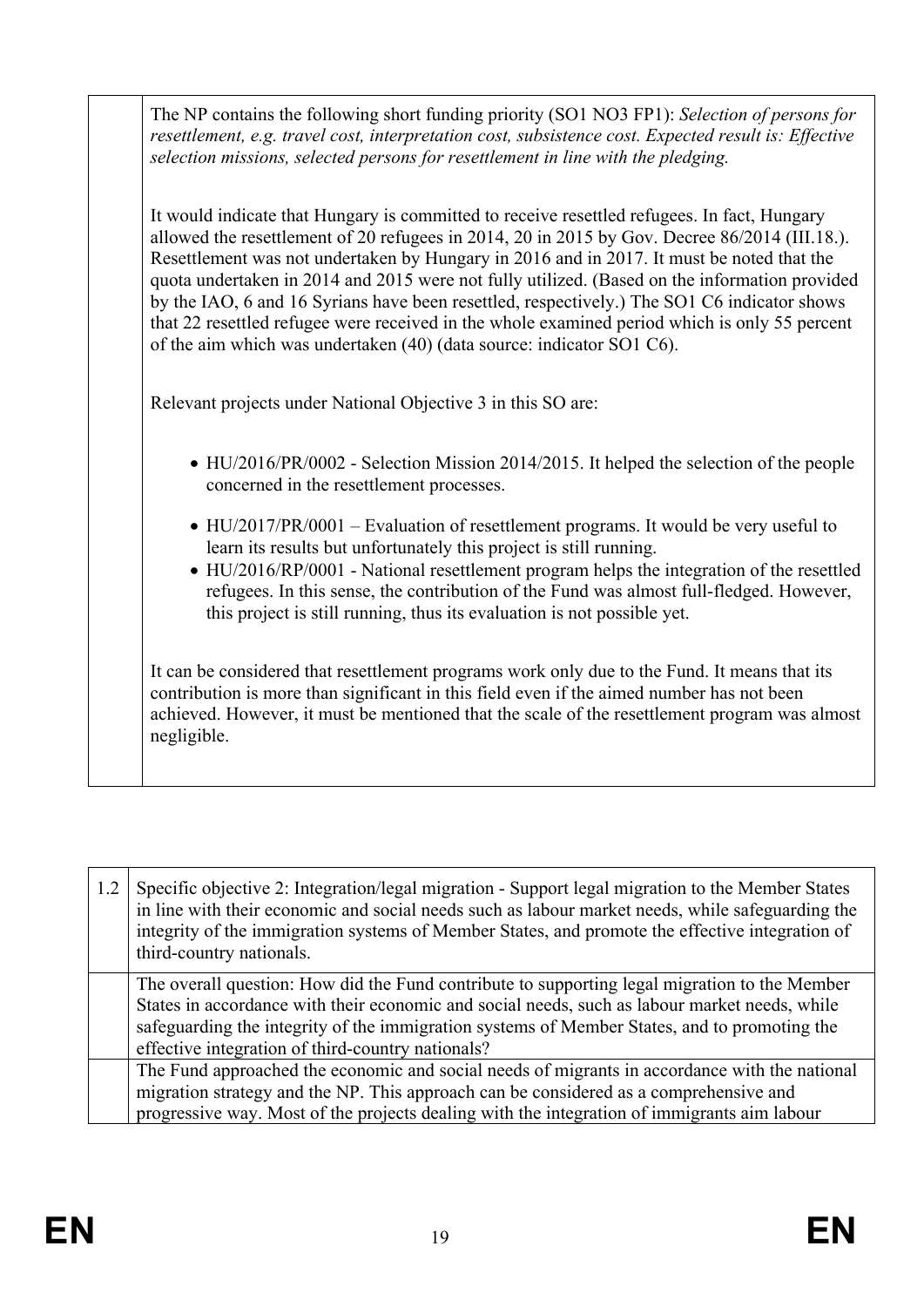| | |
|---|---|
| | The NP contains the following short funding priority (SO1 NO3 FP1): *Selection of persons for resettlement, e.g. travel cost, interpretation cost, subsistence cost. Expected result is: Effective selection missions, selected persons for resettlement in line with the pledging.*<br><br>It would indicate that Hungary is committed to receive resettled refugees. In fact, Hungary allowed the resettlement of 20 refugees in 2014, 20 in 2015 by Gov. Decree 86/2014 (III.18.). Resettlement was not undertaken by Hungary in 2016 and in 2017. It must be noted that the quota undertaken in 2014 and 2015 were not fully utilized. (Based on the information provided by the IAO, 6 and 16 Syrians have been resettled, respectively.) The SO1 C6 indicator shows that 22 resettled refugee were received in the whole examined period which is only 55 percent of the aim which was undertaken (40) (data source: indicator SO1 C6).<br><br>Relevant projects under National Objective 3 in this SO are:<br><br>• HU/2016/PR/0002 - Selection Mission 2014/2015. It helped the selection of the people concerned in the resettlement processes.<br>• HU/2017/PR/0001 – Evaluation of resettlement programs. It would be very useful to learn its results but unfortunately this project is still running.<br>• HU/2016/RP/0001 - National resettlement program helps the integration of the resettled refugees. In this sense, the contribution of the Fund was almost full-fledged. However, this project is still running, thus its evaluation is not possible yet.<br><br>It can be considered that resettlement programs work only due to the Fund. It means that its contribution is more than significant in this field even if the aimed number has not been achieved. However, it must be mentioned that the scale of the resettlement program was almost negligible. |

| | |
|---|---|
| 1.2 | Specific objective 2: Integration/legal migration - Support legal migration to the Member States in line with their economic and social needs such as labour market needs, while safeguarding the integrity of the immigration systems of Member States, and promote the effective integration of third-country nationals. |
| | The overall question: How did the Fund contribute to supporting legal migration to the Member States in accordance with their economic and social needs, such as labour market needs, while safeguarding the integrity of the immigration systems of Member States, and to promoting the effective integration of third-country nationals? |
| | The Fund approached the economic and social needs of migrants in accordance with the national migration strategy and the NP. This approach can be considered as a comprehensive and progressive way. Most of the projects dealing with the integration of immigrants aim labour |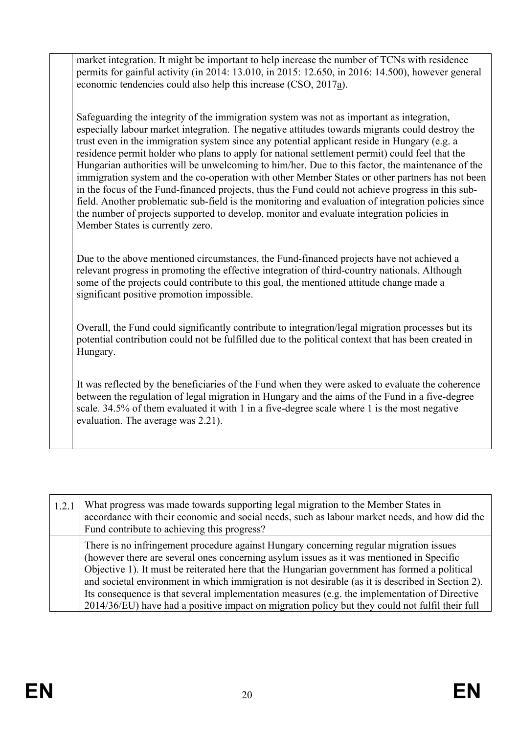| | |
|---|---|
| | market integration. It might be important to help increase the number of TCNs with residence permits for gainful activity (in 2014: 13.010, in 2015: 12.650, in 2016: 14.500), however general economic tendencies could also help this increase (CSO, 2017a).<br><br>Safeguarding the integrity of the immigration system was not as important as integration, especially labour market integration. The negative attitudes towards migrants could destroy the trust even in the immigration system since any potential applicant reside in Hungary (e.g. a residence permit holder who plans to apply for national settlement permit) could feel that the Hungarian authorities will be unwelcoming to him/her. Due to this factor, the maintenance of the immigration system and the co-operation with other Member States or other partners has not been in the focus of the Fund-financed projects, thus the Fund could not achieve progress in this sub-field. Another problematic sub-field is the monitoring and evaluation of integration policies since the number of projects supported to develop, monitor and evaluate integration policies in Member States is currently zero.<br><br>Due to the above mentioned circumstances, the Fund-financed projects have not achieved a relevant progress in promoting the effective integration of third-country nationals. Although some of the projects could contribute to this goal, the mentioned attitude change made a significant positive promotion impossible.<br><br>Overall, the Fund could significantly contribute to integration/legal migration processes but its potential contribution could not be fulfilled due to the political context that has been created in Hungary.<br><br>It was reflected by the beneficiaries of the Fund when they were asked to evaluate the coherence between the regulation of legal migration in Hungary and the aims of the Fund in a five-degree scale. 34.5% of them evaluated it with 1 in a five-degree scale where 1 is the most negative evaluation. The average was 2.21). |

| 1.2.1 | What progress was made towards supporting legal migration to the Member States in accordance with their economic and social needs, such as labour market needs, and how did the Fund contribute to achieving this progress? |
|---|---|
| | There is no infringement procedure against Hungary concerning regular migration issues (however there are several ones concerning asylum issues as it was mentioned in Specific Objective 1). It must be reiterated here that the Hungarian government has formed a political and societal environment in which immigration is not desirable (as it is described in Section 2). Its consequence is that several implementation measures (e.g. the implementation of Directive 2014/36/EU) have had a positive impact on migration policy but they could not fulfil their full |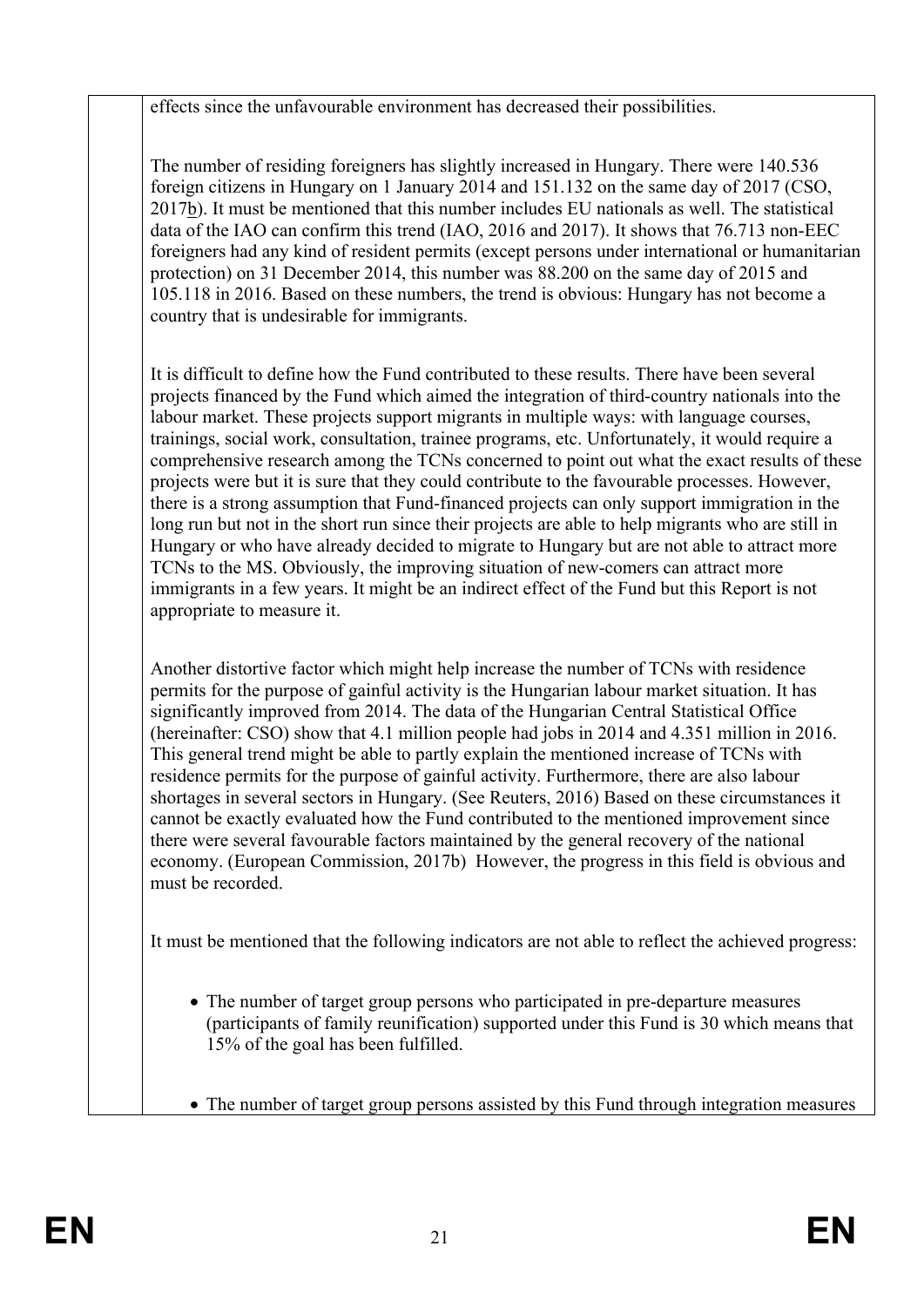effects since the unfavourable environment has decreased their possibilities.

The number of residing foreigners has slightly increased in Hungary. There were 140.536 foreign citizens in Hungary on 1 January 2014 and 151.132 on the same day of 2017 (CSO, 2017b). It must be mentioned that this number includes EU nationals as well. The statistical data of the IAO can confirm this trend (IAO, 2016 and 2017). It shows that 76.713 non-EEC foreigners had any kind of resident permits (except persons under international or humanitarian protection) on 31 December 2014, this number was 88.200 on the same day of 2015 and 105.118 in 2016. Based on these numbers, the trend is obvious: Hungary has not become a country that is undesirable for immigrants.

It is difficult to define how the Fund contributed to these results. There have been several projects financed by the Fund which aimed the integration of third-country nationals into the labour market. These projects support migrants in multiple ways: with language courses, trainings, social work, consultation, trainee programs, etc. Unfortunately, it would require a comprehensive research among the TCNs concerned to point out what the exact results of these projects were but it is sure that they could contribute to the favourable processes. However, there is a strong assumption that Fund-financed projects can only support immigration in the long run but not in the short run since their projects are able to help migrants who are still in Hungary or who have already decided to migrate to Hungary but are not able to attract more TCNs to the MS. Obviously, the improving situation of new-comers can attract more immigrants in a few years. It might be an indirect effect of the Fund but this Report is not appropriate to measure it.

Another distortive factor which might help increase the number of TCNs with residence permits for the purpose of gainful activity is the Hungarian labour market situation. It has significantly improved from 2014. The data of the Hungarian Central Statistical Office (hereinafter: CSO) show that 4.1 million people had jobs in 2014 and 4.351 million in 2016. This general trend might be able to partly explain the mentioned increase of TCNs with residence permits for the purpose of gainful activity. Furthermore, there are also labour shortages in several sectors in Hungary. (See Reuters, 2016) Based on these circumstances it cannot be exactly evaluated how the Fund contributed to the mentioned improvement since there were several favourable factors maintained by the general recovery of the national economy. (European Commission, 2017b) However, the progress in this field is obvious and must be recorded.

It must be mentioned that the following indicators are not able to reflect the achieved progress:

- The number of target group persons who participated in pre-departure measures (participants of family reunification) supported under this Fund is 30 which means that 15% of the goal has been fulfilled.
- The number of target group persons assisted by this Fund through integration measures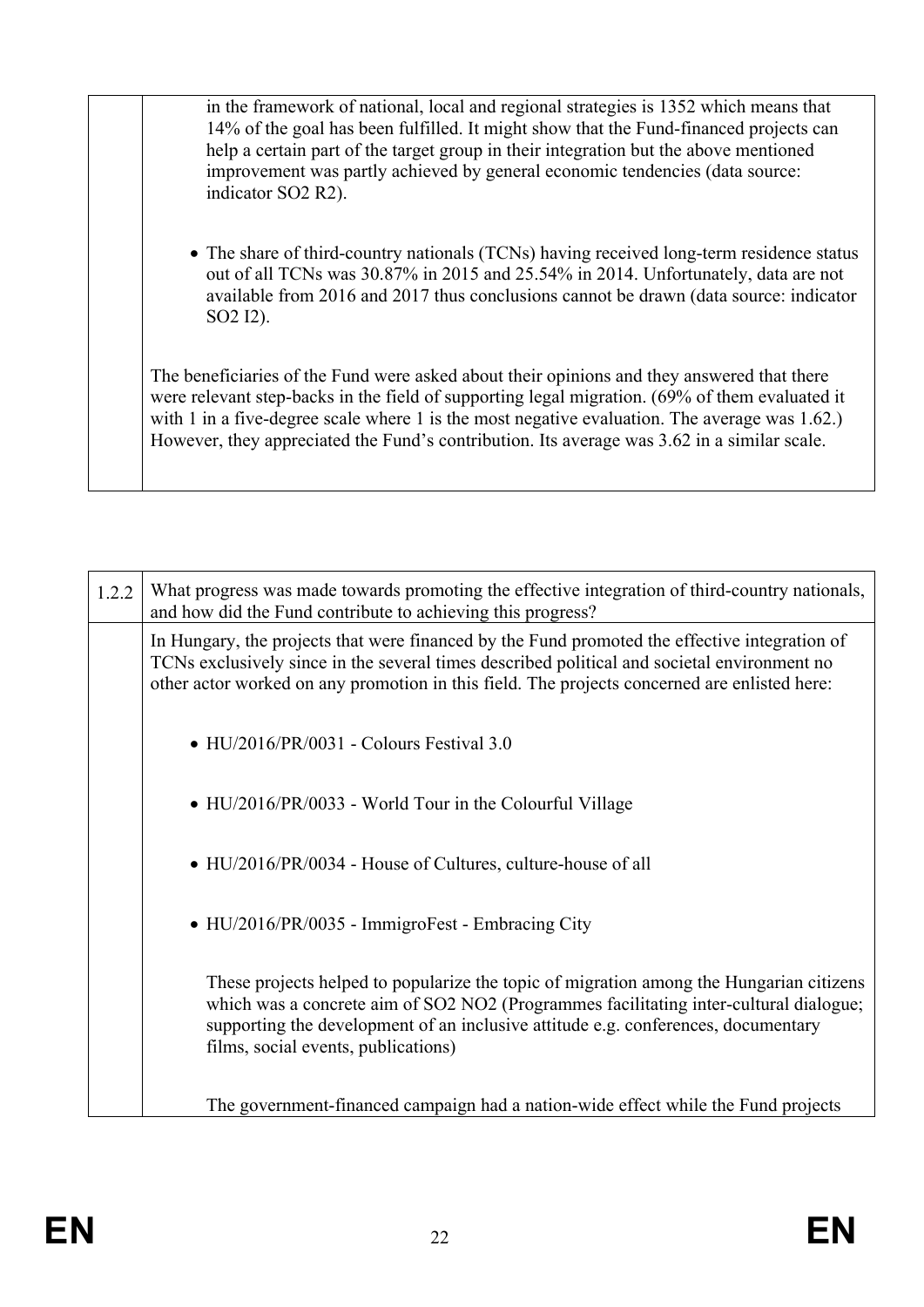| | |
|---|---|
| | in the framework of national, local and regional strategies is 1352 which means that 14% of the goal has been fulfilled. It might show that the Fund-financed projects can help a certain part of the target group in their integration but the above mentioned improvement was partly achieved by general economic tendencies (data source: indicator SO2 R2).<br><br>• The share of third-country nationals (TCNs) having received long-term residence status out of all TCNs was 30.87% in 2015 and 25.54% in 2014. Unfortunately, data are not available from 2016 and 2017 thus conclusions cannot be drawn (data source: indicator SO2 I2).<br><br>The beneficiaries of the Fund were asked about their opinions and they answered that there were relevant step-backs in the field of supporting legal migration. (69% of them evaluated it with 1 in a five-degree scale where 1 is the most negative evaluation. The average was 1.62.) However, they appreciated the Fund's contribution. Its average was 3.62 in a similar scale. |

| 1.2.2 | What progress was made towards promoting the effective integration of third-country nationals, and how did the Fund contribute to achieving this progress? |
|---|---|
| | In Hungary, the projects that were financed by the Fund promoted the effective integration of TCNs exclusively since in the several times described political and societal environment no other actor worked on any promotion in this field. The projects concerned are enlisted here:<br><br>• HU/2016/PR/0031 - Colours Festival 3.0<br><br>• HU/2016/PR/0033 - World Tour in the Colourful Village<br><br>• HU/2016/PR/0034 - House of Cultures, culture-house of all<br><br>• HU/2016/PR/0035 - ImmigroFest - Embracing City<br><br>These projects helped to popularize the topic of migration among the Hungarian citizens which was a concrete aim of SO2 NO2 (Programmes facilitating inter-cultural dialogue; supporting the development of an inclusive attitude e.g. conferences, documentary films, social events, publications)<br><br>The government-financed campaign had a nation-wide effect while the Fund projects |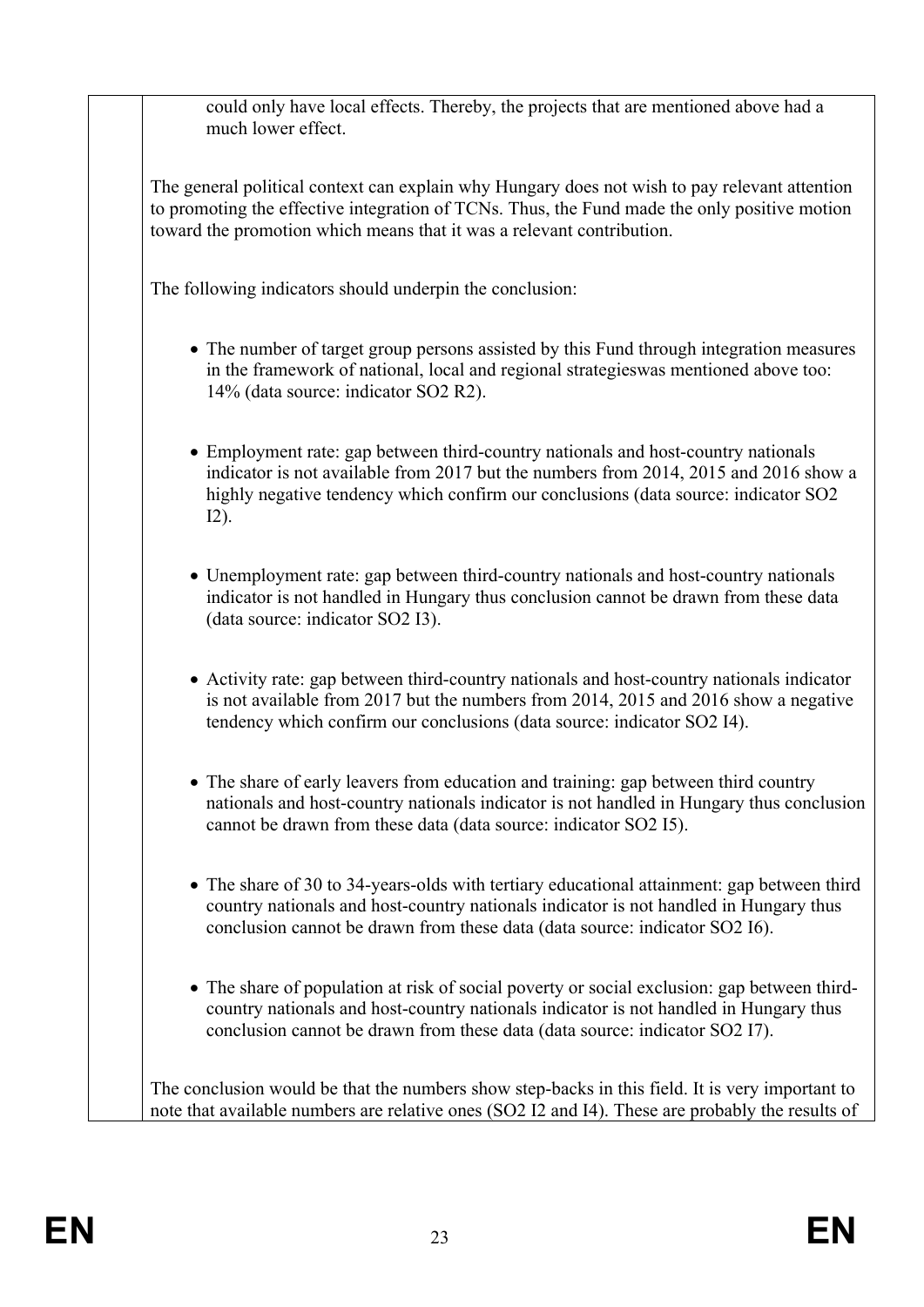could only have local effects. Thereby, the projects that are mentioned above had a much lower effect.

The general political context can explain why Hungary does not wish to pay relevant attention to promoting the effective integration of TCNs. Thus, the Fund made the only positive motion toward the promotion which means that it was a relevant contribution.

The following indicators should underpin the conclusion:

- The number of target group persons assisted by this Fund through integration measures in the framework of national, local and regional strategieswas mentioned above too: 14% (data source: indicator SO2 R2).
- Employment rate: gap between third-country nationals and host-country nationals indicator is not available from 2017 but the numbers from 2014, 2015 and 2016 show a highly negative tendency which confirm our conclusions (data source: indicator SO2 I2).
- Unemployment rate: gap between third-country nationals and host-country nationals indicator is not handled in Hungary thus conclusion cannot be drawn from these data (data source: indicator SO2 I3).
- Activity rate: gap between third-country nationals and host-country nationals indicator is not available from 2017 but the numbers from 2014, 2015 and 2016 show a negative tendency which confirm our conclusions (data source: indicator SO2 I4).
- The share of early leavers from education and training: gap between third country nationals and host-country nationals indicator is not handled in Hungary thus conclusion cannot be drawn from these data (data source: indicator SO2 I5).
- The share of 30 to 34-years-olds with tertiary educational attainment: gap between third country nationals and host-country nationals indicator is not handled in Hungary thus conclusion cannot be drawn from these data (data source: indicator SO2 I6).
- The share of population at risk of social poverty or social exclusion: gap between third-country nationals and host-country nationals indicator is not handled in Hungary thus conclusion cannot be drawn from these data (data source: indicator SO2 I7).

The conclusion would be that the numbers show step-backs in this field. It is very important to note that available numbers are relative ones (SO2 I2 and I4). These are probably the results of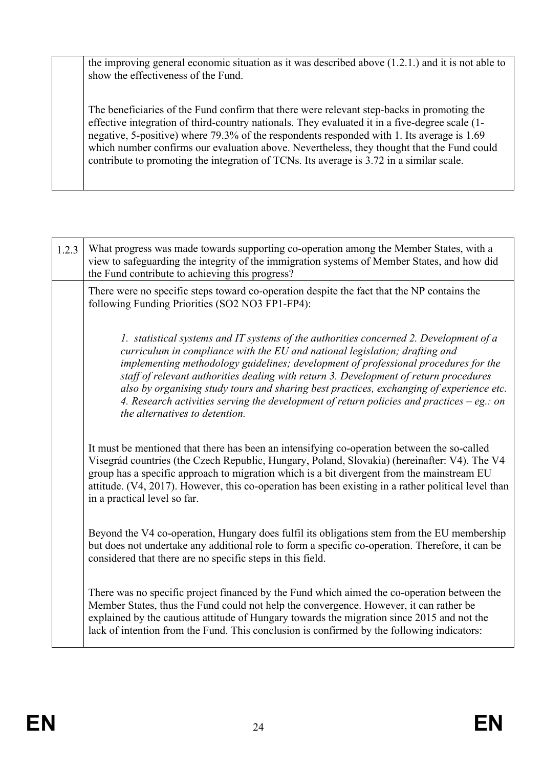| | |
|---|---|
| | the improving general economic situation as it was described above (1.2.1.) and it is not able to show the effectiveness of the Fund.<br><br>The beneficiaries of the Fund confirm that there were relevant step-backs in promoting the effective integration of third-country nationals. They evaluated it in a five-degree scale (1-negative, 5-positive) where 79.3% of the respondents responded with 1. Its average is 1.69 which number confirms our evaluation above. Nevertheless, they thought that the Fund could contribute to promoting the integration of TCNs. Its average is 3.72 in a similar scale. |

| | |
|---|---|
| 1.2.3 | What progress was made towards supporting co-operation among the Member States, with a view to safeguarding the integrity of the immigration systems of Member States, and how did the Fund contribute to achieving this progress? |
| | There were no specific steps toward co-operation despite the fact that the NP contains the following Funding Priorities (SO2 NO3 FP1-FP4):<br><br>*1. statistical systems and IT systems of the authorities concerned 2. Development of a curriculum in compliance with the EU and national legislation; drafting and implementing methodology guidelines; development of professional procedures for the staff of relevant authorities dealing with return 3. Development of return procedures also by organising study tours and sharing best practices, exchanging of experience etc. 4. Research activities serving the development of return policies and practices – eg.: on the alternatives to detention.*<br><br>It must be mentioned that there has been an intensifying co-operation between the so-called Visegrád countries (the Czech Republic, Hungary, Poland, Slovakia) (hereinafter: V4). The V4 group has a specific approach to migration which is a bit divergent from the mainstream EU attitude. (V4, 2017). However, this co-operation has been existing in a rather political level than in a practical level so far.<br><br>Beyond the V4 co-operation, Hungary does fulfil its obligations stem from the EU membership but does not undertake any additional role to form a specific co-operation. Therefore, it can be considered that there are no specific steps in this field.<br><br>There was no specific project financed by the Fund which aimed the co-operation between the Member States, thus the Fund could not help the convergence. However, it can rather be explained by the cautious attitude of Hungary towards the migration since 2015 and not the lack of intention from the Fund. This conclusion is confirmed by the following indicators: |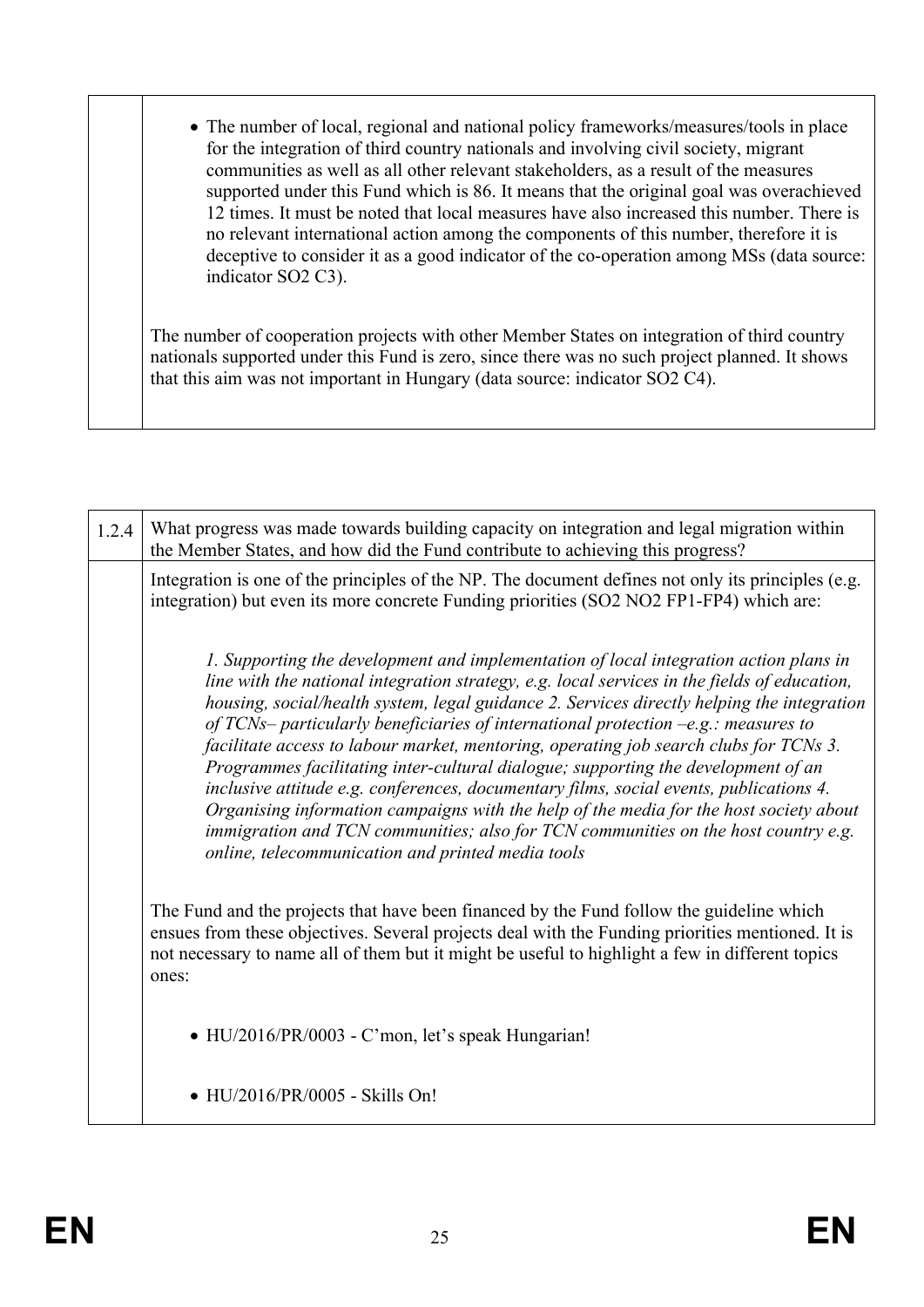| | |
|---|---|
| | • The number of local, regional and national policy frameworks/measures/tools in place for the integration of third country nationals and involving civil society, migrant communities as well as all other relevant stakeholders, as a result of the measures supported under this Fund which is 86. It means that the original goal was overachieved 12 times. It must be noted that local measures have also increased this number. There is no relevant international action among the components of this number, therefore it is deceptive to consider it as a good indicator of the co-operation among MSs (data source: indicator SO2 C3).<br><br>The number of cooperation projects with other Member States on integration of third country nationals supported under this Fund is zero, since there was no such project planned. It shows that this aim was not important in Hungary (data source: indicator SO2 C4). |

| 1.2.4 | What progress was made towards building capacity on integration and legal migration within the Member States, and how did the Fund contribute to achieving this progress? |
|---|---|
| | Integration is one of the principles of the NP. The document defines not only its principles (e.g. integration) but even its more concrete Funding priorities (SO2 NO2 FP1-FP4) which are:<br><br>*1. Supporting the development and implementation of local integration action plans in line with the national integration strategy, e.g. local services in the fields of education, housing, social/health system, legal guidance 2. Services directly helping the integration of TCNs– particularly beneficiaries of international protection –e.g.: measures to facilitate access to labour market, mentoring, operating job search clubs for TCNs 3. Programmes facilitating inter-cultural dialogue; supporting the development of an inclusive attitude e.g. conferences, documentary films, social events, publications 4. Organising information campaigns with the help of the media for the host society about immigration and TCN communities; also for TCN communities on the host country e.g. online, telecommunication and printed media tools*<br><br>The Fund and the projects that have been financed by the Fund follow the guideline which ensues from these objectives. Several projects deal with the Funding priorities mentioned. It is not necessary to name all of them but it might be useful to highlight a few in different topics ones:<br><br>• HU/2016/PR/0003 - C'mon, let's speak Hungarian!<br><br>• HU/2016/PR/0005 - Skills On! |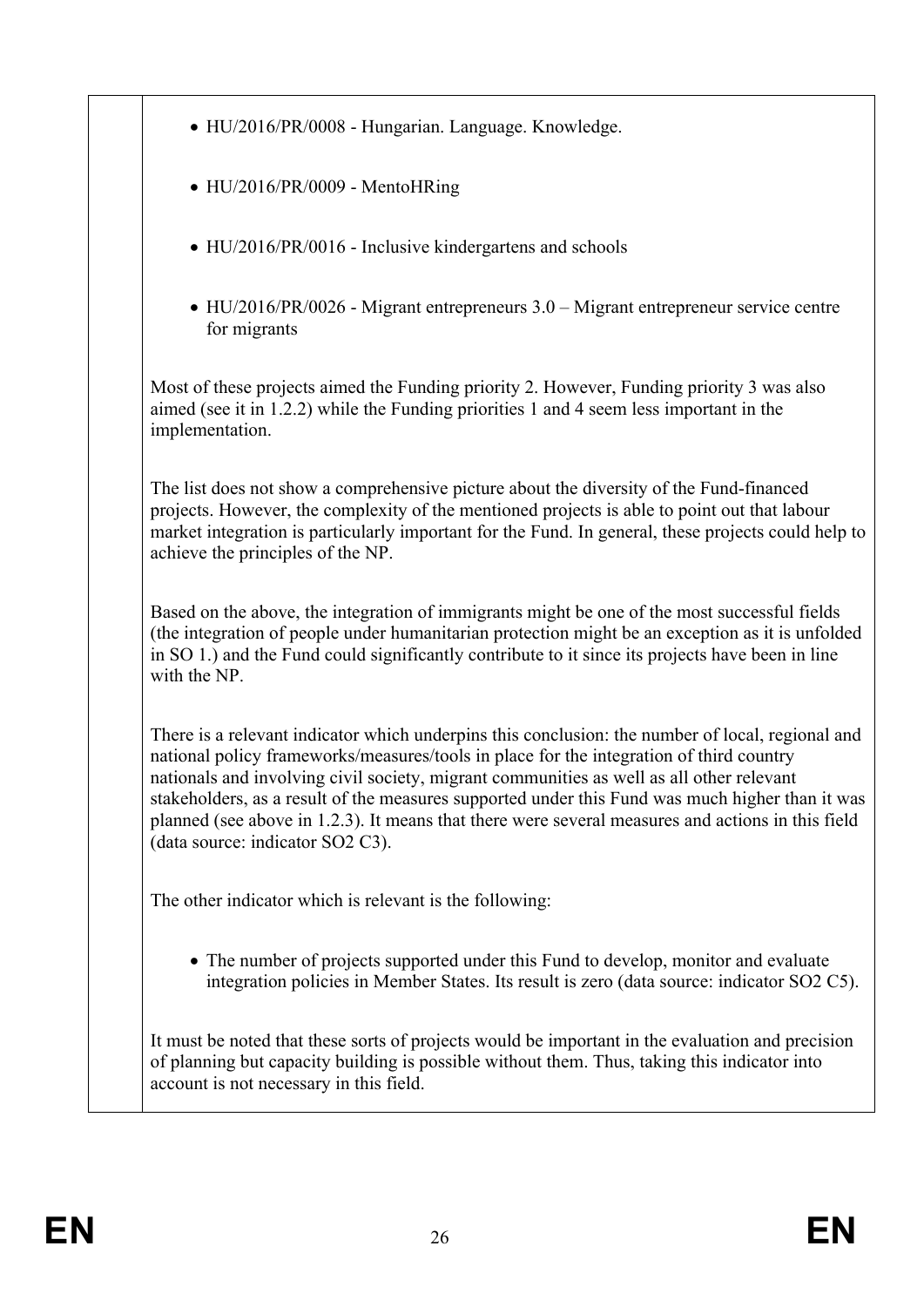- HU/2016/PR/0008 - Hungarian. Language. Knowledge.
- HU/2016/PR/0009 - MentoHRing
- HU/2016/PR/0016 - Inclusive kindergartens and schools
- HU/2016/PR/0026 - Migrant entrepreneurs 3.0 – Migrant entrepreneur service centre for migrants

Most of these projects aimed the Funding priority 2. However, Funding priority 3 was also aimed (see it in 1.2.2) while the Funding priorities 1 and 4 seem less important in the implementation.

The list does not show a comprehensive picture about the diversity of the Fund-financed projects. However, the complexity of the mentioned projects is able to point out that labour market integration is particularly important for the Fund. In general, these projects could help to achieve the principles of the NP.

Based on the above, the integration of immigrants might be one of the most successful fields (the integration of people under humanitarian protection might be an exception as it is unfolded in SO 1.) and the Fund could significantly contribute to it since its projects have been in line with the NP.

There is a relevant indicator which underpins this conclusion: the number of local, regional and national policy frameworks/measures/tools in place for the integration of third country nationals and involving civil society, migrant communities as well as all other relevant stakeholders, as a result of the measures supported under this Fund was much higher than it was planned (see above in 1.2.3). It means that there were several measures and actions in this field (data source: indicator SO2 C3).

The other indicator which is relevant is the following:

- The number of projects supported under this Fund to develop, monitor and evaluate integration policies in Member States. Its result is zero (data source: indicator SO2 C5).

It must be noted that these sorts of projects would be important in the evaluation and precision of planning but capacity building is possible without them. Thus, taking this indicator into account is not necessary in this field.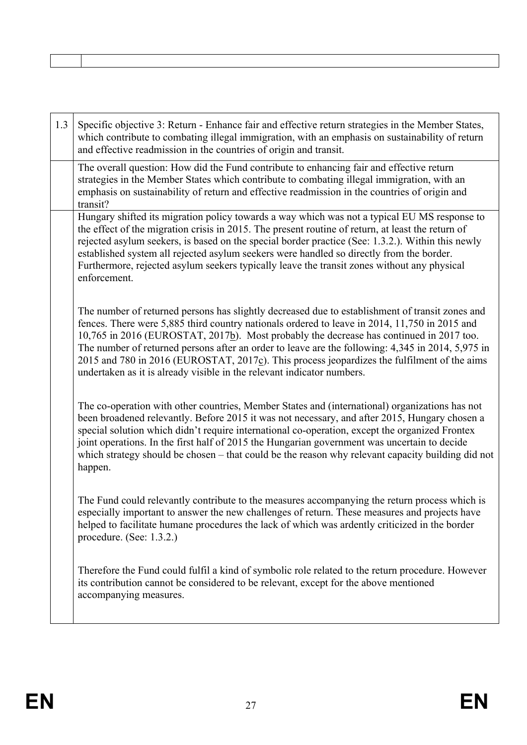| | |
|---|---|
| | |

| 1.3 | Specific objective 3: Return - Enhance fair and effective return strategies in the Member States, which contribute to combating illegal immigration, with an emphasis on sustainability of return and effective readmission in the countries of origin and transit. |
|---|---|
| | The overall question: How did the Fund contribute to enhancing fair and effective return strategies in the Member States which contribute to combating illegal immigration, with an emphasis on sustainability of return and effective readmission in the countries of origin and transit? |
| | Hungary shifted its migration policy towards a way which was not a typical EU MS response to the effect of the migration crisis in 2015. The present routine of return, at least the return of rejected asylum seekers, is based on the special border practice (See: 1.3.2.). Within this newly established system all rejected asylum seekers were handled so directly from the border. Furthermore, rejected asylum seekers typically leave the transit zones without any physical enforcement.<br><br>The number of returned persons has slightly decreased due to establishment of transit zones and fences. There were 5,885 third country nationals ordered to leave in 2014, 11,750 in 2015 and 10,765 in 2016 (EUROSTAT, 2017b). Most probably the decrease has continued in 2017 too. The number of returned persons after an order to leave are the following: 4,345 in 2014, 5,975 in 2015 and 780 in 2016 (EUROSTAT, 2017c). This process jeopardizes the fulfilment of the aims undertaken as it is already visible in the relevant indicator numbers.<br><br>The co-operation with other countries, Member States and (international) organizations has not been broadened relevantly. Before 2015 it was not necessary, and after 2015, Hungary chosen a special solution which didn't require international co-operation, except the organized Frontex joint operations. In the first half of 2015 the Hungarian government was uncertain to decide which strategy should be chosen – that could be the reason why relevant capacity building did not happen.<br><br>The Fund could relevantly contribute to the measures accompanying the return process which is especially important to answer the new challenges of return. These measures and projects have helped to facilitate humane procedures the lack of which was ardently criticized in the border procedure. (See: 1.3.2.)<br><br>Therefore the Fund could fulfil a kind of symbolic role related to the return procedure. However its contribution cannot be considered to be relevant, except for the above mentioned accompanying measures. |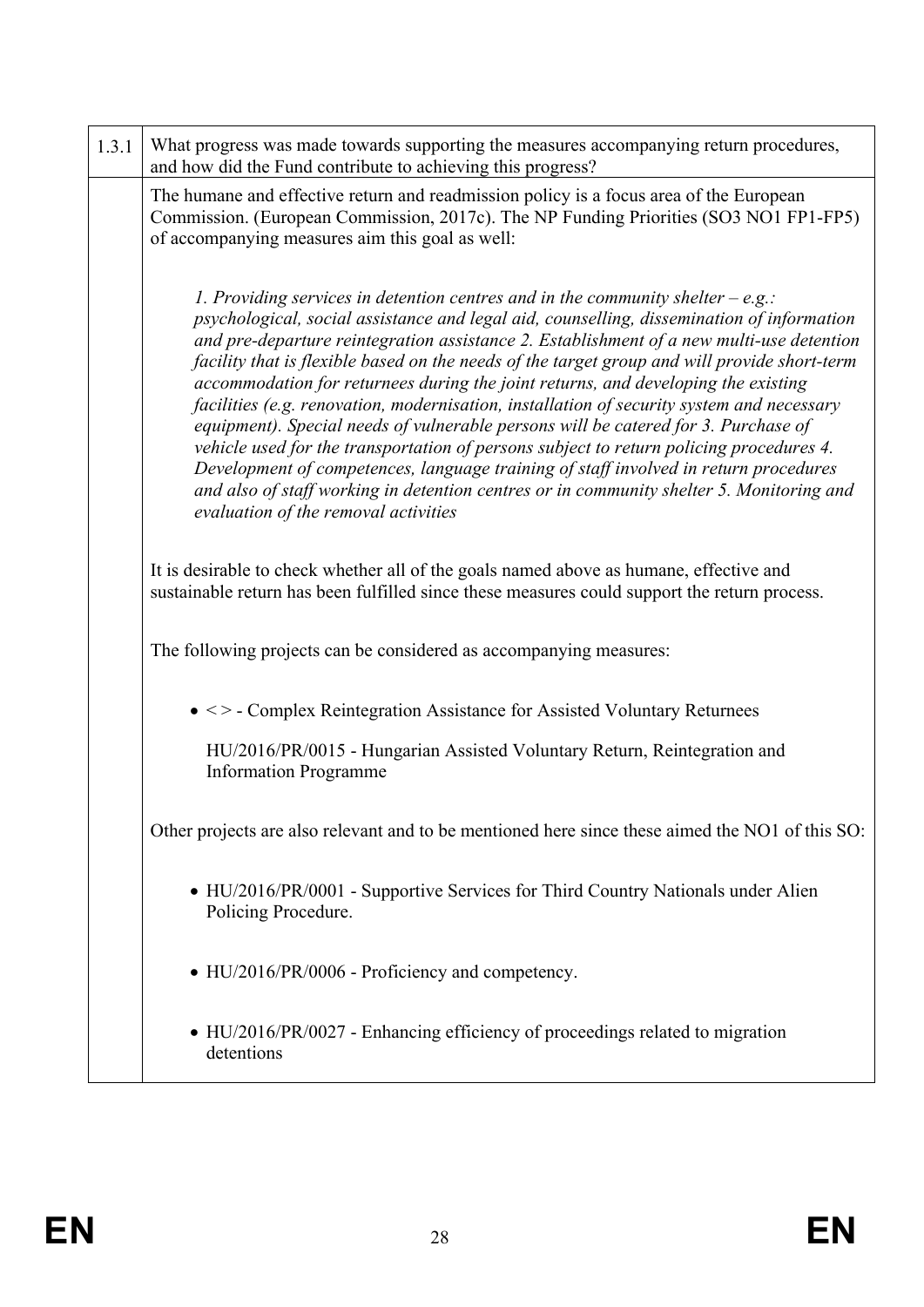| 1.3.1 | What progress was made towards supporting the measures accompanying return procedures, and how did the Fund contribute to achieving this progress? |
|---|---|
| | The humane and effective return and readmission policy is a focus area of the European Commission. (European Commission, 2017c). The NP Funding Priorities (SO3 NO1 FP1-FP5) of accompanying measures aim this goal as well:<br><br>*1. Providing services in detention centres and in the community shelter – e.g.: psychological, social assistance and legal aid, counselling, dissemination of information and pre-departure reintegration assistance 2. Establishment of a new multi-use detention facility that is flexible based on the needs of the target group and will provide short-term accommodation for returnees during the joint returns, and developing the existing facilities (e.g. renovation, modernisation, installation of security system and necessary equipment). Special needs of vulnerable persons will be catered for 3. Purchase of vehicle used for the transportation of persons subject to return policing procedures 4. Development of competences, language training of staff involved in return procedures and also of staff working in detention centres or in community shelter 5. Monitoring and evaluation of the removal activities*<br><br>It is desirable to check whether all of the goals named above as humane, effective and sustainable return has been fulfilled since these measures could support the return process.<br><br>The following projects can be considered as accompanying measures:<br><br>• < > - Complex Reintegration Assistance for Assisted Voluntary Returnees<br><br>HU/2016/PR/0015 - Hungarian Assisted Voluntary Return, Reintegration and Information Programme<br><br>Other projects are also relevant and to be mentioned here since these aimed the NO1 of this SO:<br><br>• HU/2016/PR/0001 - Supportive Services for Third Country Nationals under Alien Policing Procedure.<br><br>• HU/2016/PR/0006 - Proficiency and competency.<br><br>• HU/2016/PR/0027 - Enhancing efficiency of proceedings related to migration detentions |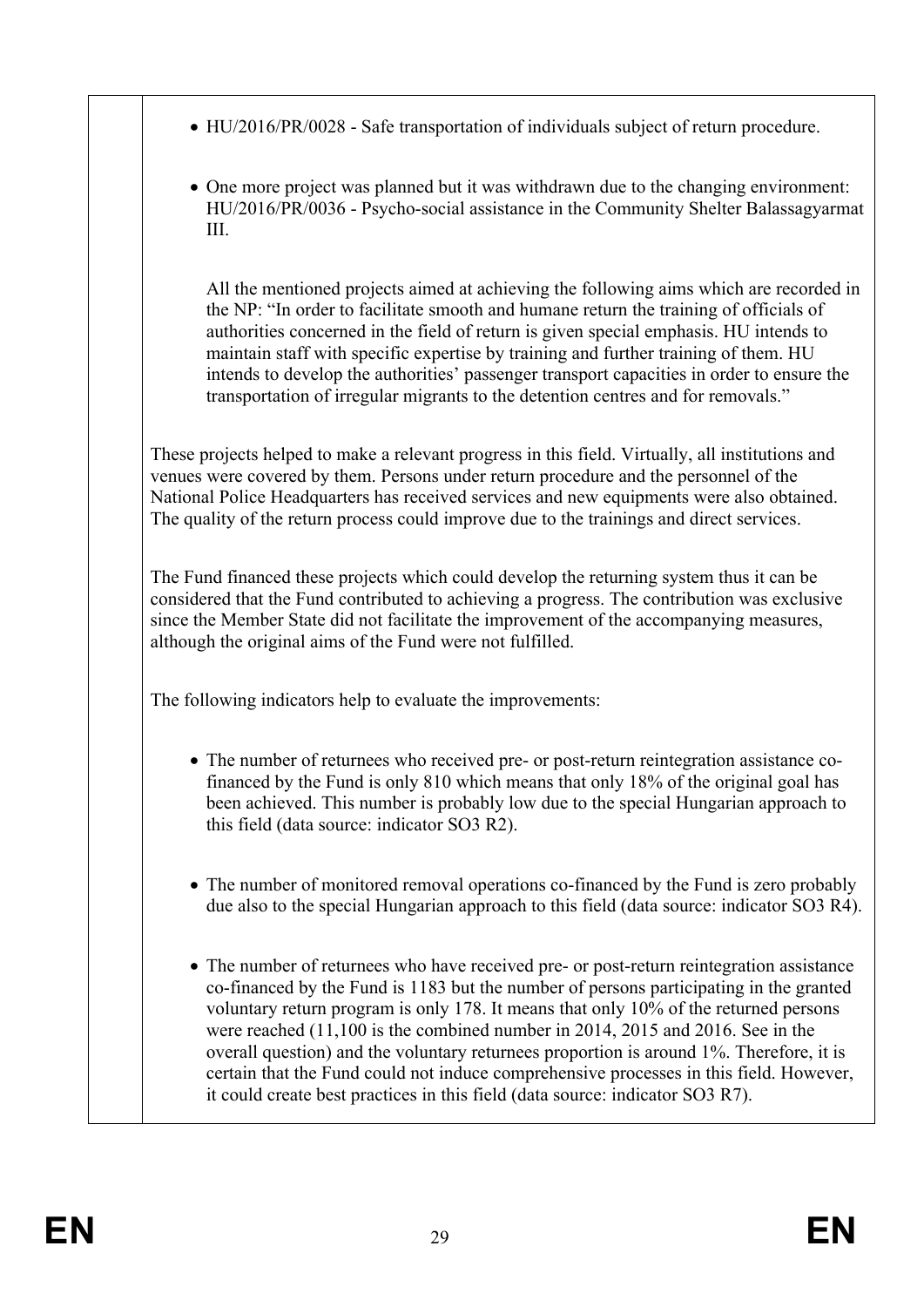- HU/2016/PR/0028 - Safe transportation of individuals subject of return procedure.

- One more project was planned but it was withdrawn due to the changing environment: HU/2016/PR/0036 - Psycho-social assistance in the Community Shelter Balassagyarmat III.

  All the mentioned projects aimed at achieving the following aims which are recorded in the NP: "In order to facilitate smooth and humane return the training of officials of authorities concerned in the field of return is given special emphasis. HU intends to maintain staff with specific expertise by training and further training of them. HU intends to develop the authorities' passenger transport capacities in order to ensure the transportation of irregular migrants to the detention centres and for removals."

These projects helped to make a relevant progress in this field. Virtually, all institutions and venues were covered by them. Persons under return procedure and the personnel of the National Police Headquarters has received services and new equipments were also obtained. The quality of the return process could improve due to the trainings and direct services.

The Fund financed these projects which could develop the returning system thus it can be considered that the Fund contributed to achieving a progress. The contribution was exclusive since the Member State did not facilitate the improvement of the accompanying measures, although the original aims of the Fund were not fulfilled.

The following indicators help to evaluate the improvements:

- The number of returnees who received pre- or post-return reintegration assistance co-financed by the Fund is only 810 which means that only 18% of the original goal has been achieved. This number is probably low due to the special Hungarian approach to this field (data source: indicator SO3 R2).

- The number of monitored removal operations co-financed by the Fund is zero probably due also to the special Hungarian approach to this field (data source: indicator SO3 R4).

- The number of returnees who have received pre- or post-return reintegration assistance co-financed by the Fund is 1183 but the number of persons participating in the granted voluntary return program is only 178. It means that only 10% of the returned persons were reached (11,100 is the combined number in 2014, 2015 and 2016. See in the overall question) and the voluntary returnees proportion is around 1%. Therefore, it is certain that the Fund could not induce comprehensive processes in this field. However, it could create best practices in this field (data source: indicator SO3 R7).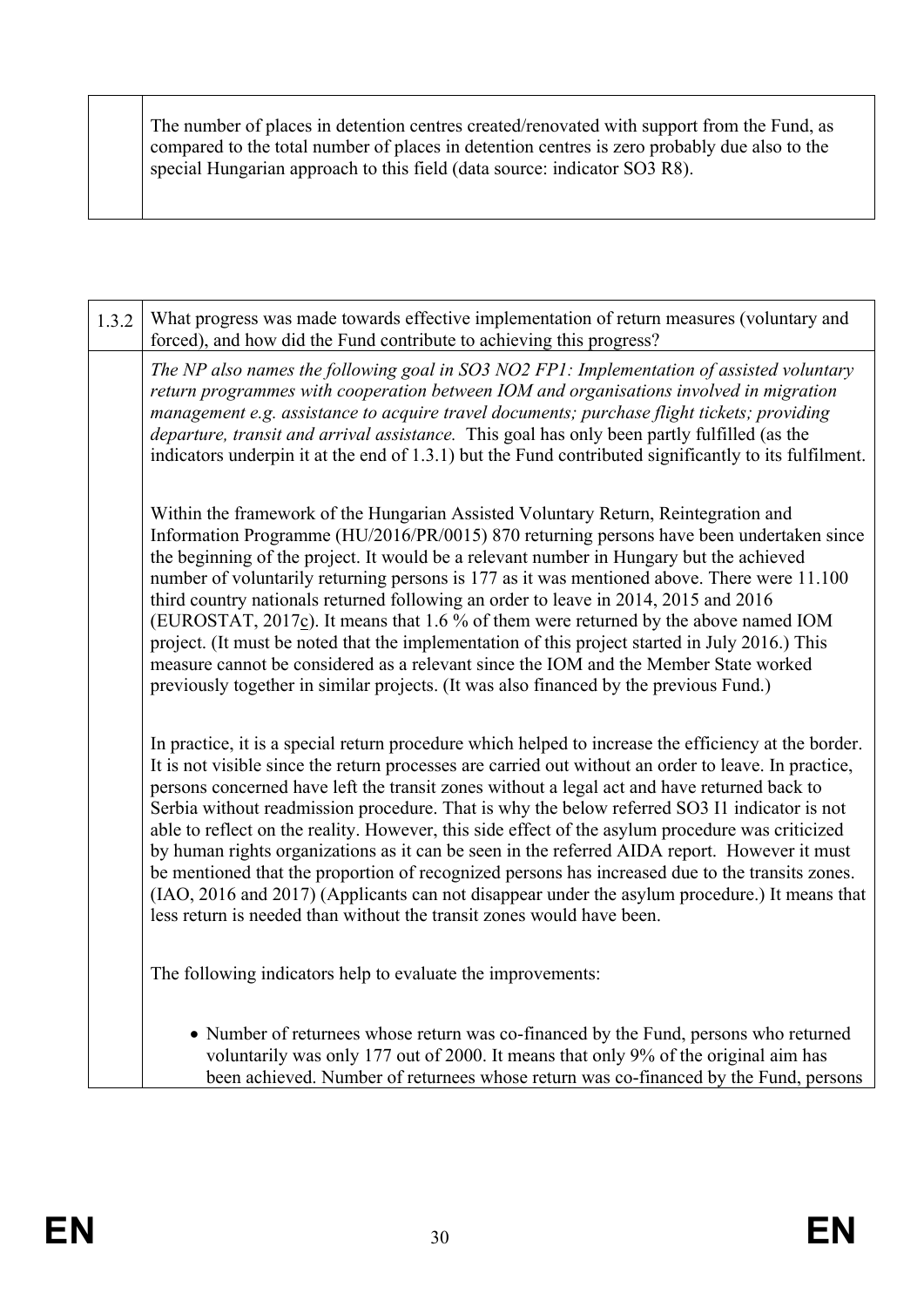| | |
|---|---|
| | The number of places in detention centres created/renovated with support from the Fund, as compared to the total number of places in detention centres is zero probably due also to the special Hungarian approach to this field (data source: indicator SO3 R8). |

| | |
|---|---|
| 1.3.2 | What progress was made towards effective implementation of return measures (voluntary and forced), and how did the Fund contribute to achieving this progress? |
| | *The NP also names the following goal in SO3 NO2 FP1: Implementation of assisted voluntary return programmes with cooperation between IOM and organisations involved in migration management e.g. assistance to acquire travel documents; purchase flight tickets; providing departure, transit and arrival assistance.* This goal has only been partly fulfilled (as the indicators underpin it at the end of 1.3.1) but the Fund contributed significantly to its fulfilment.<br><br>Within the framework of the Hungarian Assisted Voluntary Return, Reintegration and Information Programme (HU/2016/PR/0015) 870 returning persons have been undertaken since the beginning of the project. It would be a relevant number in Hungary but the achieved number of voluntarily returning persons is 177 as it was mentioned above. There were 11.100 third country nationals returned following an order to leave in 2014, 2015 and 2016 (EUROSTAT, 2017c). It means that 1.6 % of them were returned by the above named IOM project. (It must be noted that the implementation of this project started in July 2016.) This measure cannot be considered as a relevant since the IOM and the Member State worked previously together in similar projects. (It was also financed by the previous Fund.)<br><br>In practice, it is a special return procedure which helped to increase the efficiency at the border. It is not visible since the return processes are carried out without an order to leave. In practice, persons concerned have left the transit zones without a legal act and have returned back to Serbia without readmission procedure. That is why the below referred SO3 I1 indicator is not able to reflect on the reality. However, this side effect of the asylum procedure was criticized by human rights organizations as it can be seen in the referred AIDA report. However it must be mentioned that the proportion of recognized persons has increased due to the transits zones. (IAO, 2016 and 2017) (Applicants can not disappear under the asylum procedure.) It means that less return is needed than without the transit zones would have been.<br><br>The following indicators help to evaluate the improvements:<br><br>• Number of returnees whose return was co-financed by the Fund, persons who returned voluntarily was only 177 out of 2000. It means that only 9% of the original aim has been achieved. Number of returnees whose return was co-financed by the Fund, persons |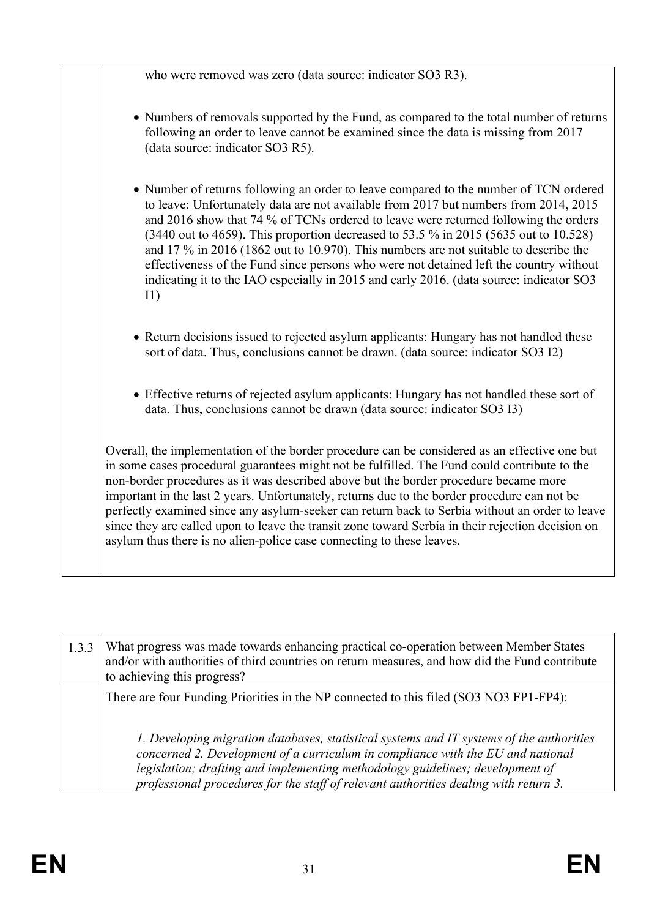| | who were removed was zero (data source: indicator SO3 R3).<br><br>• Numbers of removals supported by the Fund, as compared to the total number of returns following an order to leave cannot be examined since the data is missing from 2017 (data source: indicator SO3 R5).<br><br>• Number of returns following an order to leave compared to the number of TCN ordered to leave: Unfortunately data are not available from 2017 but numbers from 2014, 2015 and 2016 show that 74 % of TCNs ordered to leave were returned following the orders (3440 out to 4659). This proportion decreased to 53.5 % in 2015 (5635 out to 10.528) and 17 % in 2016 (1862 out to 10.970). This numbers are not suitable to describe the effectiveness of the Fund since persons who were not detained left the country without indicating it to the IAO especially in 2015 and early 2016. (data source: indicator SO3 I1)<br><br>• Return decisions issued to rejected asylum applicants: Hungary has not handled these sort of data. Thus, conclusions cannot be drawn. (data source: indicator SO3 I2)<br><br>• Effective returns of rejected asylum applicants: Hungary has not handled these sort of data. Thus, conclusions cannot be drawn (data source: indicator SO3 I3)<br><br>Overall, the implementation of the border procedure can be considered as an effective one but in some cases procedural guarantees might not be fulfilled. The Fund could contribute to the non-border procedures as it was described above but the border procedure became more important in the last 2 years. Unfortunately, returns due to the border procedure can not be perfectly examined since any asylum-seeker can return back to Serbia without an order to leave since they are called upon to leave the transit zone toward Serbia in their rejection decision on asylum thus there is no alien-police case connecting to these leaves. |
|---|---|

| 1.3.3 | What progress was made towards enhancing practical co-operation between Member States and/or with authorities of third countries on return measures, and how did the Fund contribute to achieving this progress? |
|---|---|
| | There are four Funding Priorities in the NP connected to this filed (SO3 NO3 FP1-FP4):<br><br>*1. Developing migration databases, statistical systems and IT systems of the authorities concerned 2. Development of a curriculum in compliance with the EU and national legislation; drafting and implementing methodology guidelines; development of professional procedures for the staff of relevant authorities dealing with return 3.* |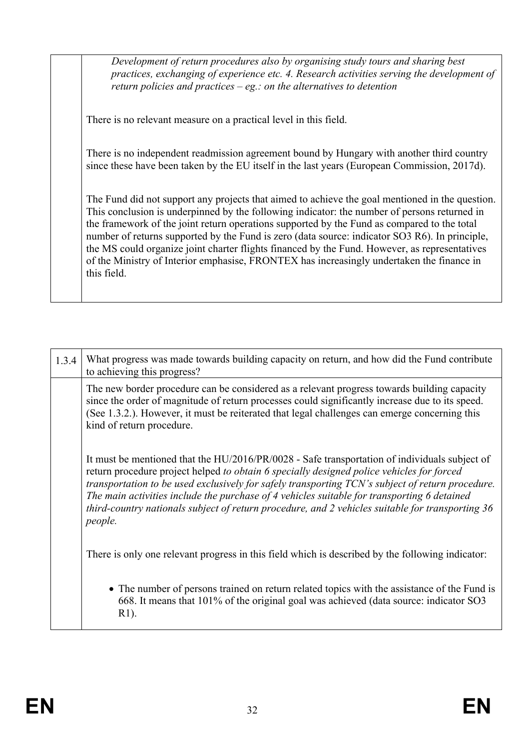| | |
|---|---|
| | *Development of return procedures also by organising study tours and sharing best practices, exchanging of experience etc. 4. Research activities serving the development of return policies and practices – eg.: on the alternatives to detention*<br><br>There is no relevant measure on a practical level in this field.<br><br>There is no independent readmission agreement bound by Hungary with another third country since these have been taken by the EU itself in the last years (European Commission, 2017d).<br><br>The Fund did not support any projects that aimed to achieve the goal mentioned in the question. This conclusion is underpinned by the following indicator: the number of persons returned in the framework of the joint return operations supported by the Fund as compared to the total number of returns supported by the Fund is zero (data source: indicator SO3 R6). In principle, the MS could organize joint charter flights financed by the Fund. However, as representatives of the Ministry of Interior emphasise, FRONTEX has increasingly undertaken the finance in this field. |

| 1.3.4 | What progress was made towards building capacity on return, and how did the Fund contribute to achieving this progress? |
|---|---|
| | The new border procedure can be considered as a relevant progress towards building capacity since the order of magnitude of return processes could significantly increase due to its speed. (See 1.3.2.). However, it must be reiterated that legal challenges can emerge concerning this kind of return procedure.<br><br>It must be mentioned that the HU/2016/PR/0028 - Safe transportation of individuals subject of return procedure project helped *to obtain 6 specially designed police vehicles for forced transportation to be used exclusively for safely transporting TCN's subject of return procedure. The main activities include the purchase of 4 vehicles suitable for transporting 6 detained third-country nationals subject of return procedure, and 2 vehicles suitable for transporting 36 people.*<br><br>There is only one relevant progress in this field which is described by the following indicator:<br><br>• The number of persons trained on return related topics with the assistance of the Fund is 668. It means that 101% of the original goal was achieved (data source: indicator SO3 R1). |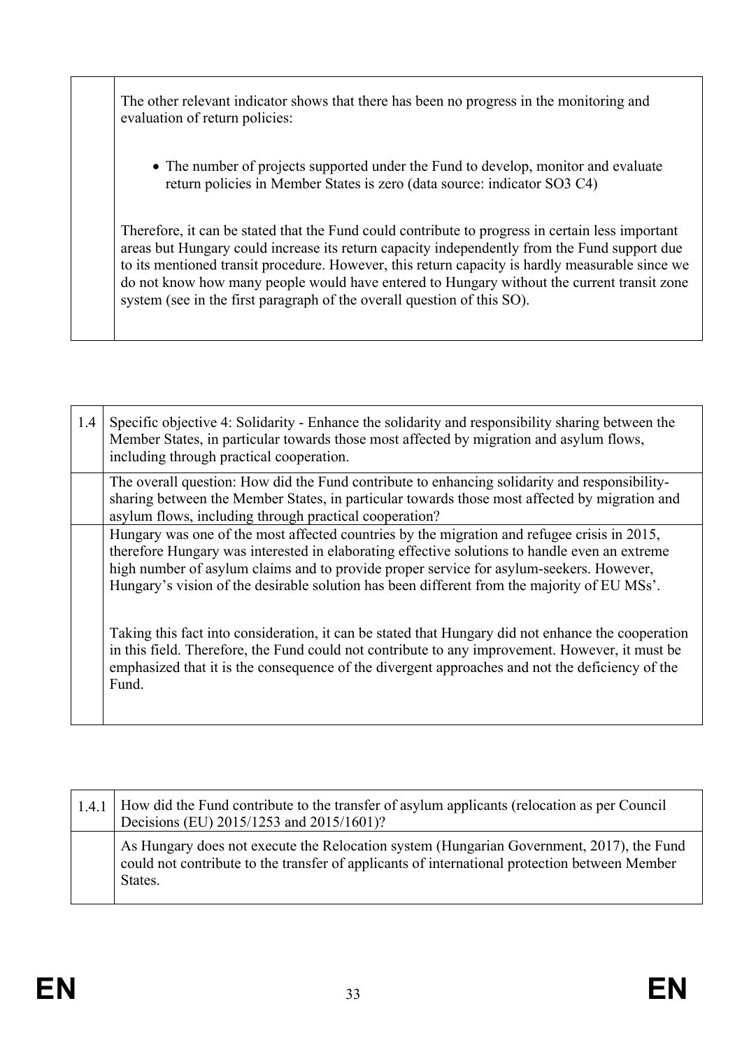| | |
|---|---|
| | The other relevant indicator shows that there has been no progress in the monitoring and evaluation of return policies:<br><br>• The number of projects supported under the Fund to develop, monitor and evaluate return policies in Member States is zero (data source: indicator SO3 C4)<br><br>Therefore, it can be stated that the Fund could contribute to progress in certain less important areas but Hungary could increase its return capacity independently from the Fund support due to its mentioned transit procedure. However, this return capacity is hardly measurable since we do not know how many people would have entered to Hungary without the current transit zone system (see in the first paragraph of the overall question of this SO). |

| | |
|---|---|
| 1.4 | Specific objective 4: Solidarity - Enhance the solidarity and responsibility sharing between the Member States, in particular towards those most affected by migration and asylum flows, including through practical cooperation. |
| | The overall question: How did the Fund contribute to enhancing solidarity and responsibility-sharing between the Member States, in particular towards those most affected by migration and asylum flows, including through practical cooperation? |
| | Hungary was one of the most affected countries by the migration and refugee crisis in 2015, therefore Hungary was interested in elaborating effective solutions to handle even an extreme high number of asylum claims and to provide proper service for asylum-seekers. However, Hungary's vision of the desirable solution has been different from the majority of EU MSs'.<br><br>Taking this fact into consideration, it can be stated that Hungary did not enhance the cooperation in this field. Therefore, the Fund could not contribute to any improvement. However, it must be emphasized that it is the consequence of the divergent approaches and not the deficiency of the Fund. |

| | |
|---|---|
| 1.4.1 | How did the Fund contribute to the transfer of asylum applicants (relocation as per Council Decisions (EU) 2015/1253 and 2015/1601)? |
| | As Hungary does not execute the Relocation system (Hungarian Government, 2017), the Fund could not contribute to the transfer of applicants of international protection between Member States. |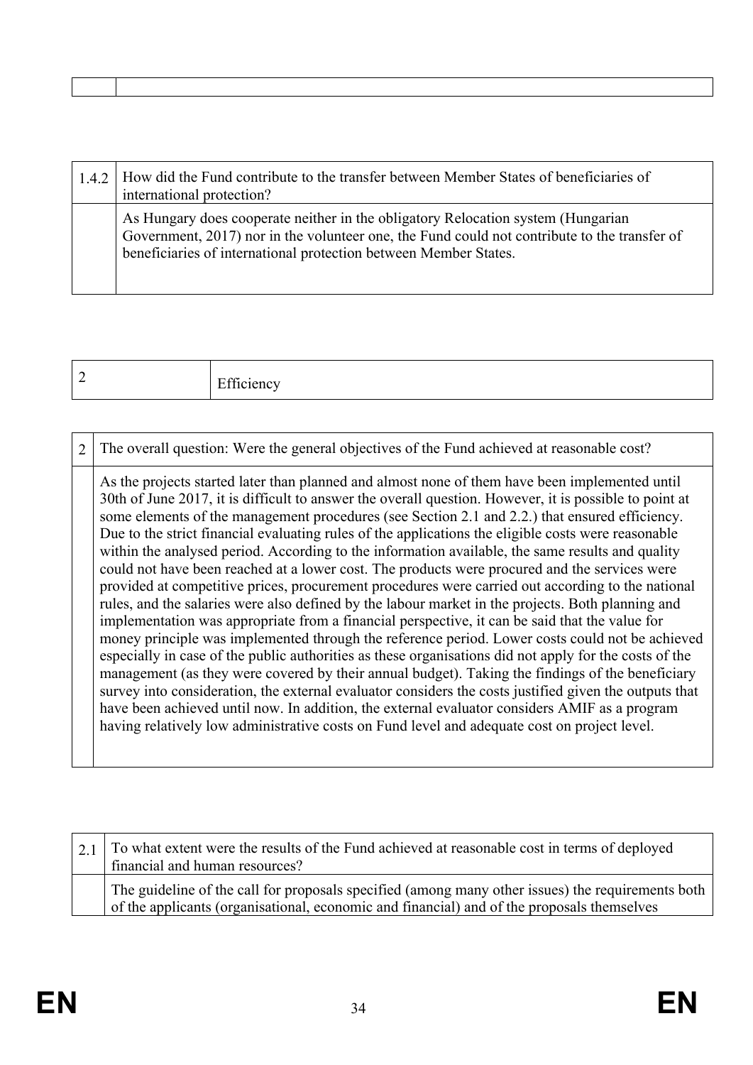| | |
|---|---|
| | |

| 1.4.2 | How did the Fund contribute to the transfer between Member States of beneficiaries of international protection? |
|---|---|
| | As Hungary does cooperate neither in the obligatory Relocation system (Hungarian Government, 2017) nor in the volunteer one, the Fund could not contribute to the transfer of beneficiaries of international protection between Member States. |

| 2 | Efficiency |
|---|---|

| 2 | The overall question: Were the general objectives of the Fund achieved at reasonable cost? |
|---|---|
| | As the projects started later than planned and almost none of them have been implemented until 30th of June 2017, it is difficult to answer the overall question. However, it is possible to point at some elements of the management procedures (see Section 2.1 and 2.2.) that ensured efficiency. Due to the strict financial evaluating rules of the applications the eligible costs were reasonable within the analysed period. According to the information available, the same results and quality could not have been reached at a lower cost. The products were procured and the services were provided at competitive prices, procurement procedures were carried out according to the national rules, and the salaries were also defined by the labour market in the projects. Both planning and implementation was appropriate from a financial perspective, it can be said that the value for money principle was implemented through the reference period. Lower costs could not be achieved especially in case of the public authorities as these organisations did not apply for the costs of the management (as they were covered by their annual budget). Taking the findings of the beneficiary survey into consideration, the external evaluator considers the costs justified given the outputs that have been achieved until now. In addition, the external evaluator considers AMIF as a program having relatively low administrative costs on Fund level and adequate cost on project level. |

| 2.1 | To what extent were the results of the Fund achieved at reasonable cost in terms of deployed financial and human resources? |
|---|---|
| | The guideline of the call for proposals specified (among many other issues) the requirements both of the applicants (organisational, economic and financial) and of the proposals themselves |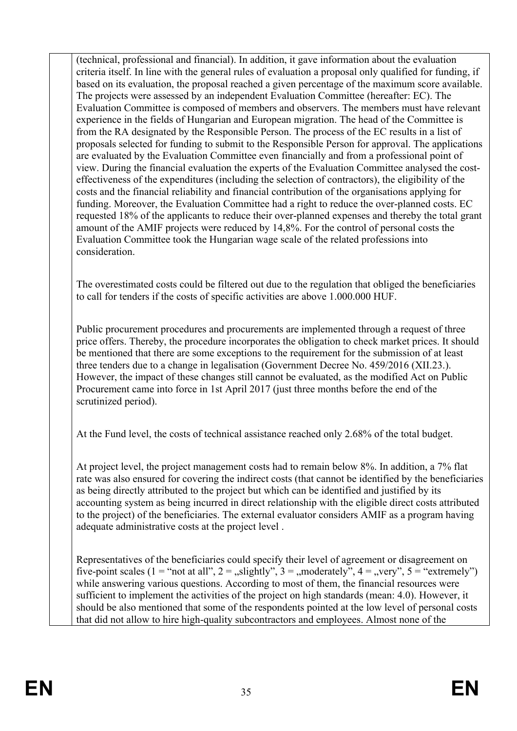(technical, professional and financial). In addition, it gave information about the evaluation criteria itself. In line with the general rules of evaluation a proposal only qualified for funding, if based on its evaluation, the proposal reached a given percentage of the maximum score available. The projects were assessed by an independent Evaluation Committee (hereafter: EC). The Evaluation Committee is composed of members and observers. The members must have relevant experience in the fields of Hungarian and European migration. The head of the Committee is from the RA designated by the Responsible Person. The process of the EC results in a list of proposals selected for funding to submit to the Responsible Person for approval. The applications are evaluated by the Evaluation Committee even financially and from a professional point of view. During the financial evaluation the experts of the Evaluation Committee analysed the cost-effectiveness of the expenditures (including the selection of contractors), the eligibility of the costs and the financial reliability and financial contribution of the organisations applying for funding. Moreover, the Evaluation Committee had a right to reduce the over-planned costs. EC requested 18% of the applicants to reduce their over-planned expenses and thereby the total grant amount of the AMIF projects were reduced by 14,8%. For the control of personal costs the Evaluation Committee took the Hungarian wage scale of the related professions into consideration.

The overestimated costs could be filtered out due to the regulation that obliged the beneficiaries to call for tenders if the costs of specific activities are above 1.000.000 HUF.

Public procurement procedures and procurements are implemented through a request of three price offers. Thereby, the procedure incorporates the obligation to check market prices. It should be mentioned that there are some exceptions to the requirement for the submission of at least three tenders due to a change in legalisation (Government Decree No. 459/2016 (XII.23.). However, the impact of these changes still cannot be evaluated, as the modified Act on Public Procurement came into force in 1st April 2017 (just three months before the end of the scrutinized period).

At the Fund level, the costs of technical assistance reached only 2.68% of the total budget.

At project level, the project management costs had to remain below 8%. In addition, a 7% flat rate was also ensured for covering the indirect costs (that cannot be identified by the beneficiaries as being directly attributed to the project but which can be identified and justified by its accounting system as being incurred in direct relationship with the eligible direct costs attributed to the project) of the beneficiaries. The external evaluator considers AMIF as a program having adequate administrative costs at the project level .

Representatives of the beneficiaries could specify their level of agreement or disagreement on five-point scales (1 = "not at all", 2 = „slightly", 3 = „moderately", 4 = „very", 5 = "extremely") while answering various questions. According to most of them, the financial resources were sufficient to implement the activities of the project on high standards (mean: 4.0). However, it should be also mentioned that some of the respondents pointed at the low level of personal costs that did not allow to hire high-quality subcontractors and employees. Almost none of the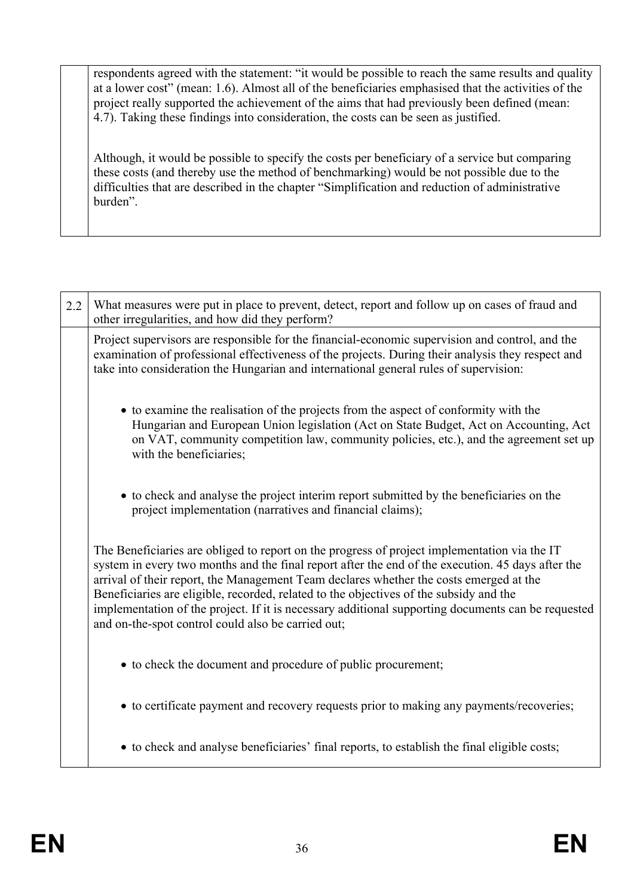| | |
|---|---|
| | respondents agreed with the statement: "it would be possible to reach the same results and quality at a lower cost" (mean: 1.6). Almost all of the beneficiaries emphasised that the activities of the project really supported the achievement of the aims that had previously been defined (mean: 4.7). Taking these findings into consideration, the costs can be seen as justified.<br><br>Although, it would be possible to specify the costs per beneficiary of a service but comparing these costs (and thereby use the method of benchmarking) would be not possible due to the difficulties that are described in the chapter "Simplification and reduction of administrative burden". |

| 2.2 | What measures were put in place to prevent, detect, report and follow up on cases of fraud and other irregularities, and how did they perform? |
|---|---|
| | Project supervisors are responsible for the financial-economic supervision and control, and the examination of professional effectiveness of the projects. During their analysis they respect and take into consideration the Hungarian and international general rules of supervision:<br><br>• to examine the realisation of the projects from the aspect of conformity with the Hungarian and European Union legislation (Act on State Budget, Act on Accounting, Act on VAT, community competition law, community policies, etc.), and the agreement set up with the beneficiaries;<br><br>• to check and analyse the project interim report submitted by the beneficiaries on the project implementation (narratives and financial claims);<br><br>The Beneficiaries are obliged to report on the progress of project implementation via the IT system in every two months and the final report after the end of the execution. 45 days after the arrival of their report, the Management Team declares whether the costs emerged at the Beneficiaries are eligible, recorded, related to the objectives of the subsidy and the implementation of the project. If it is necessary additional supporting documents can be requested and on-the-spot control could also be carried out;<br><br>• to check the document and procedure of public procurement;<br><br>• to certificate payment and recovery requests prior to making any payments/recoveries;<br><br>• to check and analyse beneficiaries' final reports, to establish the final eligible costs; |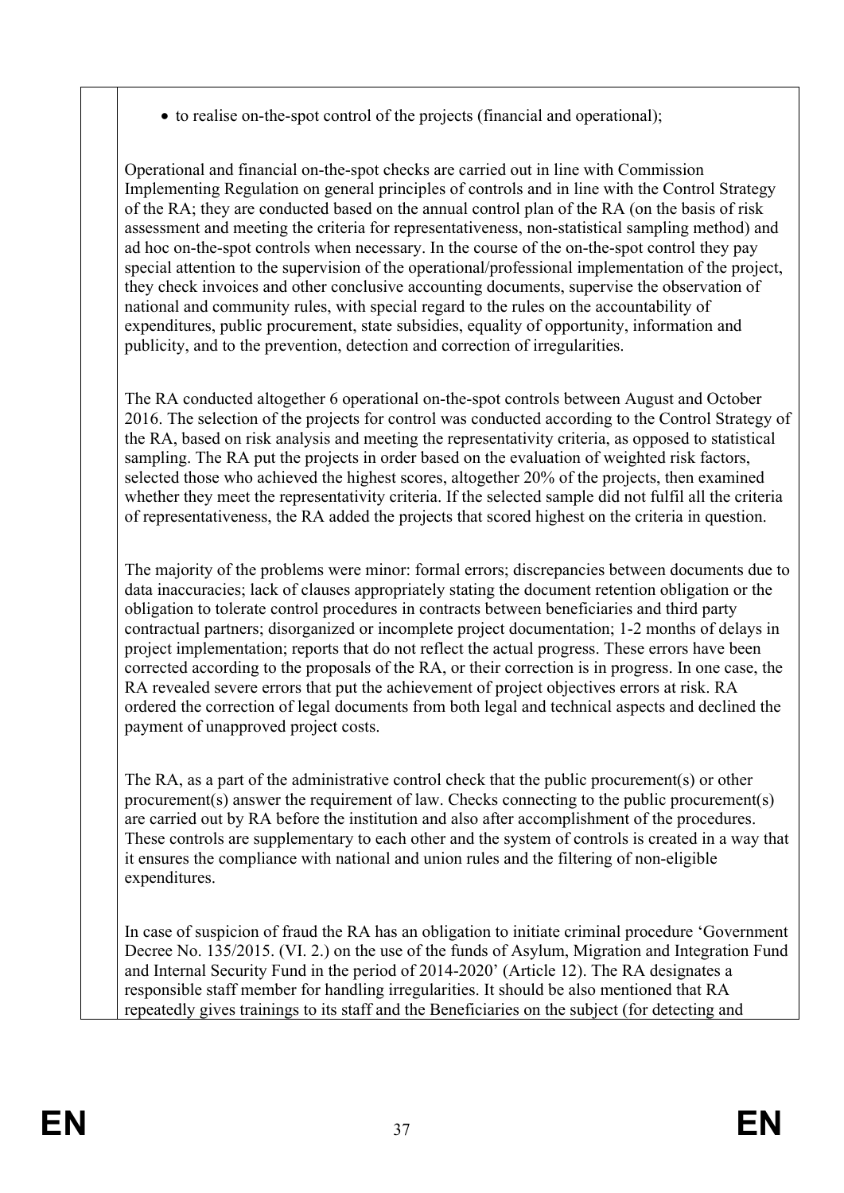- to realise on-the-spot control of the projects (financial and operational);

Operational and financial on-the-spot checks are carried out in line with Commission Implementing Regulation on general principles of controls and in line with the Control Strategy of the RA; they are conducted based on the annual control plan of the RA (on the basis of risk assessment and meeting the criteria for representativeness, non-statistical sampling method) and ad hoc on-the-spot controls when necessary. In the course of the on-the-spot control they pay special attention to the supervision of the operational/professional implementation of the project, they check invoices and other conclusive accounting documents, supervise the observation of national and community rules, with special regard to the rules on the accountability of expenditures, public procurement, state subsidies, equality of opportunity, information and publicity, and to the prevention, detection and correction of irregularities.

The RA conducted altogether 6 operational on-the-spot controls between August and October 2016. The selection of the projects for control was conducted according to the Control Strategy of the RA, based on risk analysis and meeting the representativity criteria, as opposed to statistical sampling. The RA put the projects in order based on the evaluation of weighted risk factors, selected those who achieved the highest scores, altogether 20% of the projects, then examined whether they meet the representativity criteria. If the selected sample did not fulfil all the criteria of representativeness, the RA added the projects that scored highest on the criteria in question.

The majority of the problems were minor: formal errors; discrepancies between documents due to data inaccuracies; lack of clauses appropriately stating the document retention obligation or the obligation to tolerate control procedures in contracts between beneficiaries and third party contractual partners; disorganized or incomplete project documentation; 1-2 months of delays in project implementation; reports that do not reflect the actual progress. These errors have been corrected according to the proposals of the RA, or their correction is in progress. In one case, the RA revealed severe errors that put the achievement of project objectives errors at risk. RA ordered the correction of legal documents from both legal and technical aspects and declined the payment of unapproved project costs.

The RA, as a part of the administrative control check that the public procurement(s) or other procurement(s) answer the requirement of law. Checks connecting to the public procurement(s) are carried out by RA before the institution and also after accomplishment of the procedures. These controls are supplementary to each other and the system of controls is created in a way that it ensures the compliance with national and union rules and the filtering of non-eligible expenditures.

In case of suspicion of fraud the RA has an obligation to initiate criminal procedure 'Government Decree No. 135/2015. (VI. 2.) on the use of the funds of Asylum, Migration and Integration Fund and Internal Security Fund in the period of 2014-2020' (Article 12). The RA designates a responsible staff member for handling irregularities. It should be also mentioned that RA repeatedly gives trainings to its staff and the Beneficiaries on the subject (for detecting and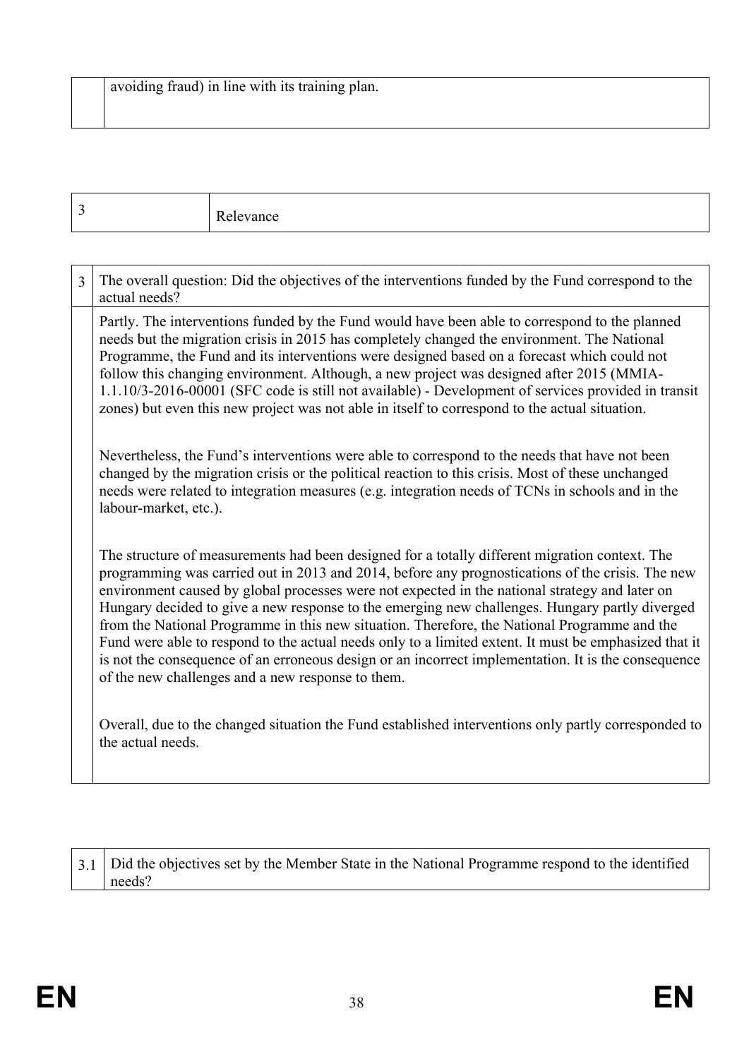| | avoiding fraud) in line with its training plan. |
|---|---|

| 3 | Relevance |
|---|---|

| 3 | The overall question: Did the objectives of the interventions funded by the Fund correspond to the actual needs? |
|---|---|
| | Partly. The interventions funded by the Fund would have been able to correspond to the planned needs but the migration crisis in 2015 has completely changed the environment. The National Programme, the Fund and its interventions were designed based on a forecast which could not follow this changing environment. Although, a new project was designed after 2015 (MMIA-1.1.10/3-2016-00001 (SFC code is still not available) - Development of services provided in transit zones) but even this new project was not able in itself to correspond to the actual situation.<br><br>Nevertheless, the Fund's interventions were able to correspond to the needs that have not been changed by the migration crisis or the political reaction to this crisis. Most of these unchanged needs were related to integration measures (e.g. integration needs of TCNs in schools and in the labour-market, etc.).<br><br>The structure of measurements had been designed for a totally different migration context. The programming was carried out in 2013 and 2014, before any prognostications of the crisis. The new environment caused by global processes were not expected in the national strategy and later on Hungary decided to give a new response to the emerging new challenges. Hungary partly diverged from the National Programme in this new situation. Therefore, the National Programme and the Fund were able to respond to the actual needs only to a limited extent. It must be emphasized that it is not the consequence of an erroneous design or an incorrect implementation. It is the consequence of the new challenges and a new response to them.<br><br>Overall, due to the changed situation the Fund established interventions only partly corresponded to the actual needs. |

| 3.1 | Did the objectives set by the Member State in the National Programme respond to the identified needs? |
|---|---|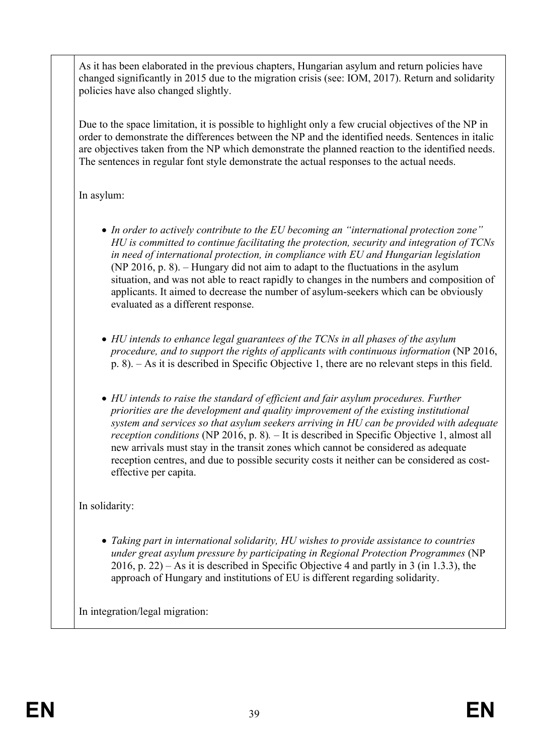As it has been elaborated in the previous chapters, Hungarian asylum and return policies have changed significantly in 2015 due to the migration crisis (see: IOM, 2017). Return and solidarity policies have also changed slightly.

Due to the space limitation, it is possible to highlight only a few crucial objectives of the NP in order to demonstrate the differences between the NP and the identified needs. Sentences in italic are objectives taken from the NP which demonstrate the planned reaction to the identified needs. The sentences in regular font style demonstrate the actual responses to the actual needs.

In asylum:

- *In order to actively contribute to the EU becoming an "international protection zone" HU is committed to continue facilitating the protection, security and integration of TCNs in need of international protection, in compliance with EU and Hungarian legislation* (NP 2016, p. 8). – Hungary did not aim to adapt to the fluctuations in the asylum situation, and was not able to react rapidly to changes in the numbers and composition of applicants. It aimed to decrease the number of asylum-seekers which can be obviously evaluated as a different response.

- *HU intends to enhance legal guarantees of the TCNs in all phases of the asylum procedure, and to support the rights of applicants with continuous information* (NP 2016, p. 8). – As it is described in Specific Objective 1, there are no relevant steps in this field.

- *HU intends to raise the standard of efficient and fair asylum procedures. Further priorities are the development and quality improvement of the existing institutional system and services so that asylum seekers arriving in HU can be provided with adequate reception conditions* (NP 2016, p. 8). – It is described in Specific Objective 1, almost all new arrivals must stay in the transit zones which cannot be considered as adequate reception centres, and due to possible security costs it neither can be considered as cost-effective per capita.

In solidarity:

- *Taking part in international solidarity, HU wishes to provide assistance to countries under great asylum pressure by participating in Regional Protection Programmes* (NP 2016, p. 22) – As it is described in Specific Objective 4 and partly in 3 (in 1.3.3), the approach of Hungary and institutions of EU is different regarding solidarity.

In integration/legal migration: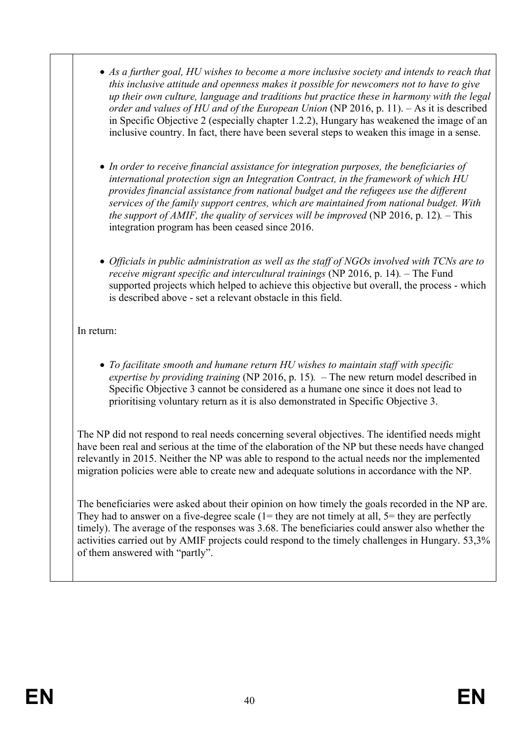- *As a further goal, HU wishes to become a more inclusive society and intends to reach that this inclusive attitude and openness makes it possible for newcomers not to have to give up their own culture, language and traditions but practice these in harmony with the legal order and values of HU and of the European Union* (NP 2016, p. 11). – As it is described in Specific Objective 2 (especially chapter 1.2.2), Hungary has weakened the image of an inclusive country. In fact, there have been several steps to weaken this image in a sense.

- *In order to receive financial assistance for integration purposes, the beneficiaries of international protection sign an Integration Contract, in the framework of which HU provides financial assistance from national budget and the refugees use the different services of the family support centres, which are maintained from national budget. With the support of AMIF, the quality of services will be improved* (NP 2016, p. 12)*.* – This integration program has been ceased since 2016.

- *Officials in public administration as well as the staff of NGOs involved with TCNs are to receive migrant specific and intercultural trainings* (NP 2016, p. 14)*.* – The Fund supported projects which helped to achieve this objective but overall, the process - which is described above - set a relevant obstacle in this field.

In return:

- *To facilitate smooth and humane return HU wishes to maintain staff with specific expertise by providing training* (NP 2016, p. 15)*.* – The new return model described in Specific Objective 3 cannot be considered as a humane one since it does not lead to prioritising voluntary return as it is also demonstrated in Specific Objective 3.

The NP did not respond to real needs concerning several objectives. The identified needs might have been real and serious at the time of the elaboration of the NP but these needs have changed relevantly in 2015. Neither the NP was able to respond to the actual needs nor the implemented migration policies were able to create new and adequate solutions in accordance with the NP.

The beneficiaries were asked about their opinion on how timely the goals recorded in the NP are. They had to answer on a five-degree scale (1= they are not timely at all, 5= they are perfectly timely). The average of the responses was 3.68. The beneficiaries could answer also whether the activities carried out by AMIF projects could respond to the timely challenges in Hungary. 53,3% of them answered with "partly".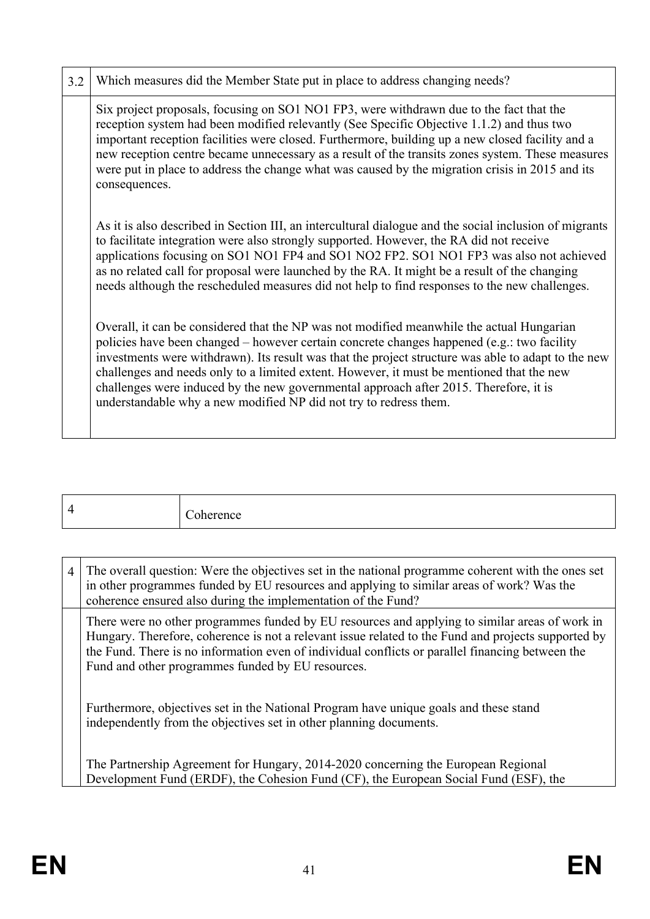| 3.2 | Which measures did the Member State put in place to address changing needs? |
|---|---|
| | Six project proposals, focusing on SO1 NO1 FP3, were withdrawn due to the fact that the reception system had been modified relevantly (See Specific Objective 1.1.2) and thus two important reception facilities were closed. Furthermore, building up a new closed facility and a new reception centre became unnecessary as a result of the transits zones system. These measures were put in place to address the change what was caused by the migration crisis in 2015 and its consequences.<br><br>As it is also described in Section III, an intercultural dialogue and the social inclusion of migrants to facilitate integration were also strongly supported. However, the RA did not receive applications focusing on SO1 NO1 FP4 and SO1 NO2 FP2. SO1 NO1 FP3 was also not achieved as no related call for proposal were launched by the RA. It might be a result of the changing needs although the rescheduled measures did not help to find responses to the new challenges.<br><br>Overall, it can be considered that the NP was not modified meanwhile the actual Hungarian policies have been changed – however certain concrete changes happened (e.g.: two facility investments were withdrawn). Its result was that the project structure was able to adapt to the new challenges and needs only to a limited extent. However, it must be mentioned that the new challenges were induced by the new governmental approach after 2015. Therefore, it is understandable why a new modified NP did not try to redress them. |

| 4 | Coherence |
|---|---|

| 4 | The overall question: Were the objectives set in the national programme coherent with the ones set in other programmes funded by EU resources and applying to similar areas of work? Was the coherence ensured also during the implementation of the Fund? |
|---|---|
| | There were no other programmes funded by EU resources and applying to similar areas of work in Hungary. Therefore, coherence is not a relevant issue related to the Fund and projects supported by the Fund. There is no information even of individual conflicts or parallel financing between the Fund and other programmes funded by EU resources.<br><br>Furthermore, objectives set in the National Program have unique goals and these stand independently from the objectives set in other planning documents.<br><br>The Partnership Agreement for Hungary, 2014-2020 concerning the European Regional Development Fund (ERDF), the Cohesion Fund (CF), the European Social Fund (ESF), the |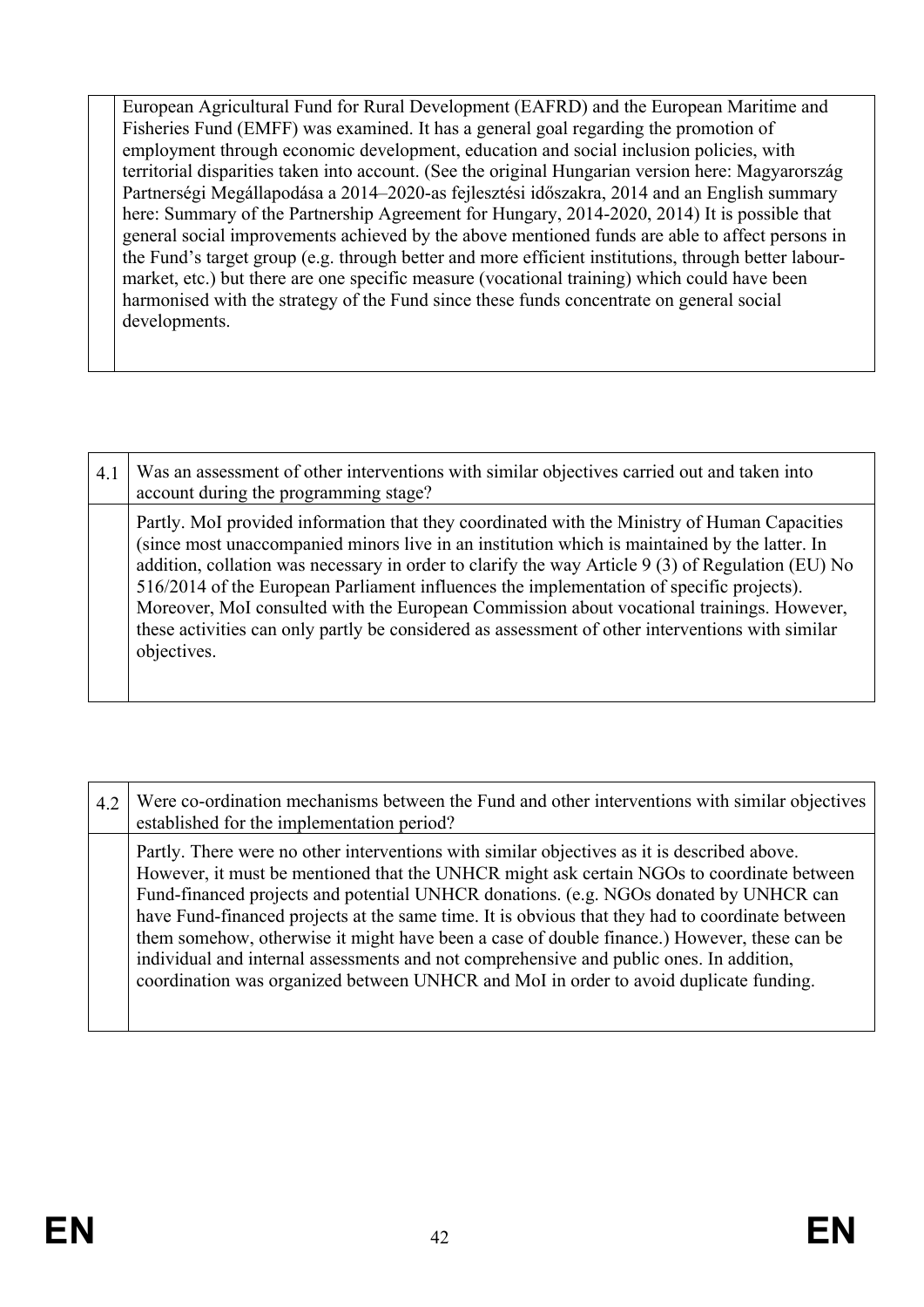| | |
|---|---|
| | European Agricultural Fund for Rural Development (EAFRD) and the European Maritime and Fisheries Fund (EMFF) was examined. It has a general goal regarding the promotion of employment through economic development, education and social inclusion policies, with territorial disparities taken into account. (See the original Hungarian version here: Magyarország Partnerségi Megállapodása a 2014–2020-as fejlesztési időszakra, 2014 and an English summary here: Summary of the Partnership Agreement for Hungary, 2014-2020, 2014) It is possible that general social improvements achieved by the above mentioned funds are able to affect persons in the Fund's target group (e.g. through better and more efficient institutions, through better labour-market, etc.) but there are one specific measure (vocational training) which could have been harmonised with the strategy of the Fund since these funds concentrate on general social developments. |

| | |
|---|---|
| 4.1 | Was an assessment of other interventions with similar objectives carried out and taken into account during the programming stage? |
| | Partly. MoI provided information that they coordinated with the Ministry of Human Capacities (since most unaccompanied minors live in an institution which is maintained by the latter. In addition, collation was necessary in order to clarify the way Article 9 (3) of Regulation (EU) No 516/2014 of the European Parliament influences the implementation of specific projects). Moreover, MoI consulted with the European Commission about vocational trainings. However, these activities can only partly be considered as assessment of other interventions with similar objectives. |

| | |
|---|---|
| 4.2 | Were co-ordination mechanisms between the Fund and other interventions with similar objectives established for the implementation period? |
| | Partly. There were no other interventions with similar objectives as it is described above. However, it must be mentioned that the UNHCR might ask certain NGOs to coordinate between Fund-financed projects and potential UNHCR donations. (e.g. NGOs donated by UNHCR can have Fund-financed projects at the same time. It is obvious that they had to coordinate between them somehow, otherwise it might have been a case of double finance.) However, these can be individual and internal assessments and not comprehensive and public ones. In addition, coordination was organized between UNHCR and MoI in order to avoid duplicate funding. |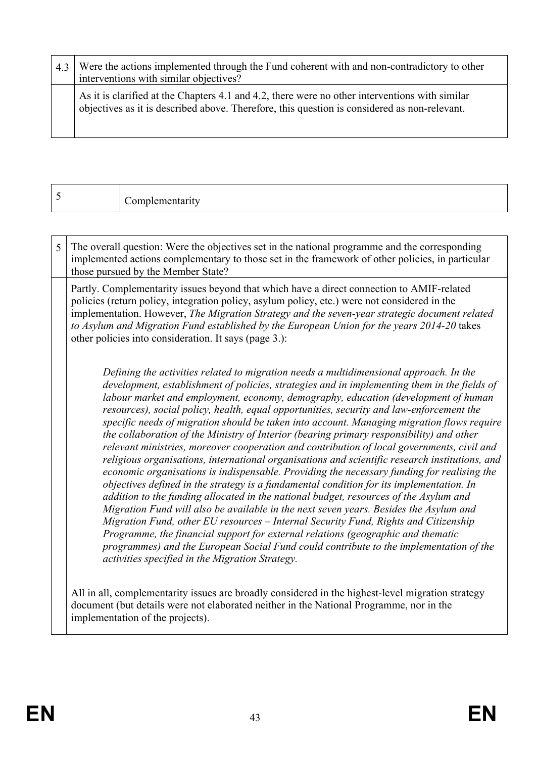| 4.3 | Were the actions implemented through the Fund coherent with and non-contradictory to other interventions with similar objectives? |
|---|---|
| | As it is clarified at the Chapters 4.1 and 4.2, there were no other interventions with similar objectives as it is described above. Therefore, this question is considered as non-relevant. |

| 5 | Complementarity |
|---|---|

| 5 | The overall question: Were the objectives set in the national programme and the corresponding implemented actions complementary to those set in the framework of other policies, in particular those pursued by the Member State? |
|---|---|
| | Partly. Complementarity issues beyond that which have a direct connection to AMIF-related policies (return policy, integration policy, asylum policy, etc.) were not considered in the implementation. However, *The Migration Strategy and the seven-year strategic document related to Asylum and Migration Fund established by the European Union for the years 2014-20* takes other policies into consideration. It says (page 3.):<br><br>*Defining the activities related to migration needs a multidimensional approach. In the development, establishment of policies, strategies and in implementing them in the fields of labour market and employment, economy, demography, education (development of human resources), social policy, health, equal opportunities, security and law-enforcement the specific needs of migration should be taken into account. Managing migration flows require the collaboration of the Ministry of Interior (bearing primary responsibility) and other relevant ministries, moreover cooperation and contribution of local governments, civil and religious organisations, international organisations and scientific research institutions, and economic organisations is indispensable. Providing the necessary funding for realising the objectives defined in the strategy is a fundamental condition for its implementation. In addition to the funding allocated in the national budget, resources of the Asylum and Migration Fund will also be available in the next seven years. Besides the Asylum and Migration Fund, other EU resources – Internal Security Fund, Rights and Citizenship Programme, the financial support for external relations (geographic and thematic programmes) and the European Social Fund could contribute to the implementation of the activities specified in the Migration Strategy.*<br><br>All in all, complementarity issues are broadly considered in the highest-level migration strategy document (but details were not elaborated neither in the National Programme, nor in the implementation of the projects). |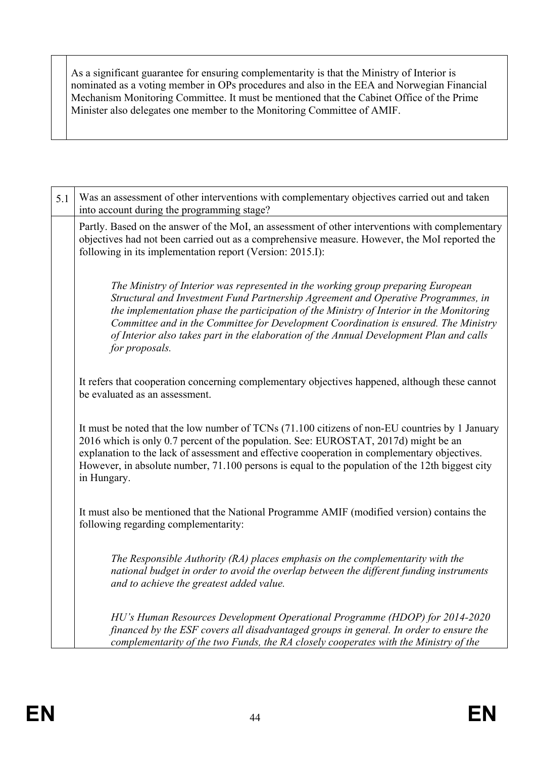| | |
|---|---|
| | As a significant guarantee for ensuring complementarity is that the Ministry of Interior is nominated as a voting member in OPs procedures and also in the EEA and Norwegian Financial Mechanism Monitoring Committee. It must be mentioned that the Cabinet Office of the Prime Minister also delegates one member to the Monitoring Committee of AMIF. |

| | |
|---|---|
| 5.1 | Was an assessment of other interventions with complementary objectives carried out and taken into account during the programming stage? |
| | Partly. Based on the answer of the MoI, an assessment of other interventions with complementary objectives had not been carried out as a comprehensive measure. However, the MoI reported the following in its implementation report (Version: 2015.I):<br><br>*The Ministry of Interior was represented in the working group preparing European Structural and Investment Fund Partnership Agreement and Operative Programmes, in the implementation phase the participation of the Ministry of Interior in the Monitoring Committee and in the Committee for Development Coordination is ensured. The Ministry of Interior also takes part in the elaboration of the Annual Development Plan and calls for proposals.*<br><br>It refers that cooperation concerning complementary objectives happened, although these cannot be evaluated as an assessment.<br><br>It must be noted that the low number of TCNs (71.100 citizens of non-EU countries by 1 January 2016 which is only 0.7 percent of the population. See: EUROSTAT, 2017d) might be an explanation to the lack of assessment and effective cooperation in complementary objectives. However, in absolute number, 71.100 persons is equal to the population of the 12th biggest city in Hungary.<br><br>It must also be mentioned that the National Programme AMIF (modified version) contains the following regarding complementarity:<br><br>*The Responsible Authority (RA) places emphasis on the complementarity with the national budget in order to avoid the overlap between the different funding instruments and to achieve the greatest added value.*<br><br>*HU's Human Resources Development Operational Programme (HDOP) for 2014-2020 financed by the ESF covers all disadvantaged groups in general. In order to ensure the complementarity of the two Funds, the RA closely cooperates with the Ministry of the* |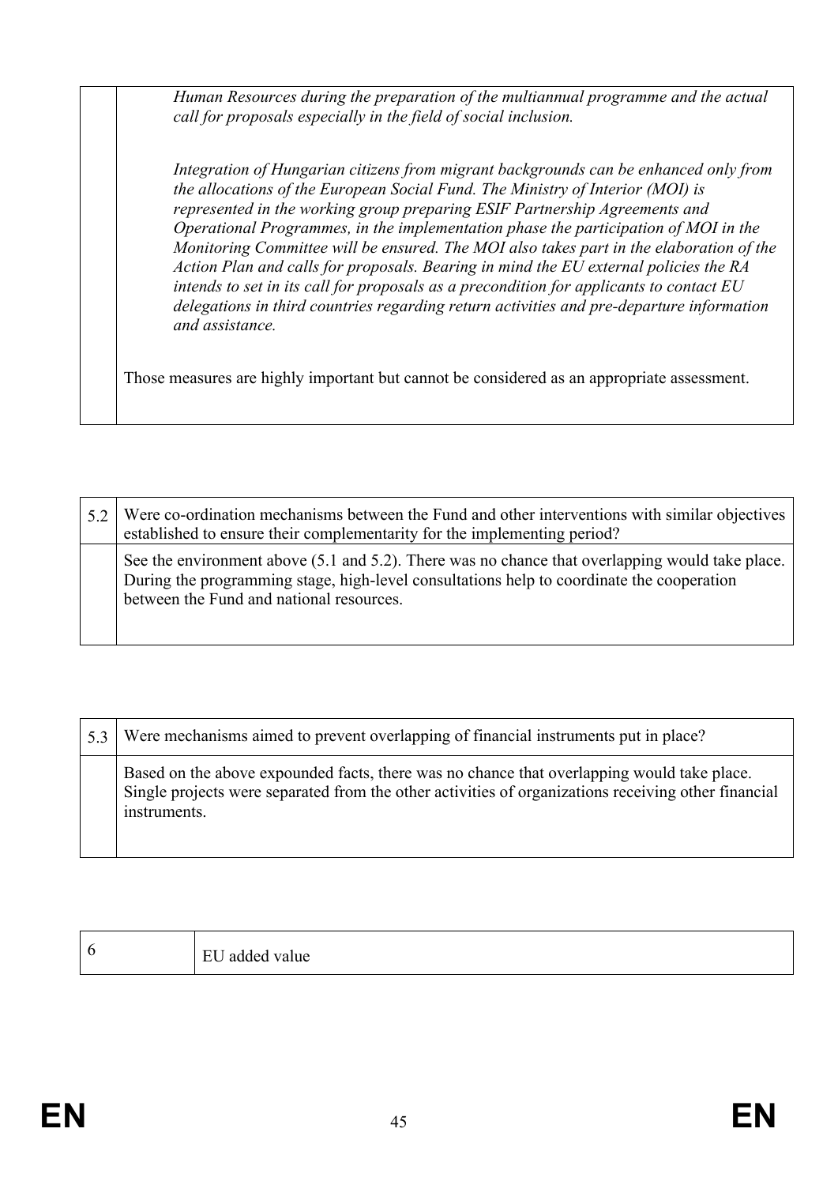| | |
|---|---|
| | *Human Resources during the preparation of the multiannual programme and the actual call for proposals especially in the field of social inclusion.*<br><br>*Integration of Hungarian citizens from migrant backgrounds can be enhanced only from the allocations of the European Social Fund. The Ministry of Interior (MOI) is represented in the working group preparing ESIF Partnership Agreements and Operational Programmes, in the implementation phase the participation of MOI in the Monitoring Committee will be ensured. The MOI also takes part in the elaboration of the Action Plan and calls for proposals. Bearing in mind the EU external policies the RA intends to set in its call for proposals as a precondition for applicants to contact EU delegations in third countries regarding return activities and pre-departure information and assistance.*<br><br>Those measures are highly important but cannot be considered as an appropriate assessment. |

| 5.2 | Were co-ordination mechanisms between the Fund and other interventions with similar objectives established to ensure their complementarity for the implementing period? |
|---|---|
| | See the environment above (5.1 and 5.2). There was no chance that overlapping would take place. During the programming stage, high-level consultations help to coordinate the cooperation between the Fund and national resources. |

| 5.3 | Were mechanisms aimed to prevent overlapping of financial instruments put in place? |
|---|---|
| | Based on the above expounded facts, there was no chance that overlapping would take place. Single projects were separated from the other activities of organizations receiving other financial instruments. |

| 6 | EU added value |
|---|---|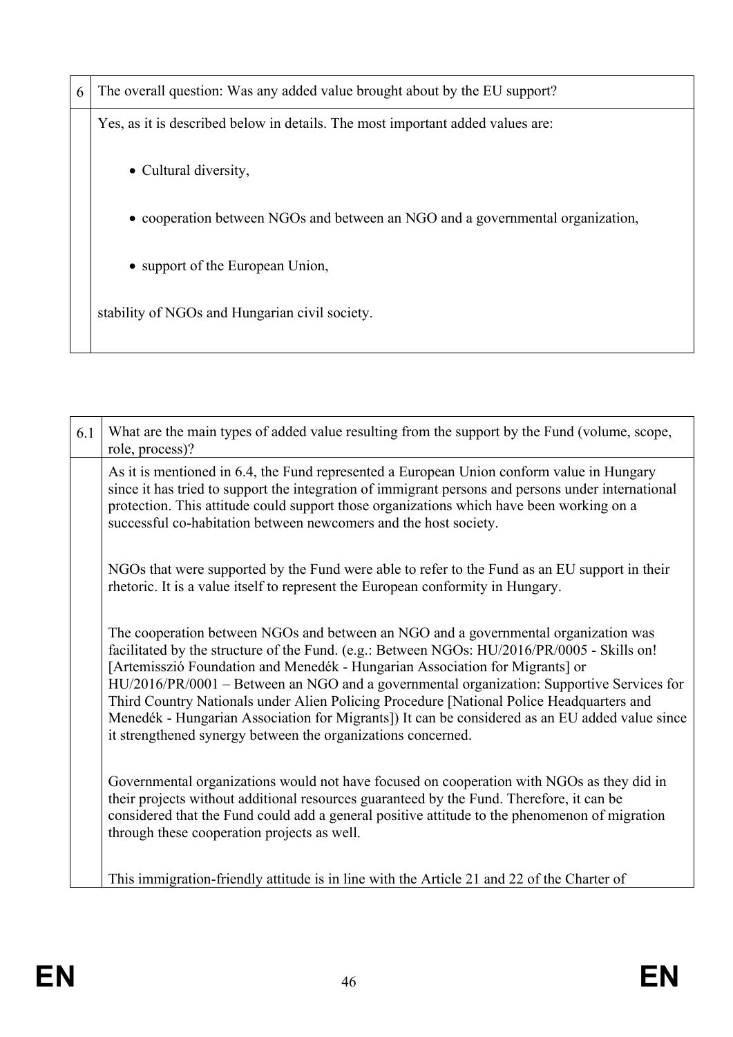| 6 | The overall question: Was any added value brought about by the EU support? |
|---|---|
| | Yes, as it is described below in details. The most important added values are:<br><br>• Cultural diversity,<br><br>• cooperation between NGOs and between an NGO and a governmental organization,<br><br>• support of the European Union,<br><br>stability of NGOs and Hungarian civil society. |

| 6.1 | What are the main types of added value resulting from the support by the Fund (volume, scope, role, process)? |
|---|---|
| | As it is mentioned in 6.4, the Fund represented a European Union conform value in Hungary since it has tried to support the integration of immigrant persons and persons under international protection. This attitude could support those organizations which have been working on a successful co-habitation between newcomers and the host society.<br><br>NGOs that were supported by the Fund were able to refer to the Fund as an EU support in their rhetoric. It is a value itself to represent the European conformity in Hungary.<br><br>The cooperation between NGOs and between an NGO and a governmental organization was facilitated by the structure of the Fund. (e.g.: Between NGOs: HU/2016/PR/0005 - Skills on! [Artemisszió Foundation and Menedék - Hungarian Association for Migrants] or HU/2016/PR/0001 – Between an NGO and a governmental organization: Supportive Services for Third Country Nationals under Alien Policing Procedure [National Police Headquarters and Menedék - Hungarian Association for Migrants]) It can be considered as an EU added value since it strengthened synergy between the organizations concerned.<br><br>Governmental organizations would not have focused on cooperation with NGOs as they did in their projects without additional resources guaranteed by the Fund. Therefore, it can be considered that the Fund could add a general positive attitude to the phenomenon of migration through these cooperation projects as well.<br><br>This immigration-friendly attitude is in line with the Article 21 and 22 of the Charter of |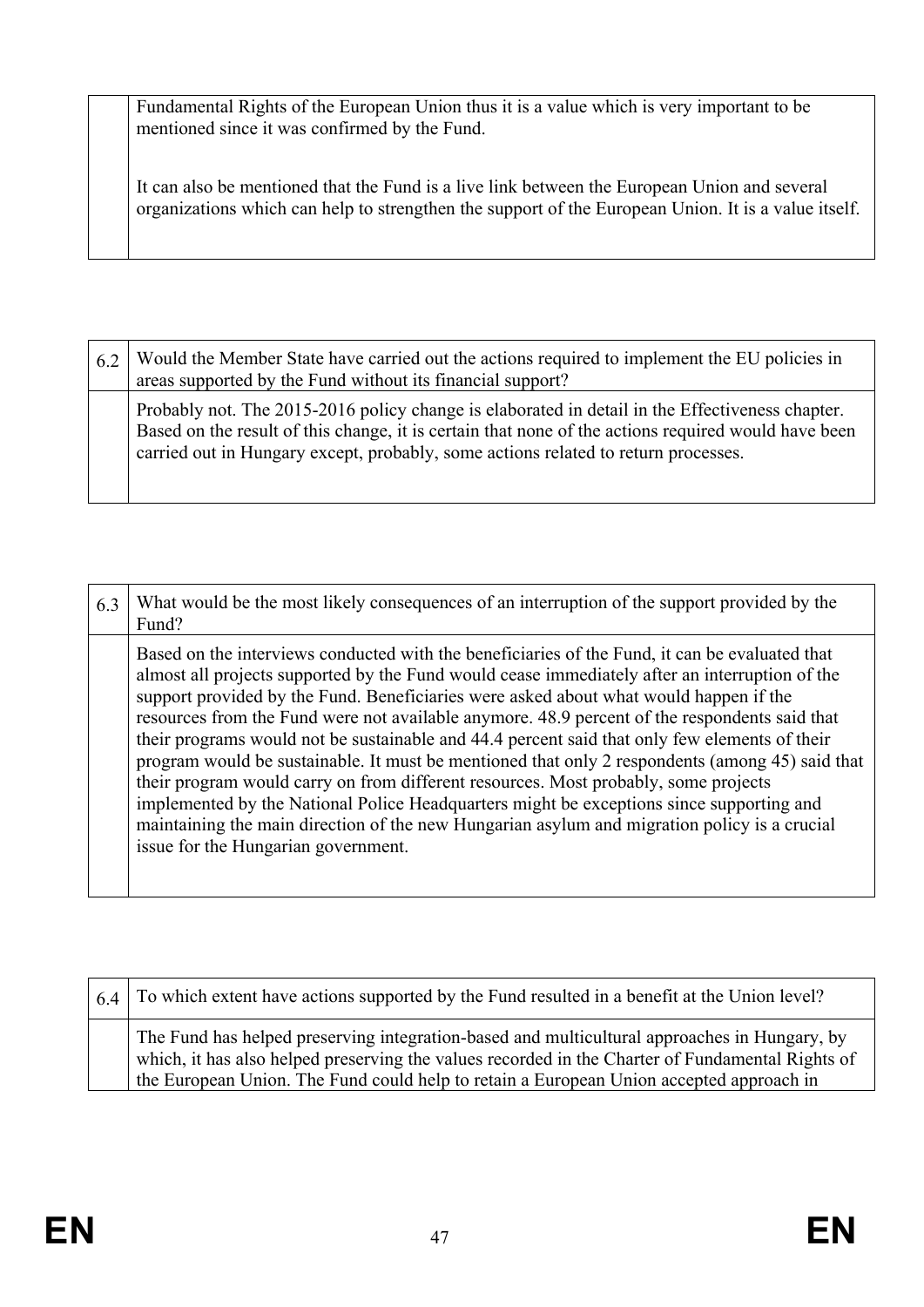| | |
|---|---|
| | Fundamental Rights of the European Union thus it is a value which is very important to be mentioned since it was confirmed by the Fund.<br><br>It can also be mentioned that the Fund is a live link between the European Union and several organizations which can help to strengthen the support of the European Union. It is a value itself. |

| 6.2 | Would the Member State have carried out the actions required to implement the EU policies in areas supported by the Fund without its financial support? |
|---|---|
| | Probably not. The 2015-2016 policy change is elaborated in detail in the Effectiveness chapter. Based on the result of this change, it is certain that none of the actions required would have been carried out in Hungary except, probably, some actions related to return processes. |

| 6.3 | What would be the most likely consequences of an interruption of the support provided by the Fund? |
|---|---|
| | Based on the interviews conducted with the beneficiaries of the Fund, it can be evaluated that almost all projects supported by the Fund would cease immediately after an interruption of the support provided by the Fund. Beneficiaries were asked about what would happen if the resources from the Fund were not available anymore. 48.9 percent of the respondents said that their programs would not be sustainable and 44.4 percent said that only few elements of their program would be sustainable. It must be mentioned that only 2 respondents (among 45) said that their program would carry on from different resources. Most probably, some projects implemented by the National Police Headquarters might be exceptions since supporting and maintaining the main direction of the new Hungarian asylum and migration policy is a crucial issue for the Hungarian government. |

| 6.4 | To which extent have actions supported by the Fund resulted in a benefit at the Union level? |
|---|---|
| | The Fund has helped preserving integration-based and multicultural approaches in Hungary, by which, it has also helped preserving the values recorded in the Charter of Fundamental Rights of the European Union. The Fund could help to retain a European Union accepted approach in |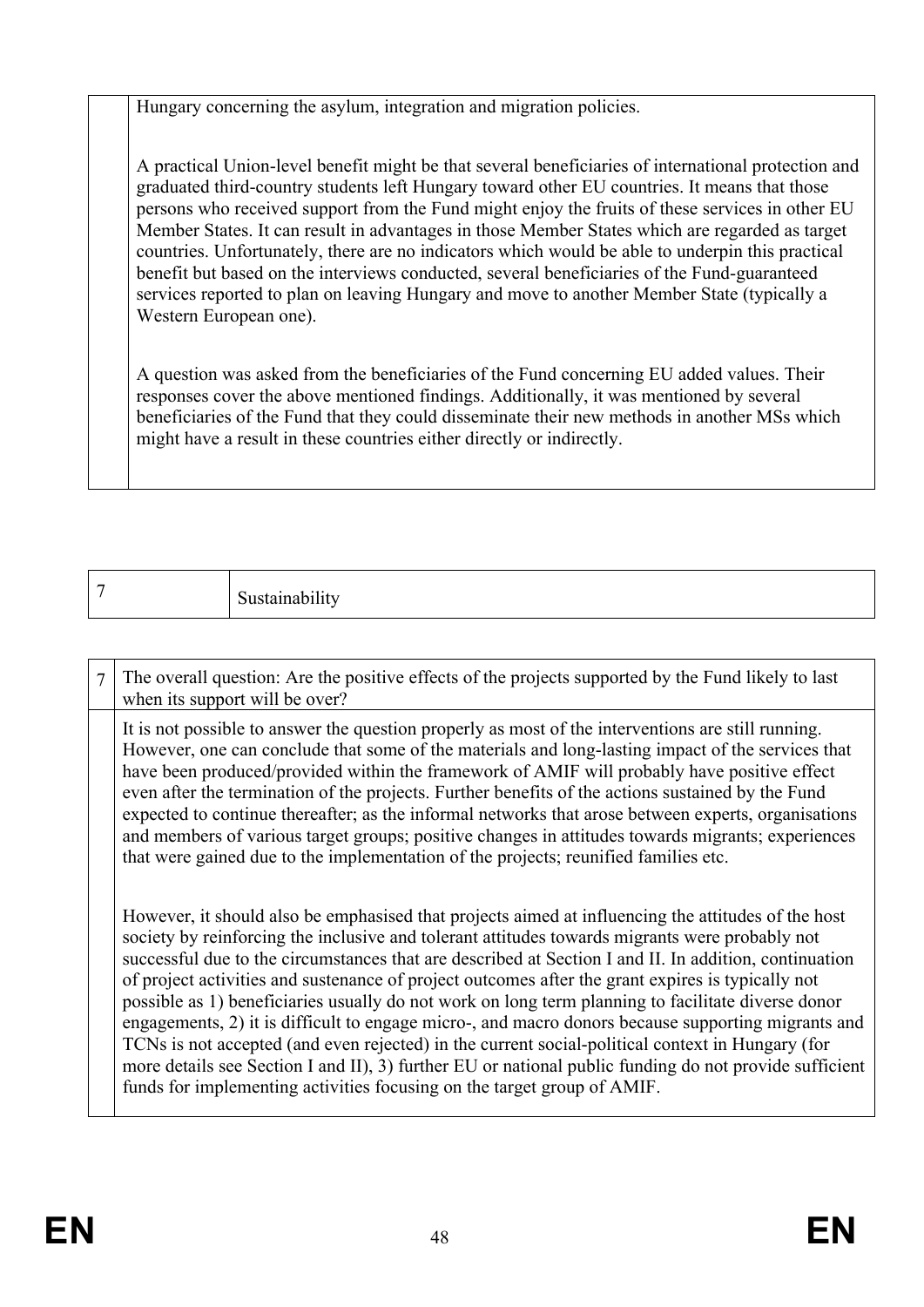| | |
|---|---|
| | Hungary concerning the asylum, integration and migration policies.<br><br>A practical Union-level benefit might be that several beneficiaries of international protection and graduated third-country students left Hungary toward other EU countries. It means that those persons who received support from the Fund might enjoy the fruits of these services in other EU Member States. It can result in advantages in those Member States which are regarded as target countries. Unfortunately, there are no indicators which would be able to underpin this practical benefit but based on the interviews conducted, several beneficiaries of the Fund-guaranteed services reported to plan on leaving Hungary and move to another Member State (typically a Western European one).<br><br>A question was asked from the beneficiaries of the Fund concerning EU added values. Their responses cover the above mentioned findings. Additionally, it was mentioned by several beneficiaries of the Fund that they could disseminate their new methods in another MSs which might have a result in these countries either directly or indirectly. |

| 7 | Sustainability |
|---|---|

| 7 | The overall question: Are the positive effects of the projects supported by the Fund likely to last when its support will be over? |
|---|---|
| | It is not possible to answer the question properly as most of the interventions are still running. However, one can conclude that some of the materials and long-lasting impact of the services that have been produced/provided within the framework of AMIF will probably have positive effect even after the termination of the projects. Further benefits of the actions sustained by the Fund expected to continue thereafter; as the informal networks that arose between experts, organisations and members of various target groups; positive changes in attitudes towards migrants; experiences that were gained due to the implementation of the projects; reunified families etc.<br><br>However, it should also be emphasised that projects aimed at influencing the attitudes of the host society by reinforcing the inclusive and tolerant attitudes towards migrants were probably not successful due to the circumstances that are described at Section I and II. In addition, continuation of project activities and sustenance of project outcomes after the grant expires is typically not possible as 1) beneficiaries usually do not work on long term planning to facilitate diverse donor engagements, 2) it is difficult to engage micro-, and macro donors because supporting migrants and TCNs is not accepted (and even rejected) in the current social-political context in Hungary (for more details see Section I and II), 3) further EU or national public funding do not provide sufficient funds for implementing activities focusing on the target group of AMIF. |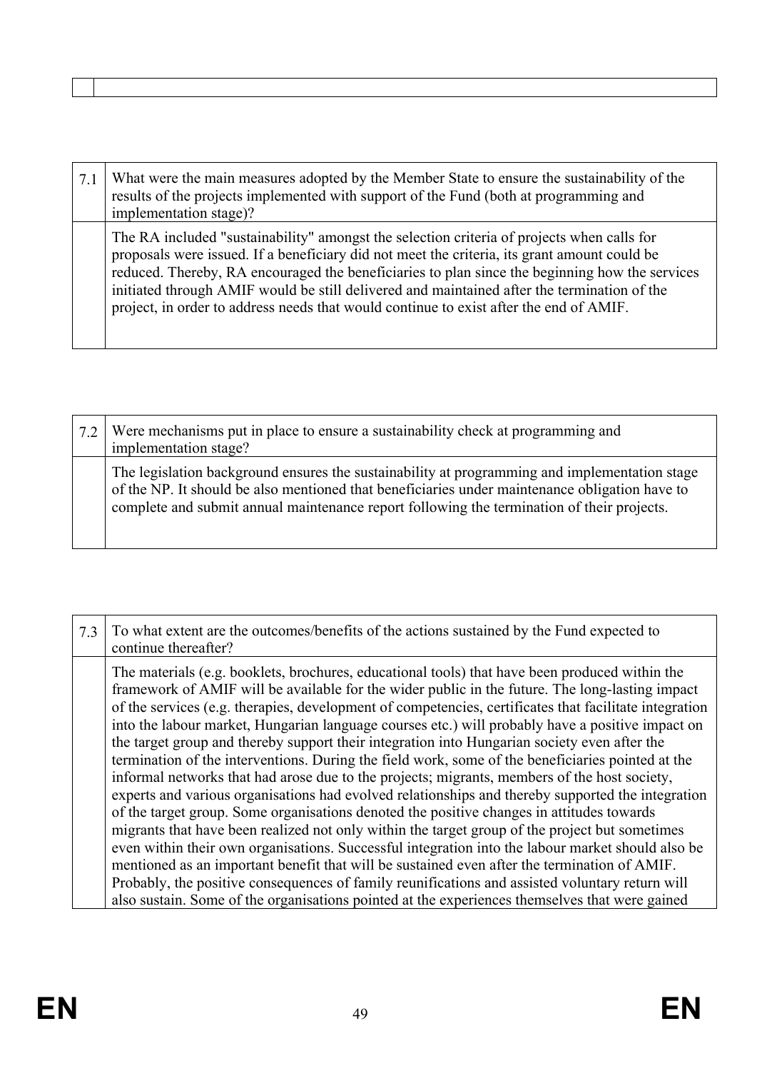| | |
|---|---|
| | |

| | |
|---|---|
| 7.1 | What were the main measures adopted by the Member State to ensure the sustainability of the results of the projects implemented with support of the Fund (both at programming and implementation stage)? |
| | The RA included "sustainability" amongst the selection criteria of projects when calls for proposals were issued. If a beneficiary did not meet the criteria, its grant amount could be reduced. Thereby, RA encouraged the beneficiaries to plan since the beginning how the services initiated through AMIF would be still delivered and maintained after the termination of the project, in order to address needs that would continue to exist after the end of AMIF. |

| | |
|---|---|
| 7.2 | Were mechanisms put in place to ensure a sustainability check at programming and implementation stage? |
| | The legislation background ensures the sustainability at programming and implementation stage of the NP. It should be also mentioned that beneficiaries under maintenance obligation have to complete and submit annual maintenance report following the termination of their projects. |

| | |
|---|---|
| 7.3 | To what extent are the outcomes/benefits of the actions sustained by the Fund expected to continue thereafter? |
| | The materials (e.g. booklets, brochures, educational tools) that have been produced within the framework of AMIF will be available for the wider public in the future. The long-lasting impact of the services (e.g. therapies, development of competencies, certificates that facilitate integration into the labour market, Hungarian language courses etc.) will probably have a positive impact on the target group and thereby support their integration into Hungarian society even after the termination of the interventions. During the field work, some of the beneficiaries pointed at the informal networks that had arose due to the projects; migrants, members of the host society, experts and various organisations had evolved relationships and thereby supported the integration of the target group. Some organisations denoted the positive changes in attitudes towards migrants that have been realized not only within the target group of the project but sometimes even within their own organisations. Successful integration into the labour market should also be mentioned as an important benefit that will be sustained even after the termination of AMIF. Probably, the positive consequences of family reunifications and assisted voluntary return will also sustain. Some of the organisations pointed at the experiences themselves that were gained |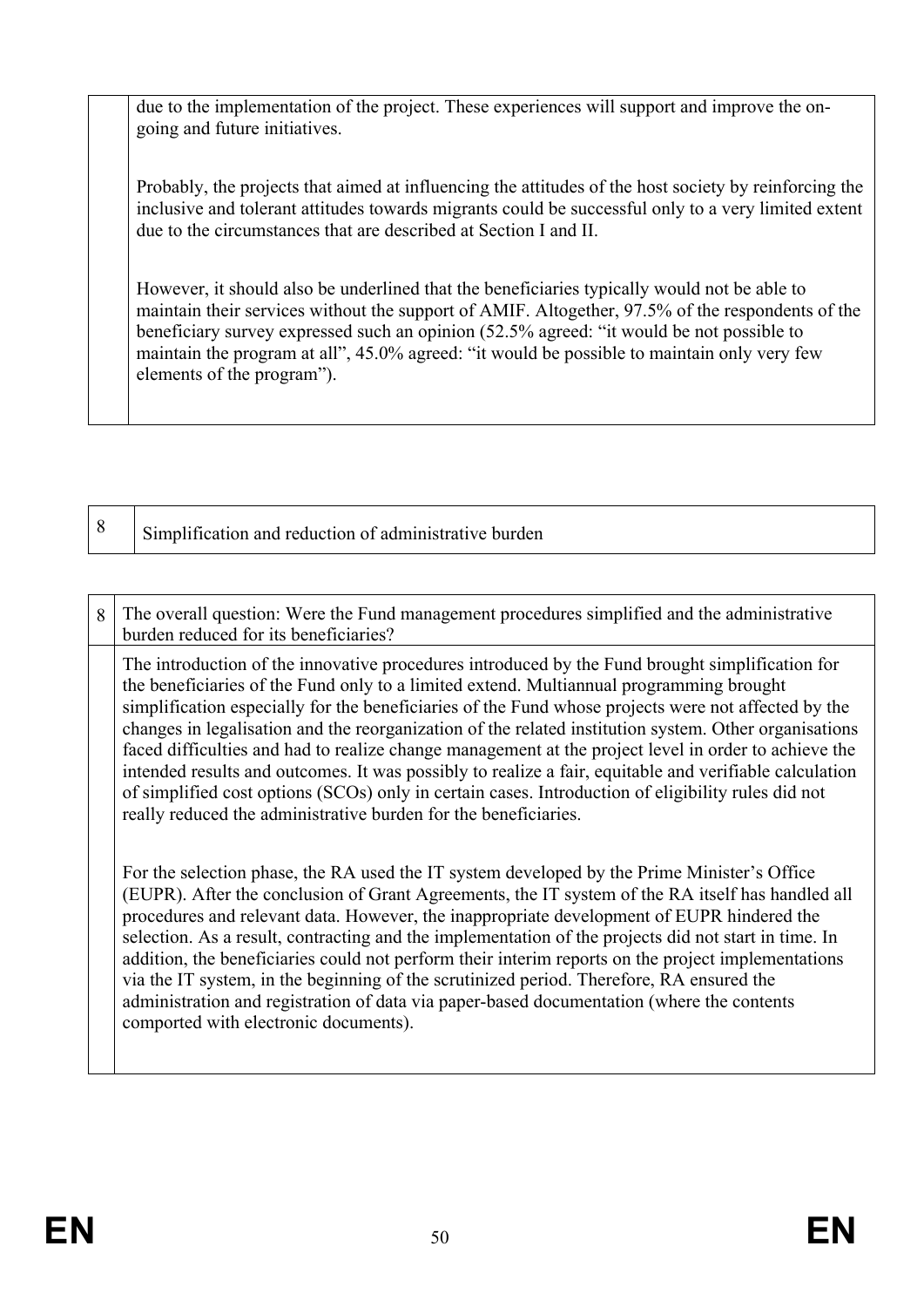| | |
|---|---|
| | due to the implementation of the project. These experiences will support and improve the on-going and future initiatives.<br><br>Probably, the projects that aimed at influencing the attitudes of the host society by reinforcing the inclusive and tolerant attitudes towards migrants could be successful only to a very limited extent due to the circumstances that are described at Section I and II.<br><br>However, it should also be underlined that the beneficiaries typically would not be able to maintain their services without the support of AMIF. Altogether, 97.5% of the respondents of the beneficiary survey expressed such an opinion (52.5% agreed: "it would be not possible to maintain the program at all", 45.0% agreed: "it would be possible to maintain only very few elements of the program"). |

| 8 | Simplification and reduction of administrative burden |
|---|---|

| 8 | The overall question: Were the Fund management procedures simplified and the administrative burden reduced for its beneficiaries? |
|---|---|
| | The introduction of the innovative procedures introduced by the Fund brought simplification for the beneficiaries of the Fund only to a limited extend. Multiannual programming brought simplification especially for the beneficiaries of the Fund whose projects were not affected by the changes in legalisation and the reorganization of the related institution system. Other organisations faced difficulties and had to realize change management at the project level in order to achieve the intended results and outcomes. It was possibly to realize a fair, equitable and verifiable calculation of simplified cost options (SCOs) only in certain cases. Introduction of eligibility rules did not really reduced the administrative burden for the beneficiaries.<br><br>For the selection phase, the RA used the IT system developed by the Prime Minister's Office (EUPR). After the conclusion of Grant Agreements, the IT system of the RA itself has handled all procedures and relevant data. However, the inappropriate development of EUPR hindered the selection. As a result, contracting and the implementation of the projects did not start in time. In addition, the beneficiaries could not perform their interim reports on the project implementations via the IT system, in the beginning of the scrutinized period. Therefore, RA ensured the administration and registration of data via paper-based documentation (where the contents comported with electronic documents). |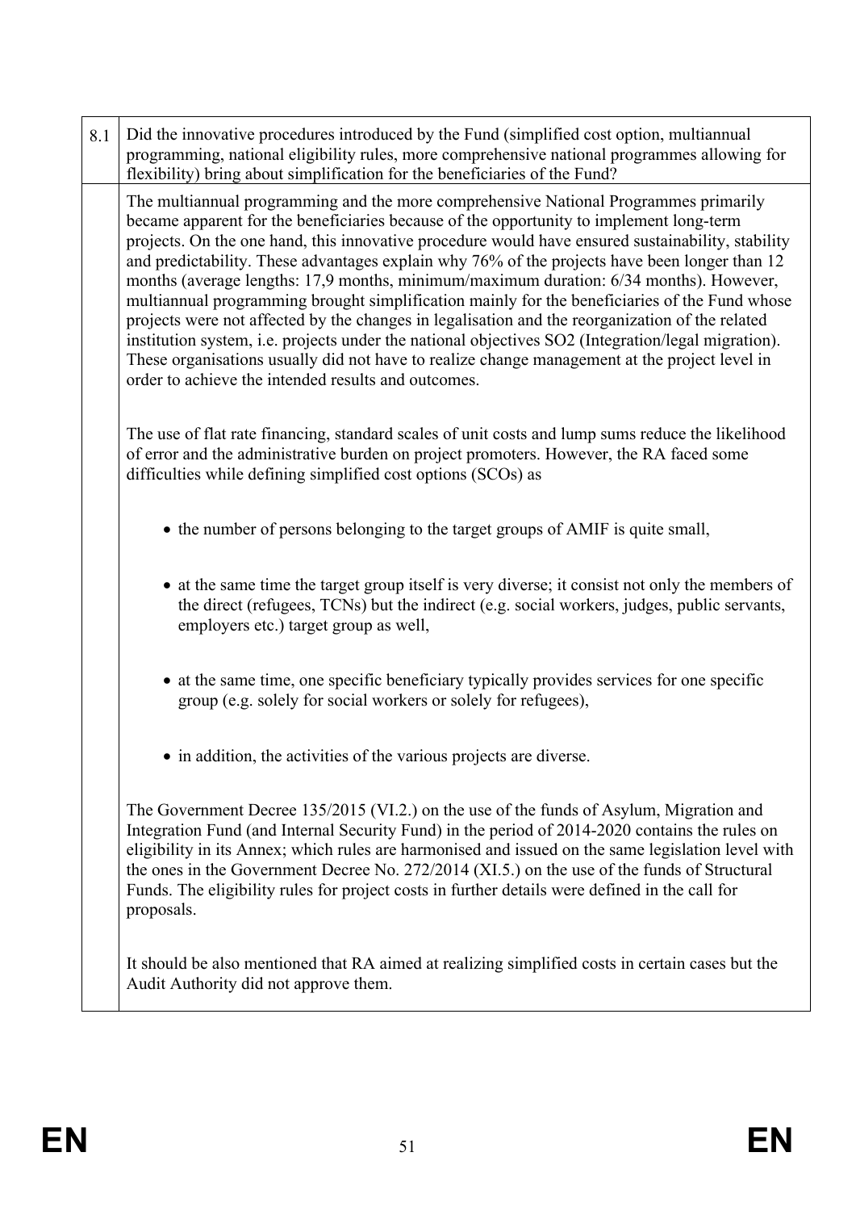| 8.1 | Did the innovative procedures introduced by the Fund (simplified cost option, multiannual programming, national eligibility rules, more comprehensive national programmes allowing for flexibility) bring about simplification for the beneficiaries of the Fund? |
|---|---|
| | The multiannual programming and the more comprehensive National Programmes primarily became apparent for the beneficiaries because of the opportunity to implement long-term projects. On the one hand, this innovative procedure would have ensured sustainability, stability and predictability. These advantages explain why 76% of the projects have been longer than 12 months (average lengths: 17,9 months, minimum/maximum duration: 6/34 months). However, multiannual programming brought simplification mainly for the beneficiaries of the Fund whose projects were not affected by the changes in legalisation and the reorganization of the related institution system, i.e. projects under the national objectives SO2 (Integration/legal migration). These organisations usually did not have to realize change management at the project level in order to achieve the intended results and outcomes.<br><br>The use of flat rate financing, standard scales of unit costs and lump sums reduce the likelihood of error and the administrative burden on project promoters. However, the RA faced some difficulties while defining simplified cost options (SCOs) as<br><br>• the number of persons belonging to the target groups of AMIF is quite small,<br><br>• at the same time the target group itself is very diverse; it consist not only the members of the direct (refugees, TCNs) but the indirect (e.g. social workers, judges, public servants, employers etc.) target group as well,<br><br>• at the same time, one specific beneficiary typically provides services for one specific group (e.g. solely for social workers or solely for refugees),<br><br>• in addition, the activities of the various projects are diverse.<br><br>The Government Decree 135/2015 (VI.2.) on the use of the funds of Asylum, Migration and Integration Fund (and Internal Security Fund) in the period of 2014-2020 contains the rules on eligibility in its Annex; which rules are harmonised and issued on the same legislation level with the ones in the Government Decree No. 272/2014 (XI.5.) on the use of the funds of Structural Funds. The eligibility rules for project costs in further details were defined in the call for proposals.<br><br>It should be also mentioned that RA aimed at realizing simplified costs in certain cases but the Audit Authority did not approve them. |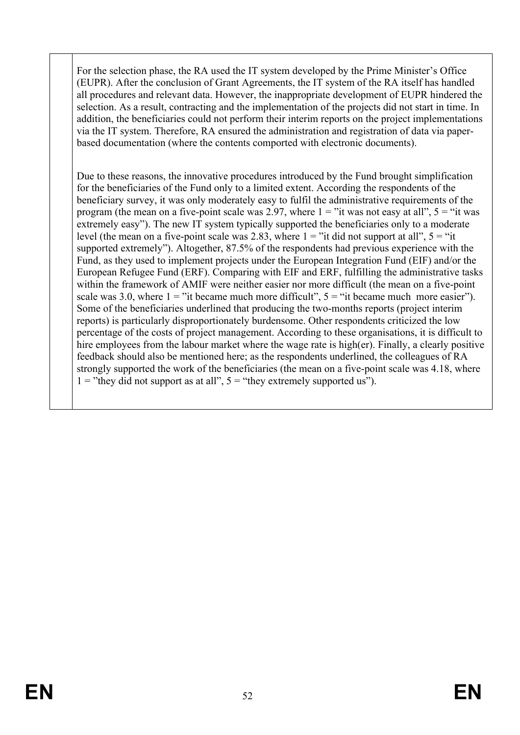For the selection phase, the RA used the IT system developed by the Prime Minister's Office (EUPR). After the conclusion of Grant Agreements, the IT system of the RA itself has handled all procedures and relevant data. However, the inappropriate development of EUPR hindered the selection. As a result, contracting and the implementation of the projects did not start in time. In addition, the beneficiaries could not perform their interim reports on the project implementations via the IT system. Therefore, RA ensured the administration and registration of data via paper-based documentation (where the contents comported with electronic documents).

Due to these reasons, the innovative procedures introduced by the Fund brought simplification for the beneficiaries of the Fund only to a limited extent. According the respondents of the beneficiary survey, it was only moderately easy to fulfil the administrative requirements of the program (the mean on a five-point scale was 2.97, where 1 = "it was not easy at all", 5 = "it was extremely easy"). The new IT system typically supported the beneficiaries only to a moderate level (the mean on a five-point scale was 2.83, where 1 = "it did not support at all", 5 = "it supported extremely"). Altogether, 87.5% of the respondents had previous experience with the Fund, as they used to implement projects under the European Integration Fund (EIF) and/or the European Refugee Fund (ERF). Comparing with EIF and ERF, fulfilling the administrative tasks within the framework of AMIF were neither easier nor more difficult (the mean on a five-point scale was 3.0, where 1 = "it became much more difficult", 5 = "it became much more easier"). Some of the beneficiaries underlined that producing the two-months reports (project interim reports) is particularly disproportionately burdensome. Other respondents criticized the low percentage of the costs of project management. According to these organisations, it is difficult to hire employees from the labour market where the wage rate is high(er). Finally, a clearly positive feedback should also be mentioned here; as the respondents underlined, the colleagues of RA strongly supported the work of the beneficiaries (the mean on a five-point scale was 4.18, where 1 = "they did not support as at all", 5 = "they extremely supported us").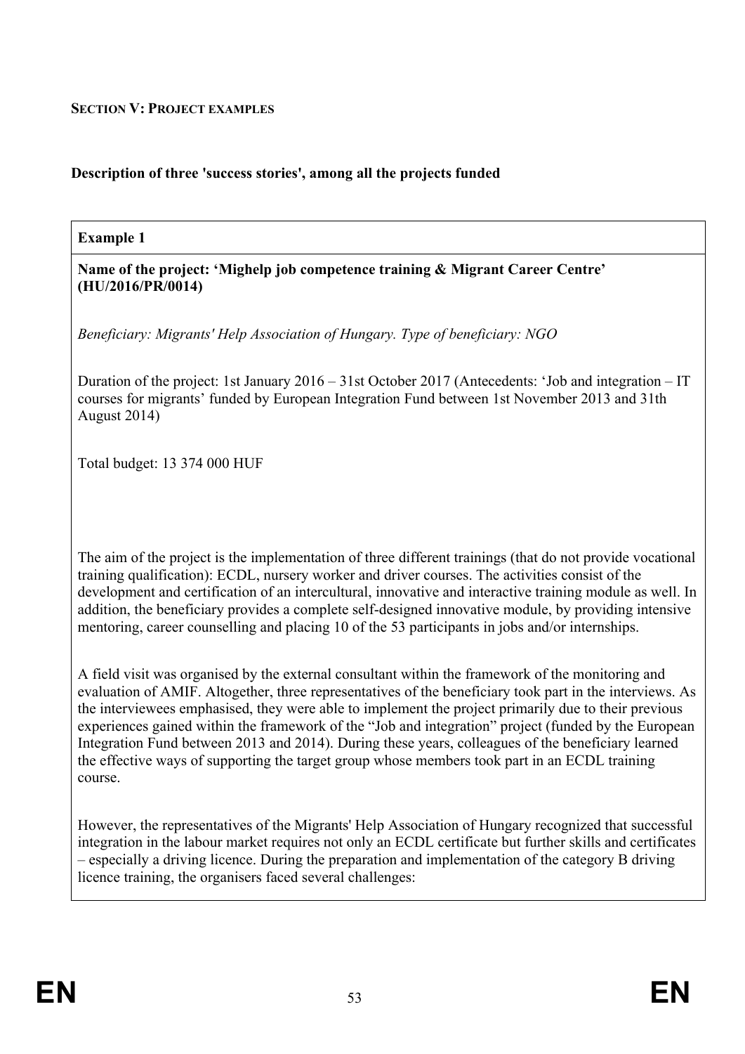**SECTION V: PROJECT EXAMPLES**

**Description of three 'success stories', among all the projects funded**

**Example 1**

**Name of the project: 'Mighelp job competence training & Migrant Career Centre' (HU/2016/PR/0014)**

*Beneficiary: Migrants' Help Association of Hungary. Type of beneficiary: NGO*

Duration of the project: 1st January 2016 – 31st October 2017 (Antecedents: 'Job and integration – IT courses for migrants' funded by European Integration Fund between 1st November 2013 and 31th August 2014)

Total budget: 13 374 000 HUF

The aim of the project is the implementation of three different trainings (that do not provide vocational training qualification): ECDL, nursery worker and driver courses. The activities consist of the development and certification of an intercultural, innovative and interactive training module as well. In addition, the beneficiary provides a complete self-designed innovative module, by providing intensive mentoring, career counselling and placing 10 of the 53 participants in jobs and/or internships.

A field visit was organised by the external consultant within the framework of the monitoring and evaluation of AMIF. Altogether, three representatives of the beneficiary took part in the interviews. As the interviewees emphasised, they were able to implement the project primarily due to their previous experiences gained within the framework of the "Job and integration" project (funded by the European Integration Fund between 2013 and 2014). During these years, colleagues of the beneficiary learned the effective ways of supporting the target group whose members took part in an ECDL training course.

However, the representatives of the Migrants' Help Association of Hungary recognized that successful integration in the labour market requires not only an ECDL certificate but further skills and certificates – especially a driving licence. During the preparation and implementation of the category B driving licence training, the organisers faced several challenges: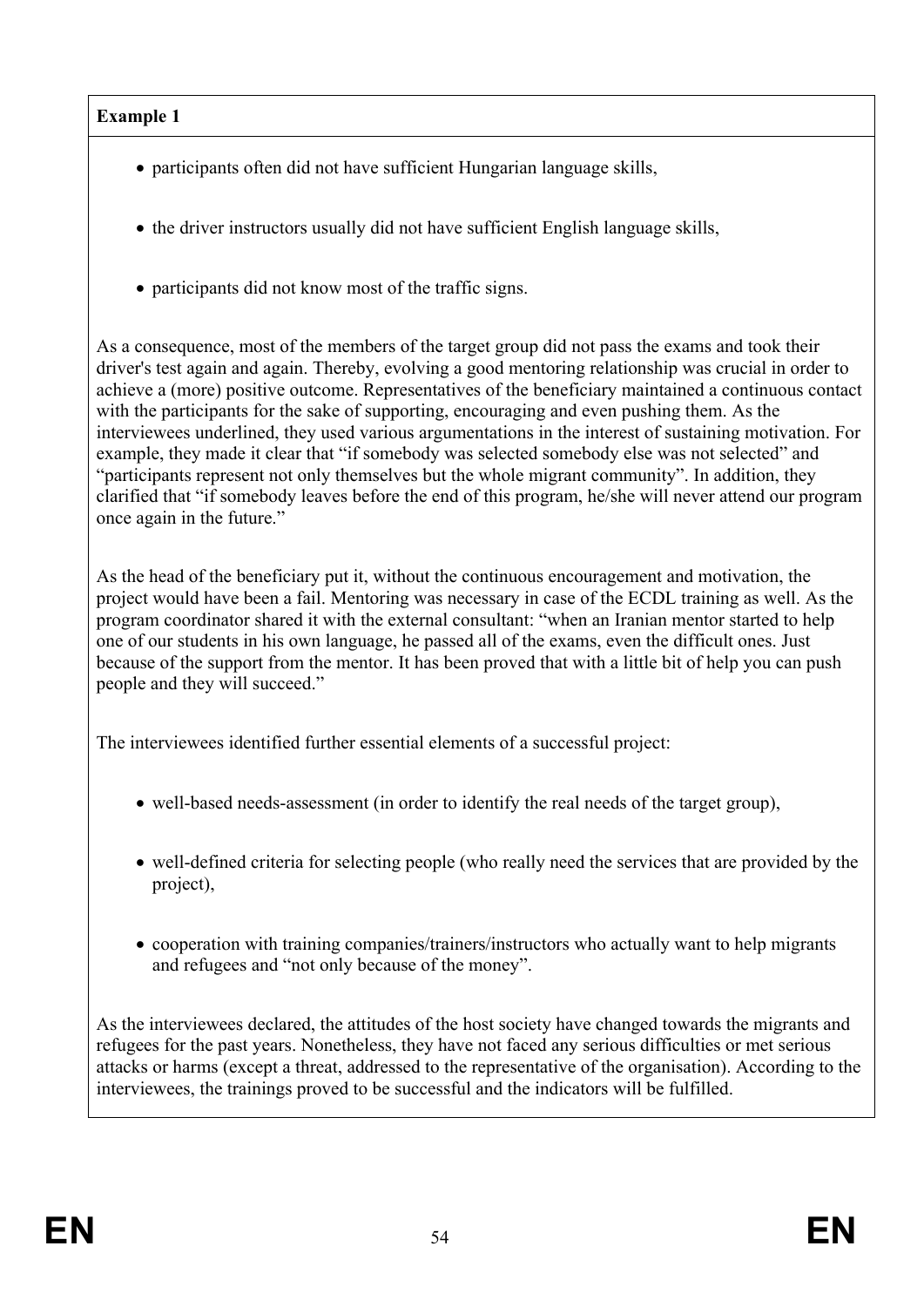**Example 1**

- participants often did not have sufficient Hungarian language skills,
- the driver instructors usually did not have sufficient English language skills,
- participants did not know most of the traffic signs.

As a consequence, most of the members of the target group did not pass the exams and took their driver's test again and again. Thereby, evolving a good mentoring relationship was crucial in order to achieve a (more) positive outcome. Representatives of the beneficiary maintained a continuous contact with the participants for the sake of supporting, encouraging and even pushing them. As the interviewees underlined, they used various argumentations in the interest of sustaining motivation. For example, they made it clear that "if somebody was selected somebody else was not selected" and "participants represent not only themselves but the whole migrant community". In addition, they clarified that "if somebody leaves before the end of this program, he/she will never attend our program once again in the future."

As the head of the beneficiary put it, without the continuous encouragement and motivation, the project would have been a fail. Mentoring was necessary in case of the ECDL training as well. As the program coordinator shared it with the external consultant: "when an Iranian mentor started to help one of our students in his own language, he passed all of the exams, even the difficult ones. Just because of the support from the mentor. It has been proved that with a little bit of help you can push people and they will succeed."

The interviewees identified further essential elements of a successful project:

- well-based needs-assessment (in order to identify the real needs of the target group),
- well-defined criteria for selecting people (who really need the services that are provided by the project),
- cooperation with training companies/trainers/instructors who actually want to help migrants and refugees and "not only because of the money".

As the interviewees declared, the attitudes of the host society have changed towards the migrants and refugees for the past years. Nonetheless, they have not faced any serious difficulties or met serious attacks or harms (except a threat, addressed to the representative of the organisation). According to the interviewees, the trainings proved to be successful and the indicators will be fulfilled.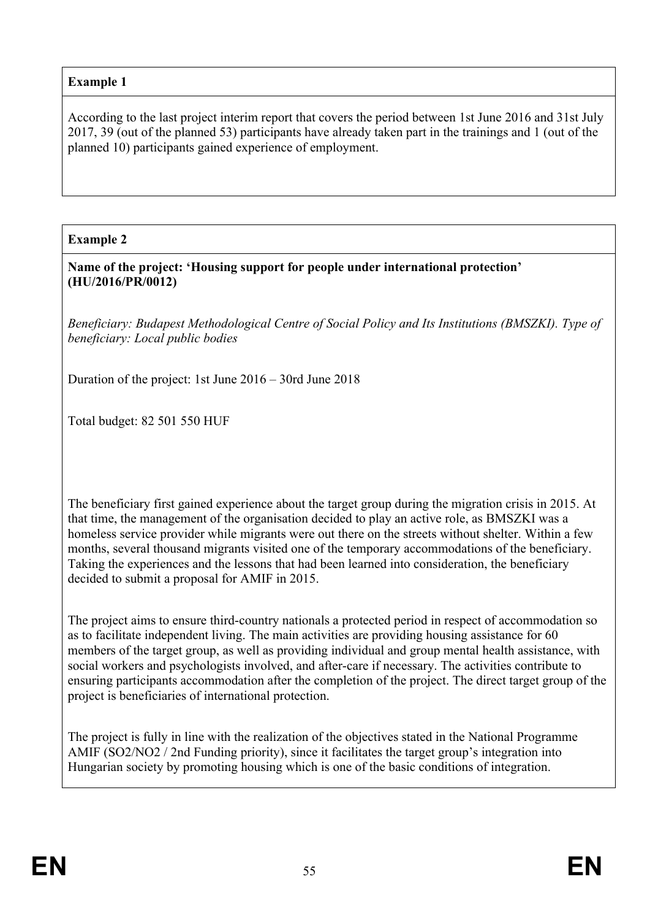**Example 1**

According to the last project interim report that covers the period between 1st June 2016 and 31st July 2017, 39 (out of the planned 53) participants have already taken part in the trainings and 1 (out of the planned 10) participants gained experience of employment.

**Example 2**

**Name of the project: 'Housing support for people under international protection' (HU/2016/PR/0012)**

*Beneficiary: Budapest Methodological Centre of Social Policy and Its Institutions (BMSZKI). Type of beneficiary: Local public bodies*

Duration of the project: 1st June 2016 – 30rd June 2018

Total budget: 82 501 550 HUF

The beneficiary first gained experience about the target group during the migration crisis in 2015. At that time, the management of the organisation decided to play an active role, as BMSZKI was a homeless service provider while migrants were out there on the streets without shelter. Within a few months, several thousand migrants visited one of the temporary accommodations of the beneficiary. Taking the experiences and the lessons that had been learned into consideration, the beneficiary decided to submit a proposal for AMIF in 2015.

The project aims to ensure third-country nationals a protected period in respect of accommodation so as to facilitate independent living. The main activities are providing housing assistance for 60 members of the target group, as well as providing individual and group mental health assistance, with social workers and psychologists involved, and after-care if necessary. The activities contribute to ensuring participants accommodation after the completion of the project. The direct target group of the project is beneficiaries of international protection.

The project is fully in line with the realization of the objectives stated in the National Programme AMIF (SO2/NO2 / 2nd Funding priority), since it facilitates the target group's integration into Hungarian society by promoting housing which is one of the basic conditions of integration.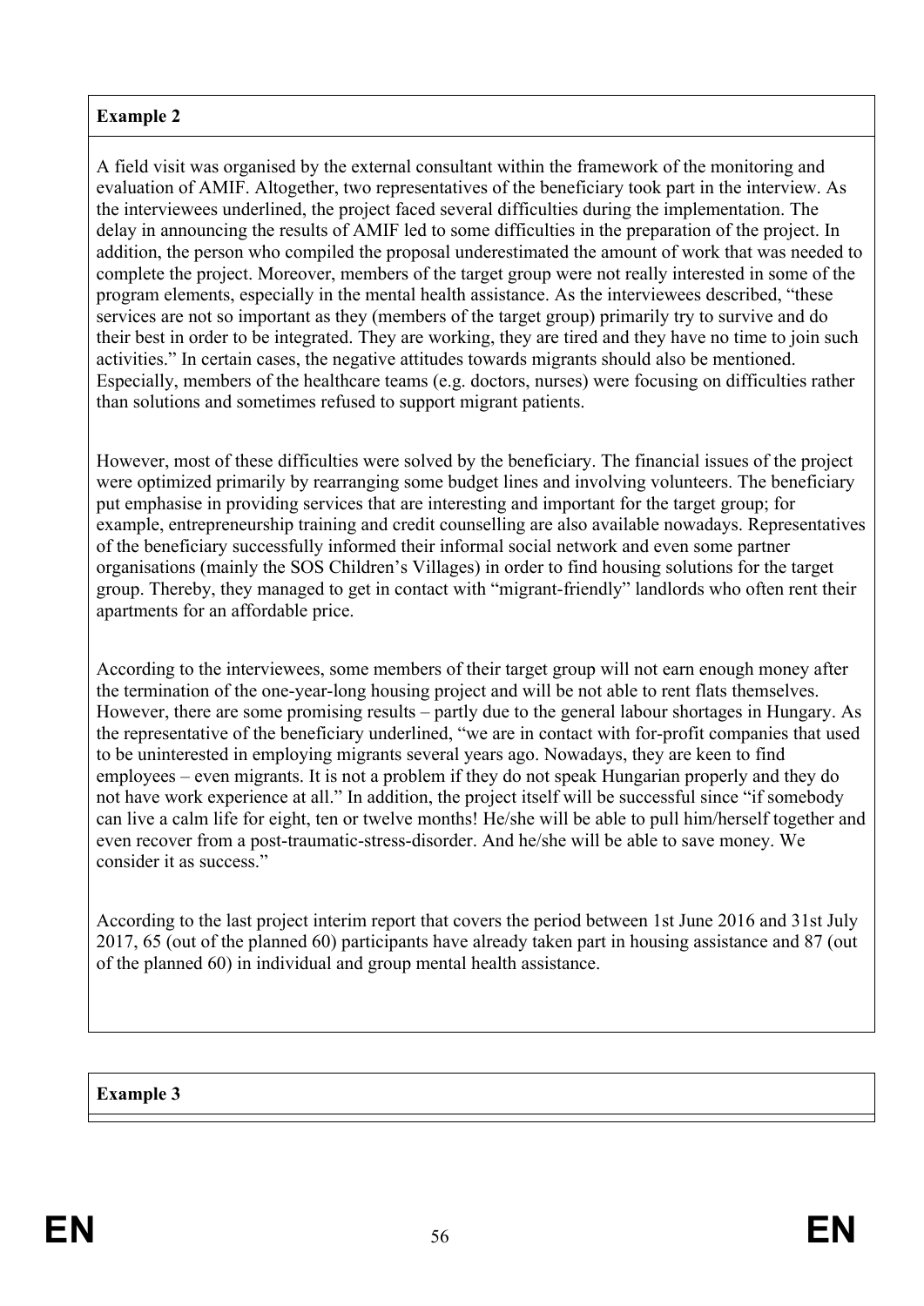**Example 2**

A field visit was organised by the external consultant within the framework of the monitoring and evaluation of AMIF. Altogether, two representatives of the beneficiary took part in the interview. As the interviewees underlined, the project faced several difficulties during the implementation. The delay in announcing the results of AMIF led to some difficulties in the preparation of the project. In addition, the person who compiled the proposal underestimated the amount of work that was needed to complete the project. Moreover, members of the target group were not really interested in some of the program elements, especially in the mental health assistance. As the interviewees described, "these services are not so important as they (members of the target group) primarily try to survive and do their best in order to be integrated. They are working, they are tired and they have no time to join such activities." In certain cases, the negative attitudes towards migrants should also be mentioned. Especially, members of the healthcare teams (e.g. doctors, nurses) were focusing on difficulties rather than solutions and sometimes refused to support migrant patients.

However, most of these difficulties were solved by the beneficiary. The financial issues of the project were optimized primarily by rearranging some budget lines and involving volunteers. The beneficiary put emphasise in providing services that are interesting and important for the target group; for example, entrepreneurship training and credit counselling are also available nowadays. Representatives of the beneficiary successfully informed their informal social network and even some partner organisations (mainly the SOS Children's Villages) in order to find housing solutions for the target group. Thereby, they managed to get in contact with "migrant-friendly" landlords who often rent their apartments for an affordable price.

According to the interviewees, some members of their target group will not earn enough money after the termination of the one-year-long housing project and will be not able to rent flats themselves. However, there are some promising results – partly due to the general labour shortages in Hungary. As the representative of the beneficiary underlined, "we are in contact with for-profit companies that used to be uninterested in employing migrants several years ago. Nowadays, they are keen to find employees – even migrants. It is not a problem if they do not speak Hungarian properly and they do not have work experience at all." In addition, the project itself will be successful since "if somebody can live a calm life for eight, ten or twelve months! He/she will be able to pull him/herself together and even recover from a post-traumatic-stress-disorder. And he/she will be able to save money. We consider it as success."

According to the last project interim report that covers the period between 1st June 2016 and 31st July 2017, 65 (out of the planned 60) participants have already taken part in housing assistance and 87 (out of the planned 60) in individual and group mental health assistance.

**Example 3**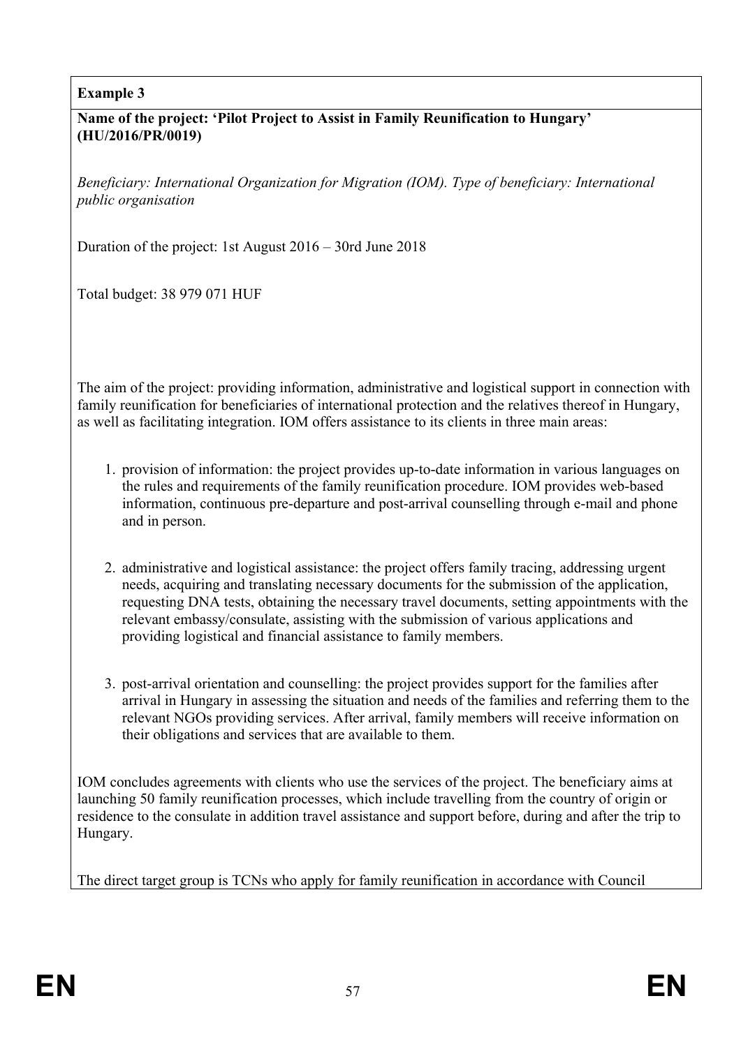**Example 3**

**Name of the project: 'Pilot Project to Assist in Family Reunification to Hungary' (HU/2016/PR/0019)**

*Beneficiary: International Organization for Migration (IOM). Type of beneficiary: International public organisation*

Duration of the project: 1st August 2016 – 30rd June 2018

Total budget: 38 979 071 HUF

The aim of the project: providing information, administrative and logistical support in connection with family reunification for beneficiaries of international protection and the relatives thereof in Hungary, as well as facilitating integration. IOM offers assistance to its clients in three main areas:

1. provision of information: the project provides up-to-date information in various languages on the rules and requirements of the family reunification procedure. IOM provides web-based information, continuous pre-departure and post-arrival counselling through e-mail and phone and in person.

2. administrative and logistical assistance: the project offers family tracing, addressing urgent needs, acquiring and translating necessary documents for the submission of the application, requesting DNA tests, obtaining the necessary travel documents, setting appointments with the relevant embassy/consulate, assisting with the submission of various applications and providing logistical and financial assistance to family members.

3. post-arrival orientation and counselling: the project provides support for the families after arrival in Hungary in assessing the situation and needs of the families and referring them to the relevant NGOs providing services. After arrival, family members will receive information on their obligations and services that are available to them.

IOM concludes agreements with clients who use the services of the project. The beneficiary aims at launching 50 family reunification processes, which include travelling from the country of origin or residence to the consulate in addition travel assistance and support before, during and after the trip to Hungary.

The direct target group is TCNs who apply for family reunification in accordance with Council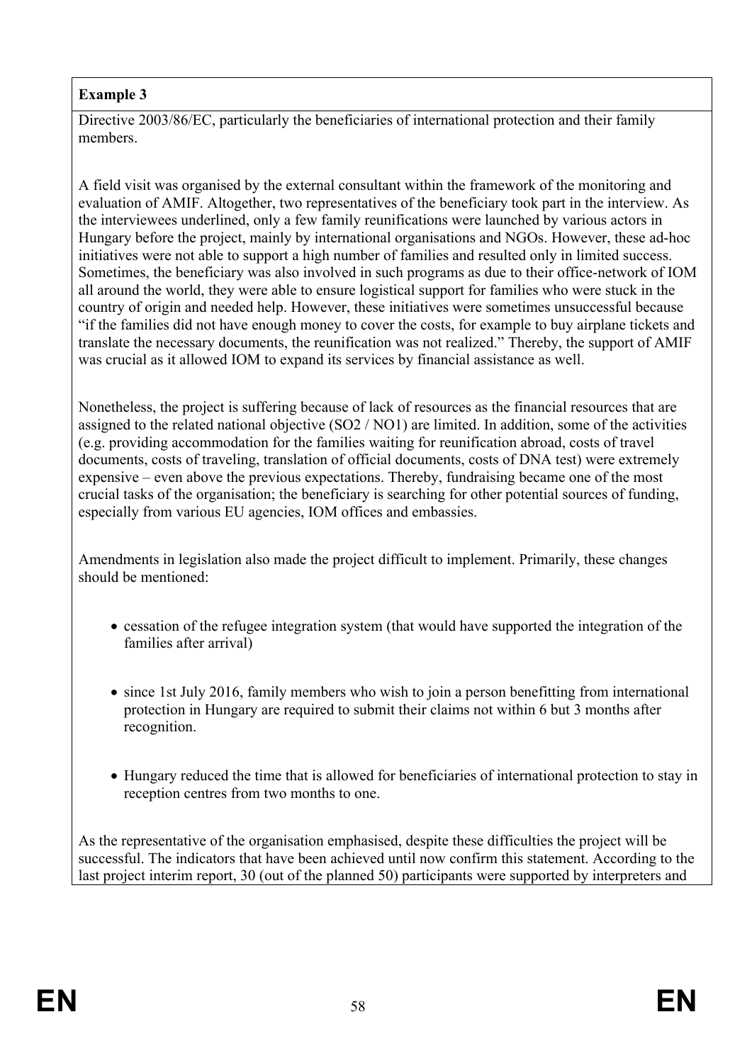**Example 3**

Directive 2003/86/EC, particularly the beneficiaries of international protection and their family members.

A field visit was organised by the external consultant within the framework of the monitoring and evaluation of AMIF. Altogether, two representatives of the beneficiary took part in the interview. As the interviewees underlined, only a few family reunifications were launched by various actors in Hungary before the project, mainly by international organisations and NGOs. However, these ad-hoc initiatives were not able to support a high number of families and resulted only in limited success. Sometimes, the beneficiary was also involved in such programs as due to their office-network of IOM all around the world, they were able to ensure logistical support for families who were stuck in the country of origin and needed help. However, these initiatives were sometimes unsuccessful because "if the families did not have enough money to cover the costs, for example to buy airplane tickets and translate the necessary documents, the reunification was not realized." Thereby, the support of AMIF was crucial as it allowed IOM to expand its services by financial assistance as well.

Nonetheless, the project is suffering because of lack of resources as the financial resources that are assigned to the related national objective (SO2 / NO1) are limited. In addition, some of the activities (e.g. providing accommodation for the families waiting for reunification abroad, costs of travel documents, costs of traveling, translation of official documents, costs of DNA test) were extremely expensive – even above the previous expectations. Thereby, fundraising became one of the most crucial tasks of the organisation; the beneficiary is searching for other potential sources of funding, especially from various EU agencies, IOM offices and embassies.

Amendments in legislation also made the project difficult to implement. Primarily, these changes should be mentioned:

- cessation of the refugee integration system (that would have supported the integration of the families after arrival)
- since 1st July 2016, family members who wish to join a person benefitting from international protection in Hungary are required to submit their claims not within 6 but 3 months after recognition.
- Hungary reduced the time that is allowed for beneficiaries of international protection to stay in reception centres from two months to one.

As the representative of the organisation emphasised, despite these difficulties the project will be successful. The indicators that have been achieved until now confirm this statement. According to the last project interim report, 30 (out of the planned 50) participants were supported by interpreters and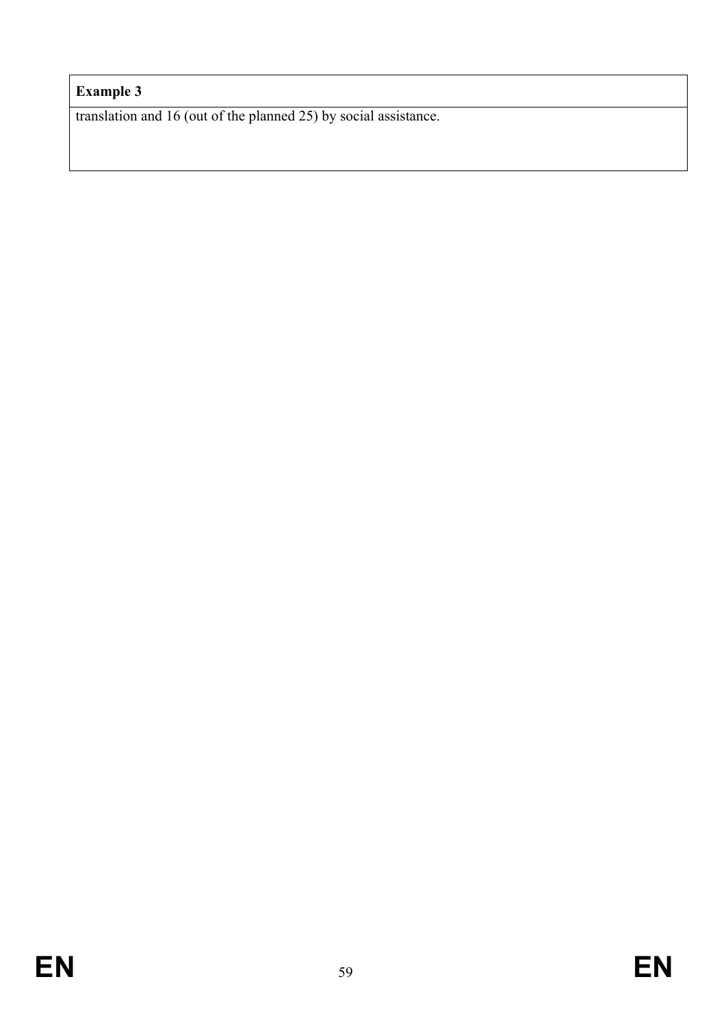| **Example 3** |
| --- |
| translation and 16 (out of the planned 25) by social assistance. |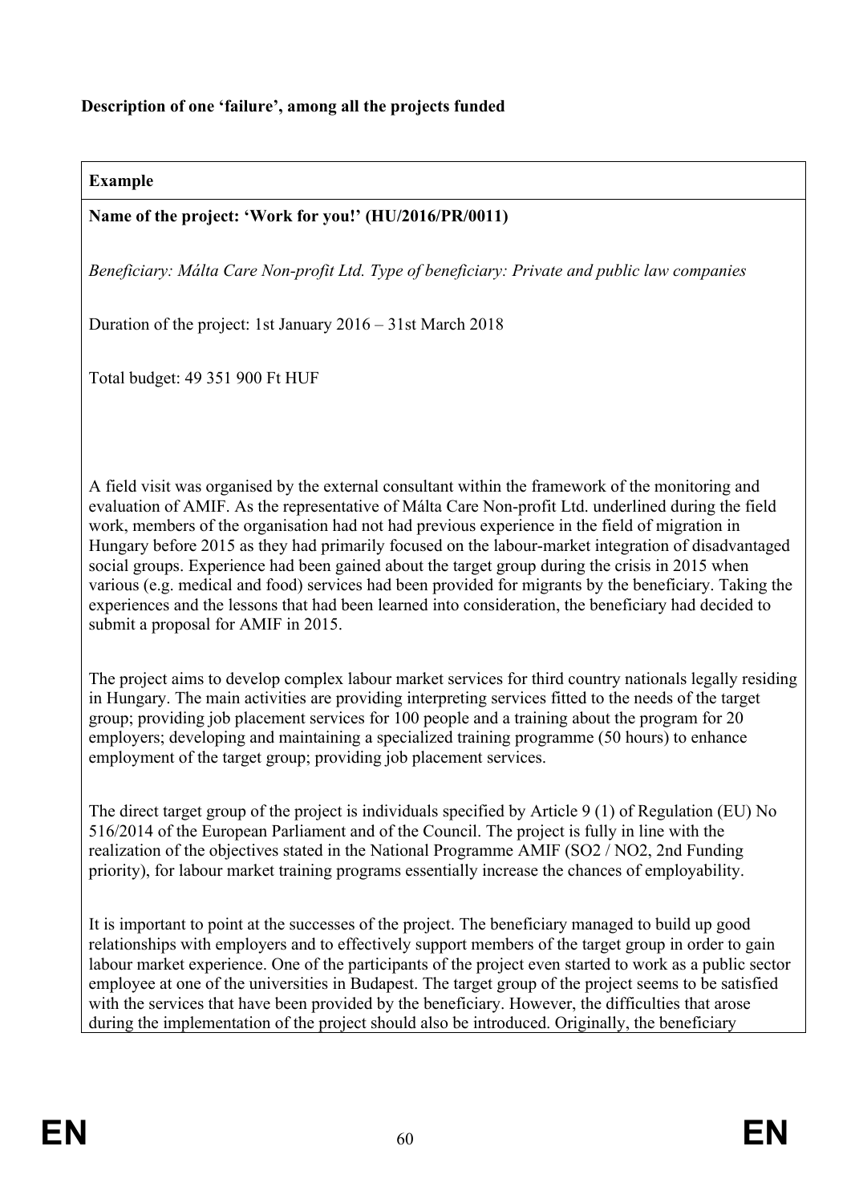**Description of one 'failure', among all the projects funded**

| **Example** |
|---|
| **Name of the project: 'Work for you!' (HU/2016/PR/0011)**<br><br>*Beneficiary: Málta Care Non-profit Ltd. Type of beneficiary: Private and public law companies*<br><br>Duration of the project: 1st January 2016 – 31st March 2018<br><br>Total budget: 49 351 900 Ft HUF<br><br>A field visit was organised by the external consultant within the framework of the monitoring and evaluation of AMIF. As the representative of Málta Care Non-profit Ltd. underlined during the field work, members of the organisation had not had previous experience in the field of migration in Hungary before 2015 as they had primarily focused on the labour-market integration of disadvantaged social groups. Experience had been gained about the target group during the crisis in 2015 when various (e.g. medical and food) services had been provided for migrants by the beneficiary. Taking the experiences and the lessons that had been learned into consideration, the beneficiary had decided to submit a proposal for AMIF in 2015.<br><br>The project aims to develop complex labour market services for third country nationals legally residing in Hungary. The main activities are providing interpreting services fitted to the needs of the target group; providing job placement services for 100 people and a training about the program for 20 employers; developing and maintaining a specialized training programme (50 hours) to enhance employment of the target group; providing job placement services.<br><br>The direct target group of the project is individuals specified by Article 9 (1) of Regulation (EU) No 516/2014 of the European Parliament and of the Council. The project is fully in line with the realization of the objectives stated in the National Programme AMIF (SO2 / NO2, 2nd Funding priority), for labour market training programs essentially increase the chances of employability.<br><br>It is important to point at the successes of the project. The beneficiary managed to build up good relationships with employers and to effectively support members of the target group in order to gain labour market experience. One of the participants of the project even started to work as a public sector employee at one of the universities in Budapest. The target group of the project seems to be satisfied with the services that have been provided by the beneficiary. However, the difficulties that arose during the implementation of the project should also be introduced. Originally, the beneficiary |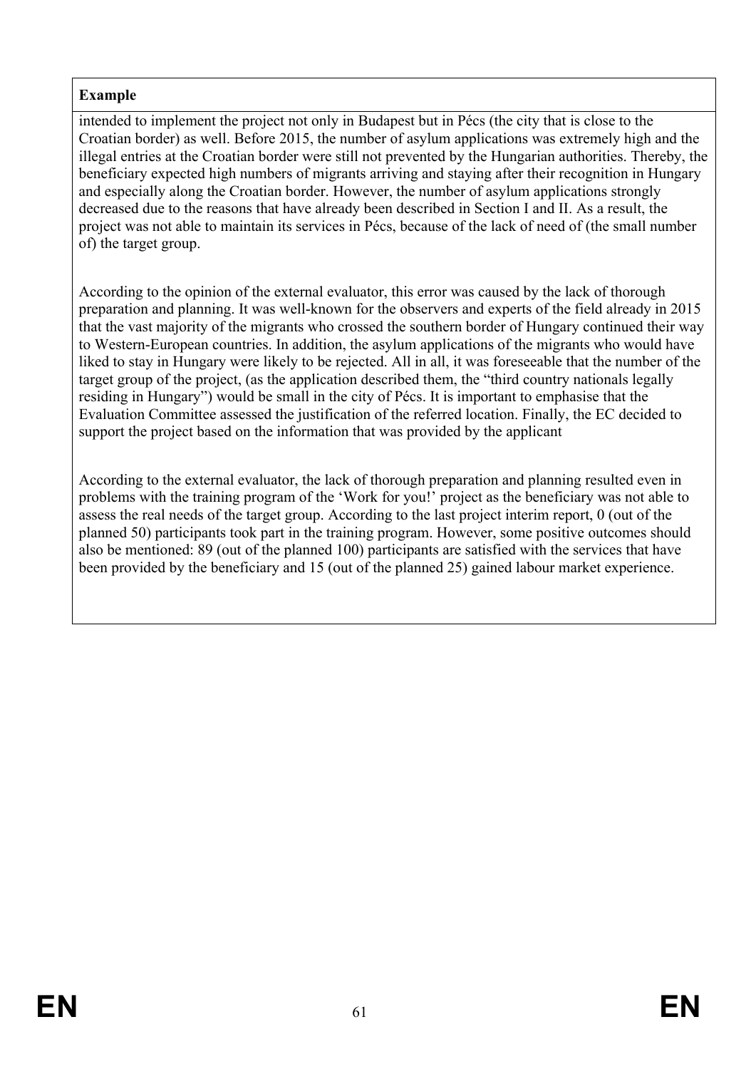**Example**

intended to implement the project not only in Budapest but in Pécs (the city that is close to the Croatian border) as well. Before 2015, the number of asylum applications was extremely high and the illegal entries at the Croatian border were still not prevented by the Hungarian authorities. Thereby, the beneficiary expected high numbers of migrants arriving and staying after their recognition in Hungary and especially along the Croatian border. However, the number of asylum applications strongly decreased due to the reasons that have already been described in Section I and II. As a result, the project was not able to maintain its services in Pécs, because of the lack of need of (the small number of) the target group.

According to the opinion of the external evaluator, this error was caused by the lack of thorough preparation and planning. It was well-known for the observers and experts of the field already in 2015 that the vast majority of the migrants who crossed the southern border of Hungary continued their way to Western-European countries. In addition, the asylum applications of the migrants who would have liked to stay in Hungary were likely to be rejected. All in all, it was foreseeable that the number of the target group of the project, (as the application described them, the "third country nationals legally residing in Hungary") would be small in the city of Pécs. It is important to emphasise that the Evaluation Committee assessed the justification of the referred location. Finally, the EC decided to support the project based on the information that was provided by the applicant

According to the external evaluator, the lack of thorough preparation and planning resulted even in problems with the training program of the 'Work for you!' project as the beneficiary was not able to assess the real needs of the target group. According to the last project interim report, 0 (out of the planned 50) participants took part in the training program. However, some positive outcomes should also be mentioned: 89 (out of the planned 100) participants are satisfied with the services that have been provided by the beneficiary and 15 (out of the planned 25) gained labour market experience.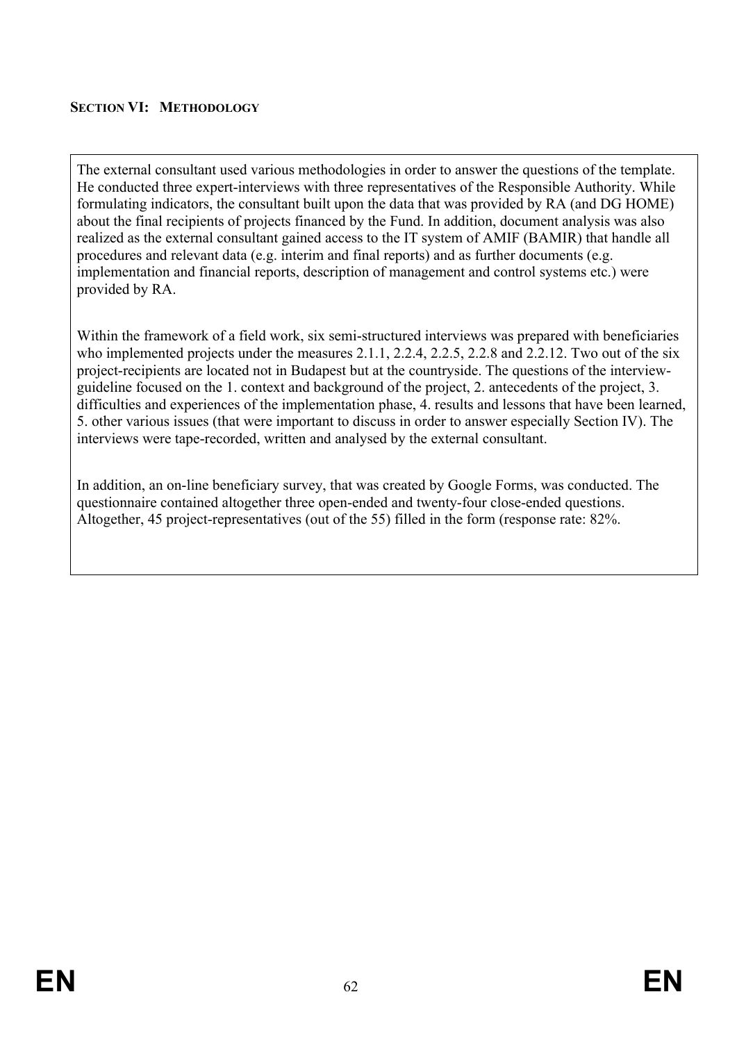## SECTION VI: METHODOLOGY

The external consultant used various methodologies in order to answer the questions of the template. He conducted three expert-interviews with three representatives of the Responsible Authority. While formulating indicators, the consultant built upon the data that was provided by RA (and DG HOME) about the final recipients of projects financed by the Fund. In addition, document analysis was also realized as the external consultant gained access to the IT system of AMIF (BAMIR) that handle all procedures and relevant data (e.g. interim and final reports) and as further documents (e.g. implementation and financial reports, description of management and control systems etc.) were provided by RA.

Within the framework of a field work, six semi-structured interviews was prepared with beneficiaries who implemented projects under the measures 2.1.1, 2.2.4, 2.2.5, 2.2.8 and 2.2.12. Two out of the six project-recipients are located not in Budapest but at the countryside. The questions of the interview-guideline focused on the 1. context and background of the project, 2. antecedents of the project, 3. difficulties and experiences of the implementation phase, 4. results and lessons that have been learned, 5. other various issues (that were important to discuss in order to answer especially Section IV). The interviews were tape-recorded, written and analysed by the external consultant.

In addition, an on-line beneficiary survey, that was created by Google Forms, was conducted. The questionnaire contained altogether three open-ended and twenty-four close-ended questions. Altogether, 45 project-representatives (out of the 55) filled in the form (response rate: 82%.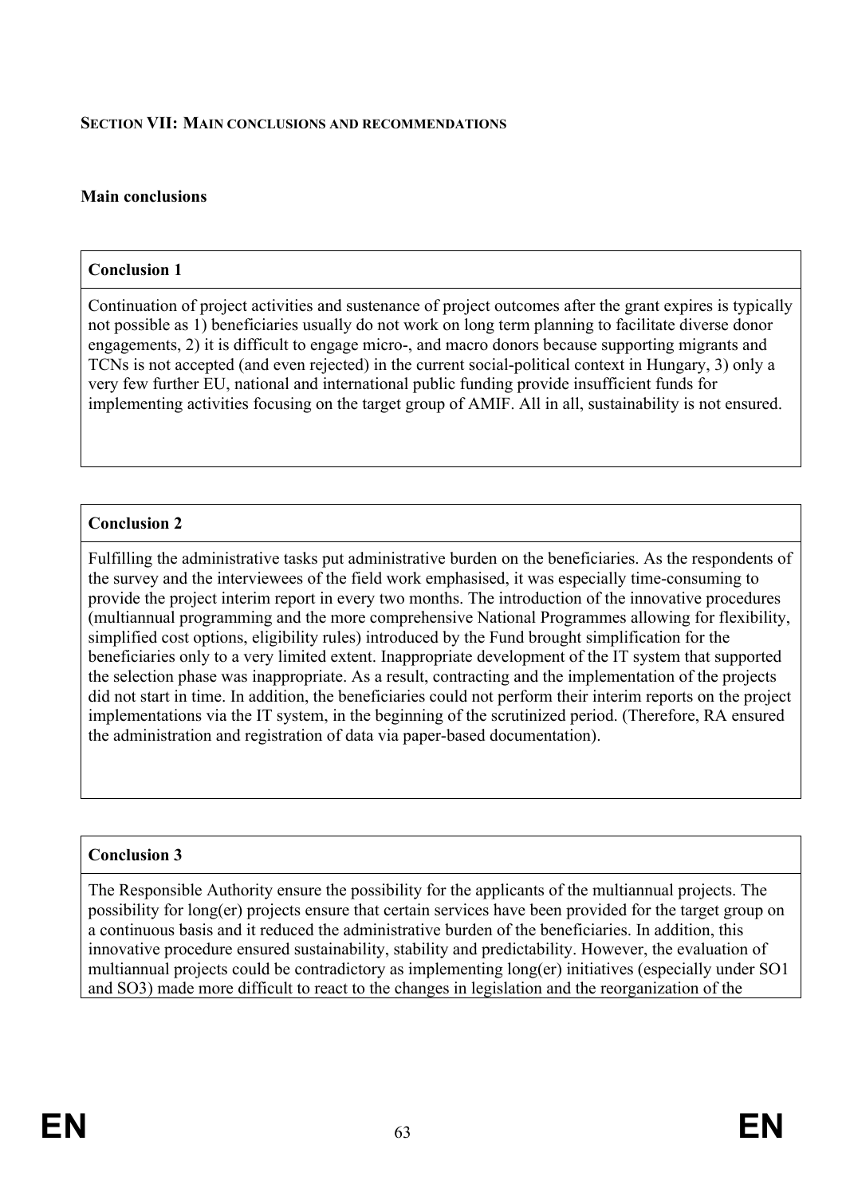**SECTION VII: MAIN CONCLUSIONS AND RECOMMENDATIONS**

**Main conclusions**

**Conclusion 1**

Continuation of project activities and sustenance of project outcomes after the grant expires is typically not possible as 1) beneficiaries usually do not work on long term planning to facilitate diverse donor engagements, 2) it is difficult to engage micro-, and macro donors because supporting migrants and TCNs is not accepted (and even rejected) in the current social-political context in Hungary, 3) only a very few further EU, national and international public funding provide insufficient funds for implementing activities focusing on the target group of AMIF. All in all, sustainability is not ensured.

**Conclusion 2**

Fulfilling the administrative tasks put administrative burden on the beneficiaries. As the respondents of the survey and the interviewees of the field work emphasised, it was especially time-consuming to provide the project interim report in every two months. The introduction of the innovative procedures (multiannual programming and the more comprehensive National Programmes allowing for flexibility, simplified cost options, eligibility rules) introduced by the Fund brought simplification for the beneficiaries only to a very limited extent. Inappropriate development of the IT system that supported the selection phase was inappropriate. As a result, contracting and the implementation of the projects did not start in time. In addition, the beneficiaries could not perform their interim reports on the project implementations via the IT system, in the beginning of the scrutinized period. (Therefore, RA ensured the administration and registration of data via paper-based documentation).

**Conclusion 3**

The Responsible Authority ensure the possibility for the applicants of the multiannual projects. The possibility for long(er) projects ensure that certain services have been provided for the target group on a continuous basis and it reduced the administrative burden of the beneficiaries. In addition, this innovative procedure ensured sustainability, stability and predictability. However, the evaluation of multiannual projects could be contradictory as implementing long(er) initiatives (especially under SO1 and SO3) made more difficult to react to the changes in legislation and the reorganization of the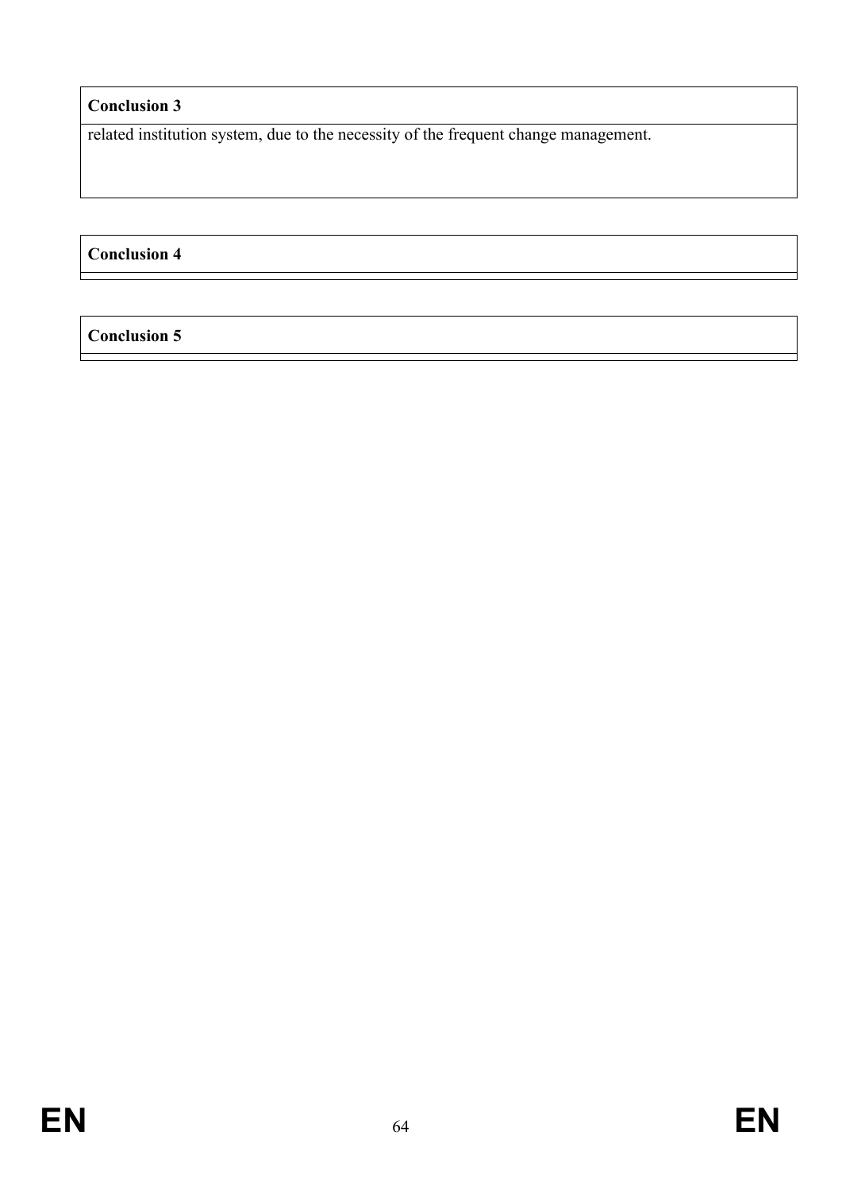| Conclusion 3 |
| --- |
| related institution system, due to the necessity of the frequent change management. |

| Conclusion 4 |
| --- |
| |

| Conclusion 5 |
| --- |
| |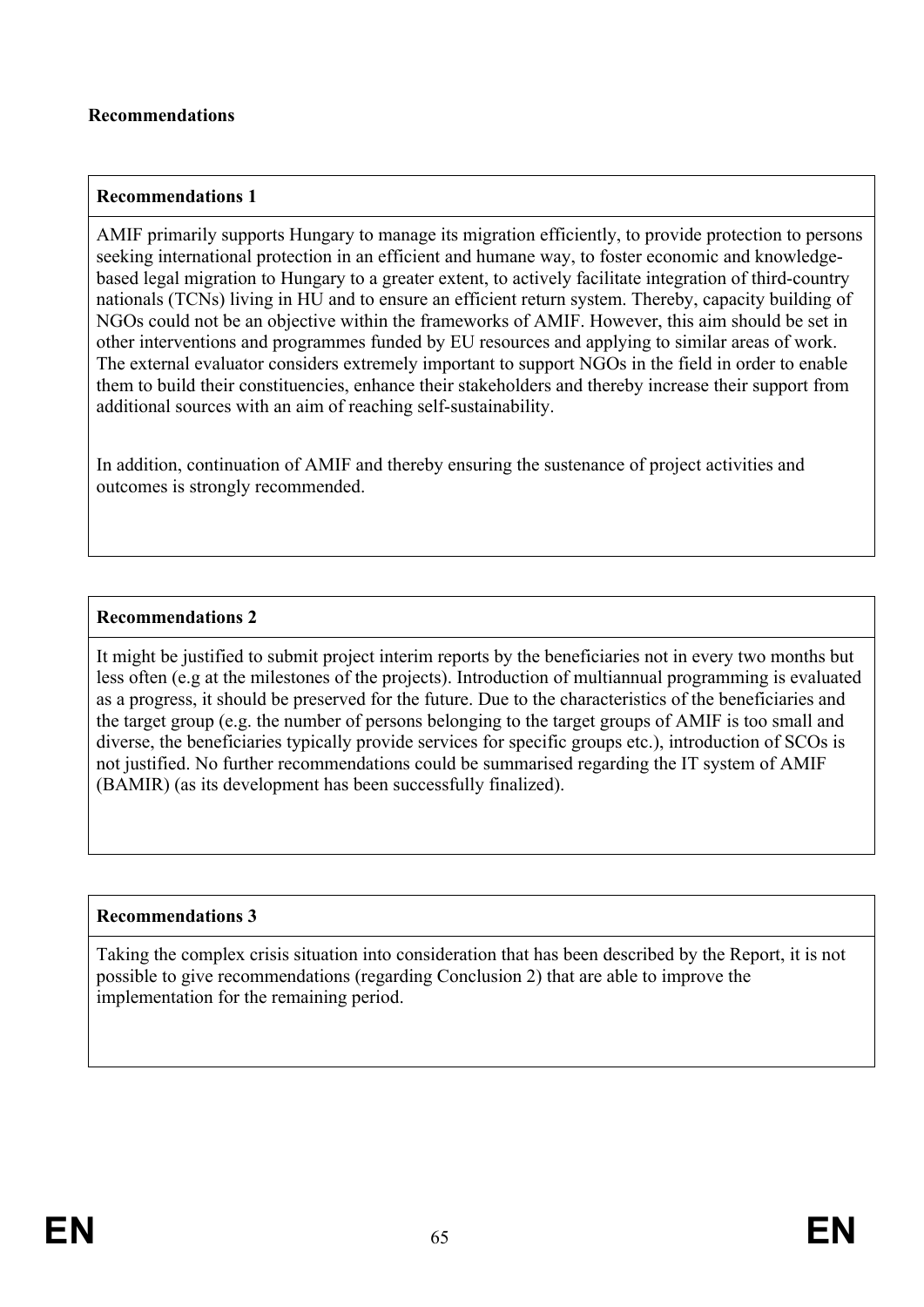**Recommendations**

| **Recommendations 1** |
|---|
| AMIF primarily supports Hungary to manage its migration efficiently, to provide protection to persons seeking international protection in an efficient and humane way, to foster economic and knowledge-based legal migration to Hungary to a greater extent, to actively facilitate integration of third-country nationals (TCNs) living in HU and to ensure an efficient return system. Thereby, capacity building of NGOs could not be an objective within the frameworks of AMIF. However, this aim should be set in other interventions and programmes funded by EU resources and applying to similar areas of work. The external evaluator considers extremely important to support NGOs in the field in order to enable them to build their constituencies, enhance their stakeholders and thereby increase their support from additional sources with an aim of reaching self-sustainability.<br><br>In addition, continuation of AMIF and thereby ensuring the sustenance of project activities and outcomes is strongly recommended. |

| **Recommendations 2** |
|---|
| It might be justified to submit project interim reports by the beneficiaries not in every two months but less often (e.g at the milestones of the projects). Introduction of multiannual programming is evaluated as a progress, it should be preserved for the future. Due to the characteristics of the beneficiaries and the target group (e.g. the number of persons belonging to the target groups of AMIF is too small and diverse, the beneficiaries typically provide services for specific groups etc.), introduction of SCOs is not justified. No further recommendations could be summarised regarding the IT system of AMIF (BAMIR) (as its development has been successfully finalized). |

| **Recommendations 3** |
|---|
| Taking the complex crisis situation into consideration that has been described by the Report, it is not possible to give recommendations (regarding Conclusion 2) that are able to improve the implementation for the remaining period. |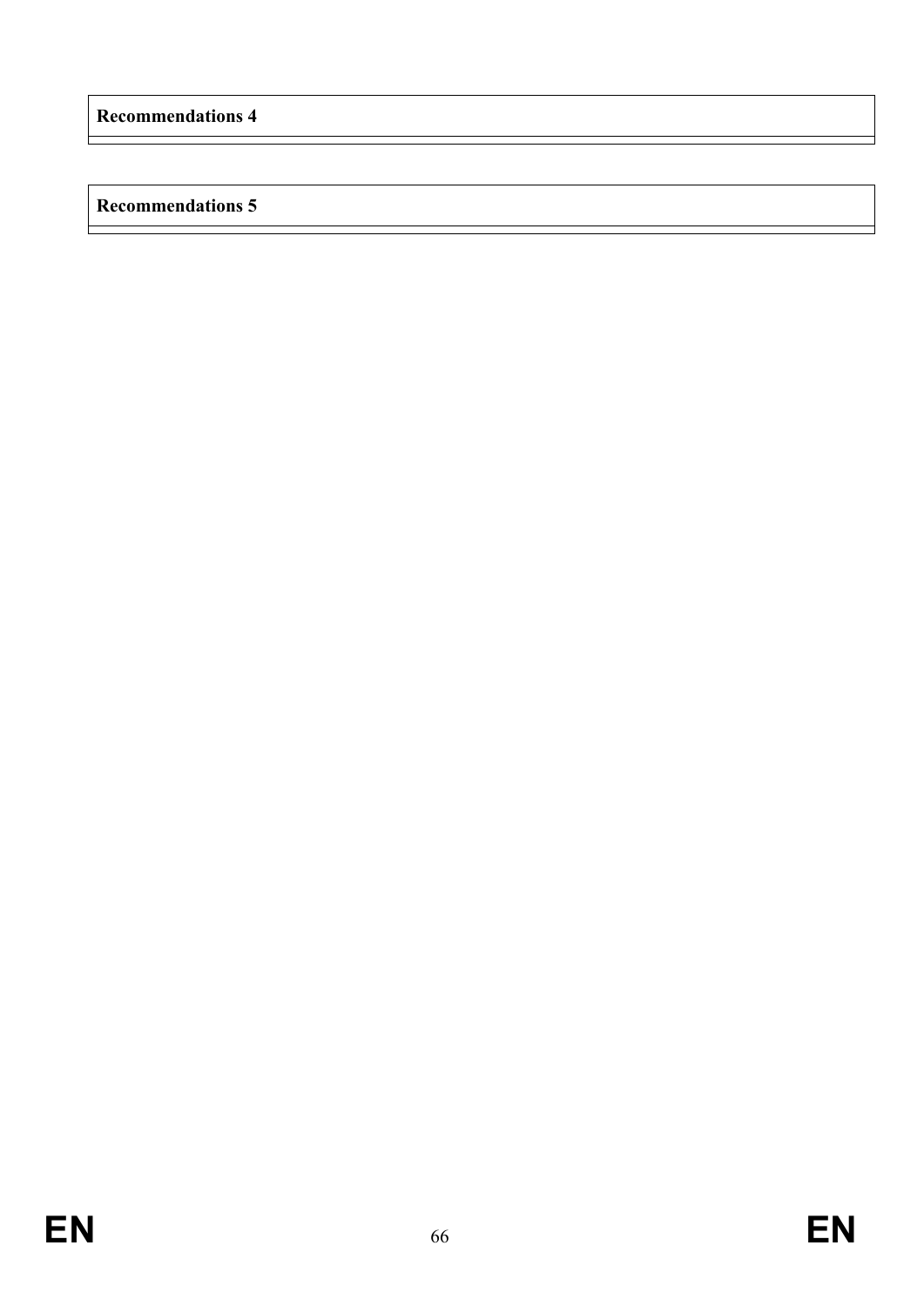| **Recommendations 4** |
| --- |
| |

| **Recommendations 5** |
| --- |
| |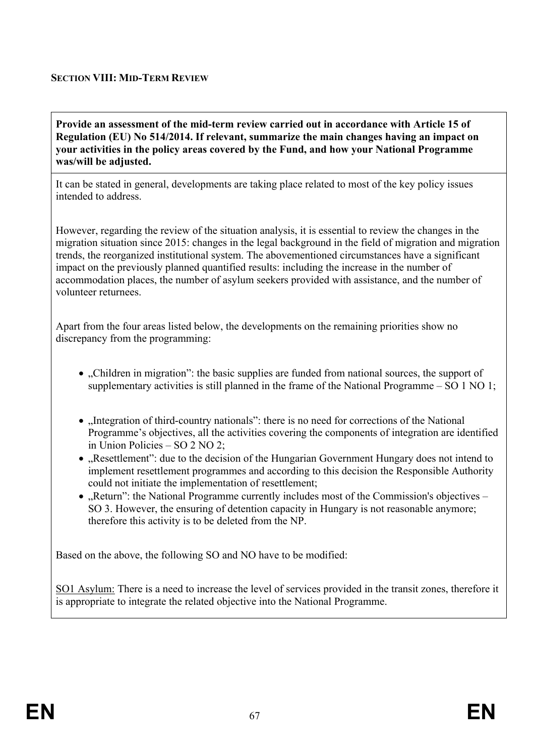**SECTION VIII: MID-TERM REVIEW**

**Provide an assessment of the mid-term review carried out in accordance with Article 15 of Regulation (EU) No 514/2014. If relevant, summarize the main changes having an impact on your activities in the policy areas covered by the Fund, and how your National Programme was/will be adjusted.**

It can be stated in general, developments are taking place related to most of the key policy issues intended to address.

However, regarding the review of the situation analysis, it is essential to review the changes in the migration situation since 2015: changes in the legal background in the field of migration and migration trends, the reorganized institutional system. The abovementioned circumstances have a significant impact on the previously planned quantified results: including the increase in the number of accommodation places, the number of asylum seekers provided with assistance, and the number of volunteer returnees.

Apart from the four areas listed below, the developments on the remaining priorities show no discrepancy from the programming:

- „Children in migration": the basic supplies are funded from national sources, the support of supplementary activities is still planned in the frame of the National Programme – SO 1 NO 1;
- „Integration of third-country nationals": there is no need for corrections of the National Programme's objectives, all the activities covering the components of integration are identified in Union Policies – SO 2 NO 2;
- „Resettlement": due to the decision of the Hungarian Government Hungary does not intend to implement resettlement programmes and according to this decision the Responsible Authority could not initiate the implementation of resettlement;
- „Return": the National Programme currently includes most of the Commission's objectives – SO 3. However, the ensuring of detention capacity in Hungary is not reasonable anymore; therefore this activity is to be deleted from the NP.

Based on the above, the following SO and NO have to be modified:

SO1 Asylum: There is a need to increase the level of services provided in the transit zones, therefore it is appropriate to integrate the related objective into the National Programme.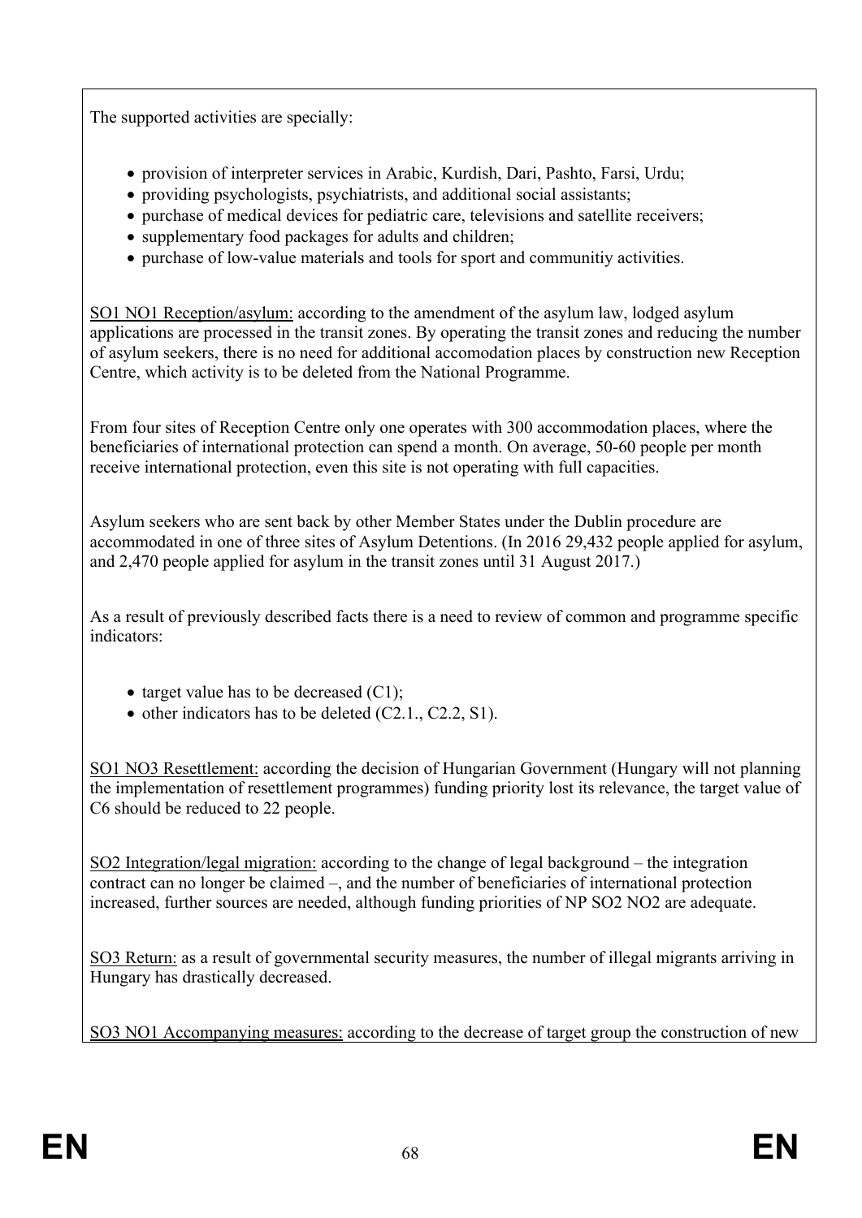The supported activities are specially:

- provision of interpreter services in Arabic, Kurdish, Dari, Pashto, Farsi, Urdu;
- providing psychologists, psychiatrists, and additional social assistants;
- purchase of medical devices for pediatric care, televisions and satellite receivers;
- supplementary food packages for adults and children;
- purchase of low-value materials and tools for sport and communitiy activities.

SO1 NO1 Reception/asylum: according to the amendment of the asylum law, lodged asylum applications are processed in the transit zones. By operating the transit zones and reducing the number of asylum seekers, there is no need for additional accomodation places by construction new Reception Centre, which activity is to be deleted from the National Programme.

From four sites of Reception Centre only one operates with 300 accommodation places, where the beneficiaries of international protection can spend a month. On average, 50-60 people per month receive international protection, even this site is not operating with full capacities.

Asylum seekers who are sent back by other Member States under the Dublin procedure are accommodated in one of three sites of Asylum Detentions. (In 2016 29,432 people applied for asylum, and 2,470 people applied for asylum in the transit zones until 31 August 2017.)

As a result of previously described facts there is a need to review of common and programme specific indicators:

- target value has to be decreased (C1);
- other indicators has to be deleted (C2.1., C2.2, S1).

SO1 NO3 Resettlement: according the decision of Hungarian Government (Hungary will not planning the implementation of resettlement programmes) funding priority lost its relevance, the target value of C6 should be reduced to 22 people.

SO2 Integration/legal migration: according to the change of legal background – the integration contract can no longer be claimed –, and the number of beneficiaries of international protection increased, further sources are needed, although funding priorities of NP SO2 NO2 are adequate.

SO3 Return: as a result of governmental security measures, the number of illegal migrants arriving in Hungary has drastically decreased.

SO3 NO1 Accompanying measures: according to the decrease of target group the construction of new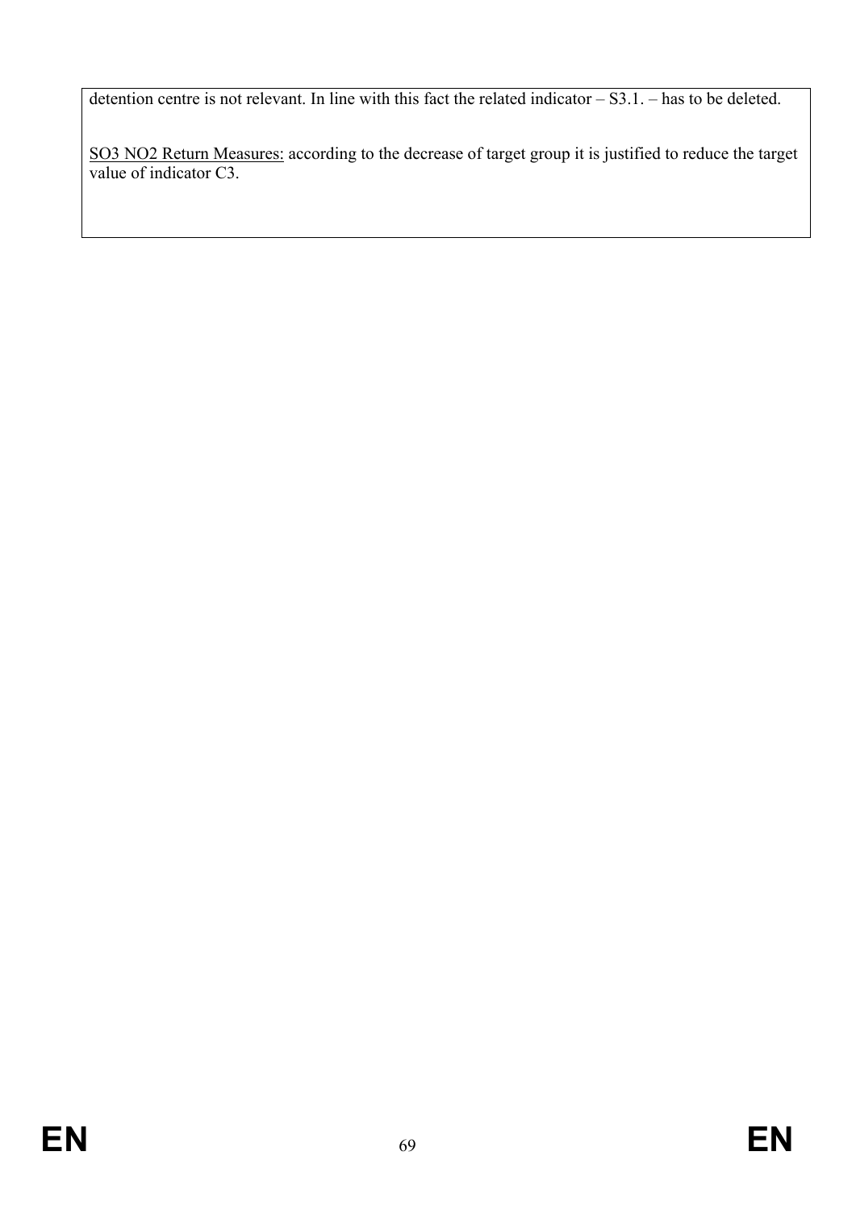detention centre is not relevant. In line with this fact the related indicator – S3.1. – has to be deleted.

SO3 NO2 Return Measures: according to the decrease of target group it is justified to reduce the target value of indicator C3.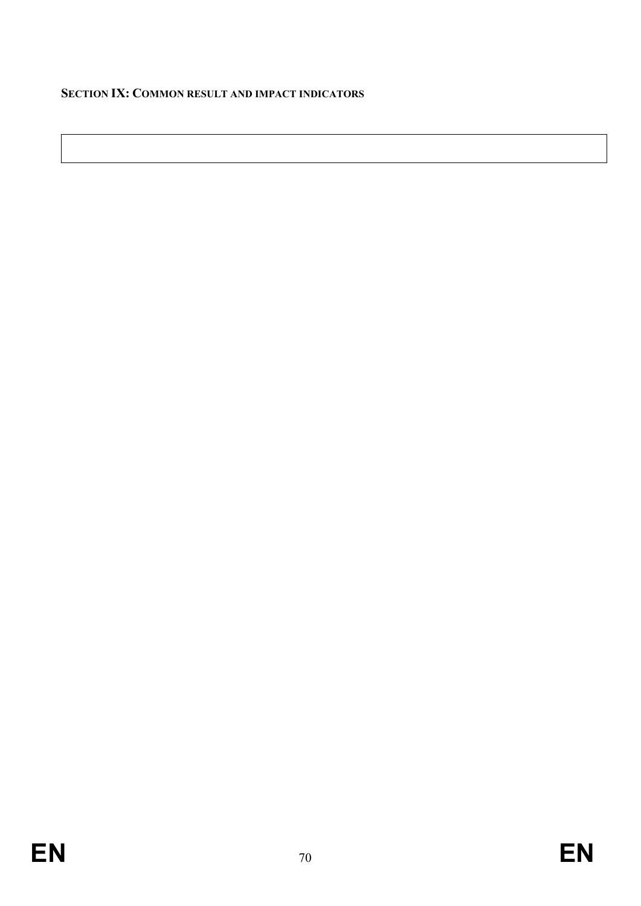**SECTION IX: COMMON RESULT AND IMPACT INDICATORS**

| |
|---|
| |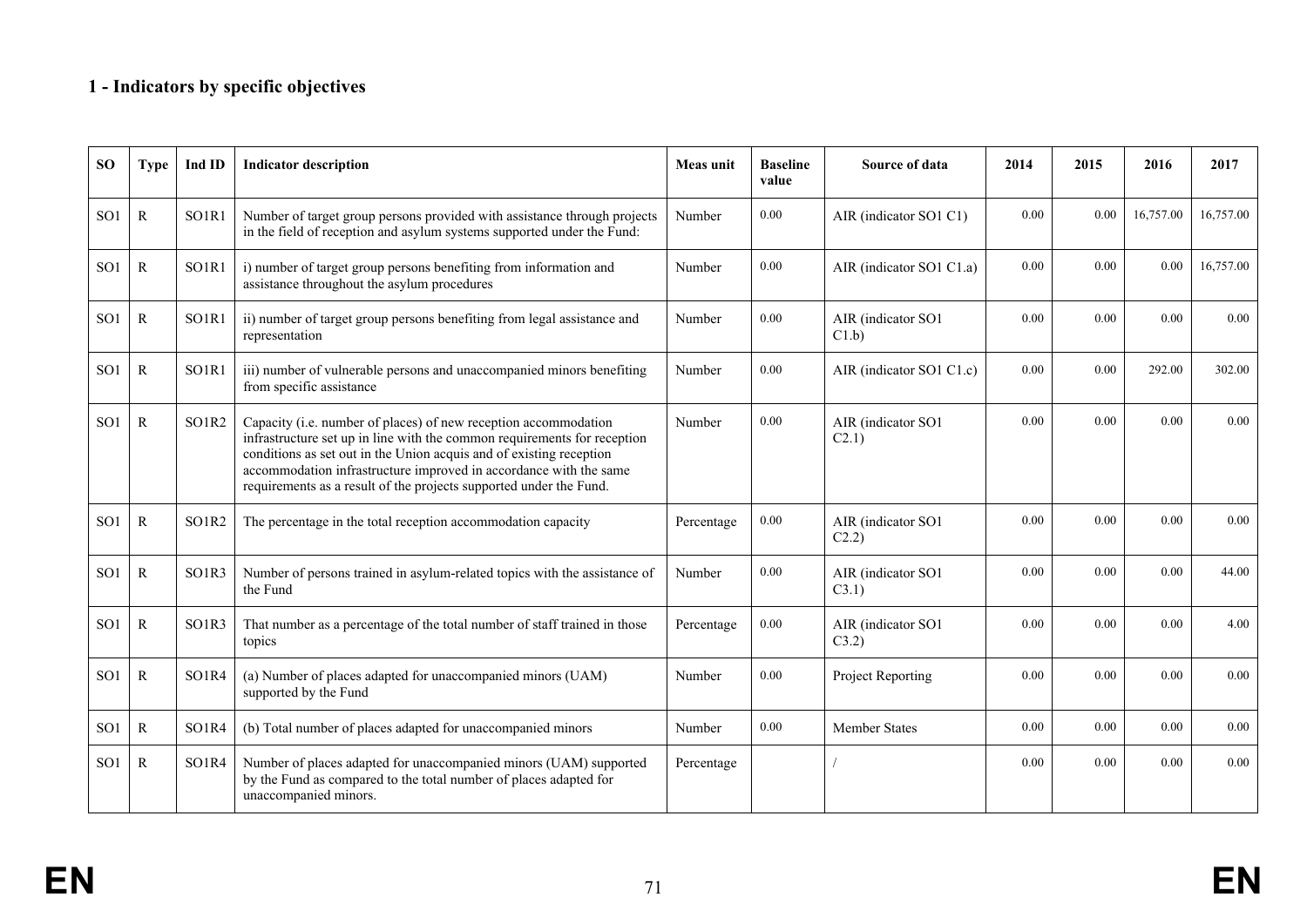## 1 - Indicators by specific objectives

| SO | Type | Ind ID | Indicator description | Meas unit | Baseline value | Source of data | 2014 | 2015 | 2016 | 2017 |
|---|---|---|---|---|---|---|---|---|---|---|
| SO1 | R | SO1R1 | Number of target group persons provided with assistance through projects in the field of reception and asylum systems supported under the Fund: | Number | 0.00 | AIR (indicator SO1 C1) | 0.00 | 0.00 | 16,757.00 | 16,757.00 |
| SO1 | R | SO1R1 | i) number of target group persons benefiting from information and assistance throughout the asylum procedures | Number | 0.00 | AIR (indicator SO1 C1.a) | 0.00 | 0.00 | 0.00 | 16,757.00 |
| SO1 | R | SO1R1 | ii) number of target group persons benefiting from legal assistance and representation | Number | 0.00 | AIR (indicator SO1 C1.b) | 0.00 | 0.00 | 0.00 | 0.00 |
| SO1 | R | SO1R1 | iii) number of vulnerable persons and unaccompanied minors benefiting from specific assistance | Number | 0.00 | AIR (indicator SO1 C1.c) | 0.00 | 0.00 | 292.00 | 302.00 |
| SO1 | R | SO1R2 | Capacity (i.e. number of places) of new reception accommodation infrastructure set up in line with the common requirements for reception conditions as set out in the Union acquis and of existing reception accommodation infrastructure improved in accordance with the same requirements as a result of the projects supported under the Fund. | Number | 0.00 | AIR (indicator SO1 C2.1) | 0.00 | 0.00 | 0.00 | 0.00 |
| SO1 | R | SO1R2 | The percentage in the total reception accommodation capacity | Percentage | 0.00 | AIR (indicator SO1 C2.2) | 0.00 | 0.00 | 0.00 | 0.00 |
| SO1 | R | SO1R3 | Number of persons trained in asylum-related topics with the assistance of the Fund | Number | 0.00 | AIR (indicator SO1 C3.1) | 0.00 | 0.00 | 0.00 | 44.00 |
| SO1 | R | SO1R3 | That number as a percentage of the total number of staff trained in those topics | Percentage | 0.00 | AIR (indicator SO1 C3.2) | 0.00 | 0.00 | 0.00 | 4.00 |
| SO1 | R | SO1R4 | (a) Number of places adapted for unaccompanied minors (UAM) supported by the Fund | Number | 0.00 | Project Reporting | 0.00 | 0.00 | 0.00 | 0.00 |
| SO1 | R | SO1R4 | (b) Total number of places adapted for unaccompanied minors | Number | 0.00 | Member States | 0.00 | 0.00 | 0.00 | 0.00 |
| SO1 | R | SO1R4 | Number of places adapted for unaccompanied minors (UAM) supported by the Fund as compared to the total number of places adapted for unaccompanied minors. | Percentage | | / | 0.00 | 0.00 | 0.00 | 0.00 |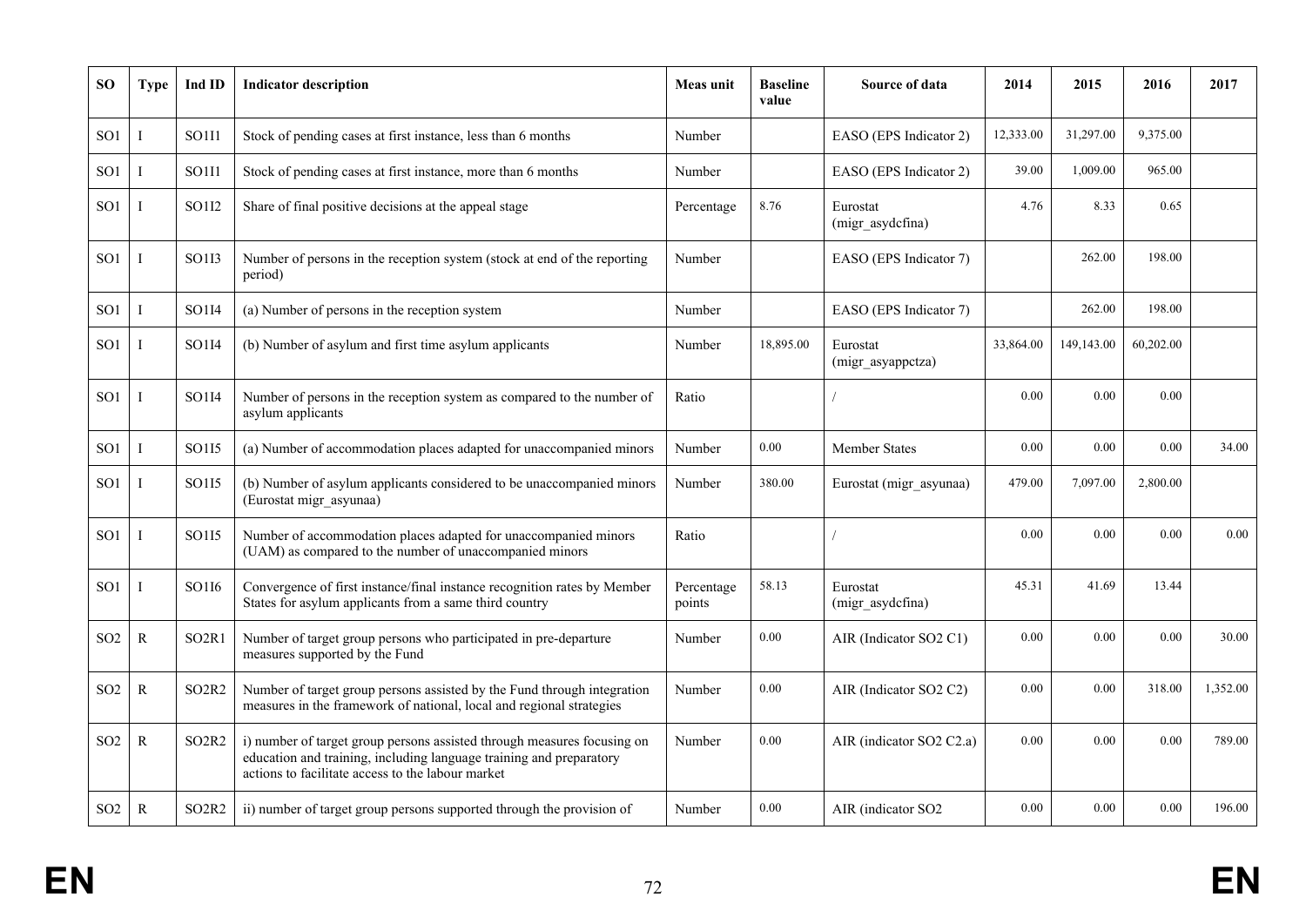| SO | Type | Ind ID | Indicator description | Meas unit | Baseline value | Source of data | 2014 | 2015 | 2016 | 2017 |
|---|---|---|---|---|---|---|---|---|---|---|
| SO1 | I | SO1I1 | Stock of pending cases at first instance, less than 6 months | Number | | EASO (EPS Indicator 2) | 12,333.00 | 31,297.00 | 9,375.00 | |
| SO1 | I | SO1I1 | Stock of pending cases at first instance, more than 6 months | Number | | EASO (EPS Indicator 2) | 39.00 | 1,009.00 | 965.00 | |
| SO1 | I | SO1I2 | Share of final positive decisions at the appeal stage | Percentage | 8.76 | Eurostat (migr_asydcfina) | 4.76 | 8.33 | 0.65 | |
| SO1 | I | SO1I3 | Number of persons in the reception system (stock at end of the reporting period) | Number | | EASO (EPS Indicator 7) | | 262.00 | 198.00 | |
| SO1 | I | SO1I4 | (a) Number of persons in the reception system | Number | | EASO (EPS Indicator 7) | | 262.00 | 198.00 | |
| SO1 | I | SO1I4 | (b) Number of asylum and first time asylum applicants | Number | 18,895.00 | Eurostat (migr_asyappctza) | 33,864.00 | 149,143.00 | 60,202.00 | |
| SO1 | I | SO1I4 | Number of persons in the reception system as compared to the number of asylum applicants | Ratio | | / | 0.00 | 0.00 | 0.00 | |
| SO1 | I | SO1I5 | (a) Number of accommodation places adapted for unaccompanied minors | Number | 0.00 | Member States | 0.00 | 0.00 | 0.00 | 34.00 |
| SO1 | I | SO1I5 | (b) Number of asylum applicants considered to be unaccompanied minors (Eurostat migr_asyunaa) | Number | 380.00 | Eurostat (migr_asyunaa) | 479.00 | 7,097.00 | 2,800.00 | |
| SO1 | I | SO1I5 | Number of accommodation places adapted for unaccompanied minors (UAM) as compared to the number of unaccompanied minors | Ratio | | / | 0.00 | 0.00 | 0.00 | 0.00 |
| SO1 | I | SO1I6 | Convergence of first instance/final instance recognition rates by Member States for asylum applicants from a same third country | Percentage points | 58.13 | Eurostat (migr_asydcfina) | 45.31 | 41.69 | 13.44 | |
| SO2 | R | SO2R1 | Number of target group persons who participated in pre-departure measures supported by the Fund | Number | 0.00 | AIR (Indicator SO2 C1) | 0.00 | 0.00 | 0.00 | 30.00 |
| SO2 | R | SO2R2 | Number of target group persons assisted by the Fund through integration measures in the framework of national, local and regional strategies | Number | 0.00 | AIR (Indicator SO2 C2) | 0.00 | 0.00 | 318.00 | 1,352.00 |
| SO2 | R | SO2R2 | i) number of target group persons assisted through measures focusing on education and training, including language training and preparatory actions to facilitate access to the labour market | Number | 0.00 | AIR (indicator SO2 C2.a) | 0.00 | 0.00 | 0.00 | 789.00 |
| SO2 | R | SO2R2 | ii) number of target group persons supported through the provision of | Number | 0.00 | AIR (indicator SO2 | 0.00 | 0.00 | 0.00 | 196.00 |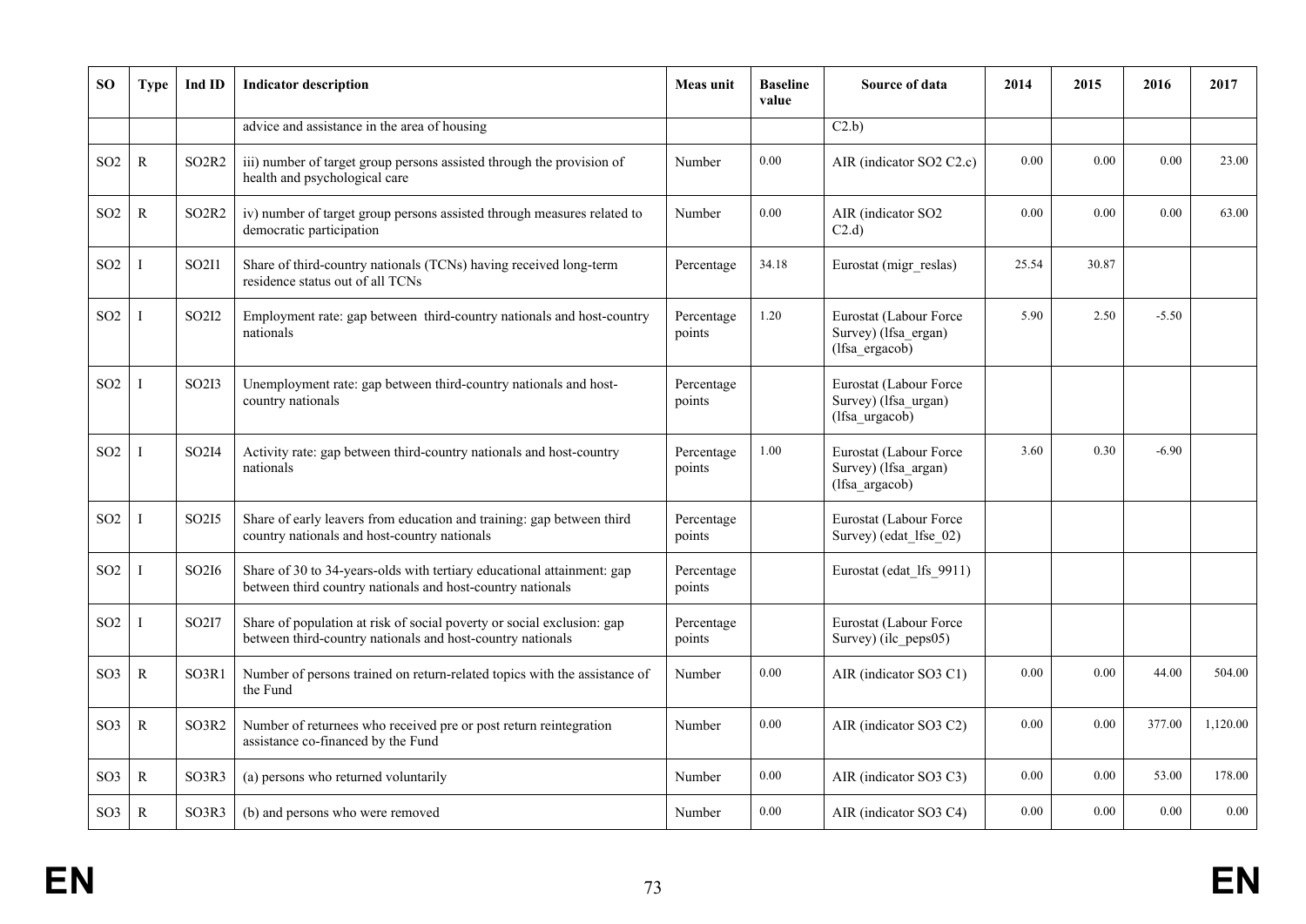| SO | Type | Ind ID | Indicator description | Meas unit | Baseline value | Source of data | 2014 | 2015 | 2016 | 2017 |
|---|---|---|---|---|---|---|---|---|---|---|
| | | | advice and assistance in the area of housing | | | C2.b) | | | | |
| SO2 | R | SO2R2 | iii) number of target group persons assisted through the provision of health and psychological care | Number | 0.00 | AIR (indicator SO2 C2.c) | 0.00 | 0.00 | 0.00 | 23.00 |
| SO2 | R | SO2R2 | iv) number of target group persons assisted through measures related to democratic participation | Number | 0.00 | AIR (indicator SO2 C2.d) | 0.00 | 0.00 | 0.00 | 63.00 |
| SO2 | I | SO2I1 | Share of third-country nationals (TCNs) having received long-term residence status out of all TCNs | Percentage | 34.18 | Eurostat (migr_reslas) | 25.54 | 30.87 | | |
| SO2 | I | SO2I2 | Employment rate: gap between third-country nationals and host-country nationals | Percentage points | 1.20 | Eurostat (Labour Force Survey) (lfsa_ergan) (lfsa_ergacob) | 5.90 | 2.50 | -5.50 | |
| SO2 | I | SO2I3 | Unemployment rate: gap between third-country nationals and host-country nationals | Percentage points | | Eurostat (Labour Force Survey) (lfsa_urgan) (lfsa_urgacob) | | | | |
| SO2 | I | SO2I4 | Activity rate: gap between third-country nationals and host-country nationals | Percentage points | 1.00 | Eurostat (Labour Force Survey) (lfsa_argan) (lfsa_argacob) | 3.60 | 0.30 | -6.90 | |
| SO2 | I | SO2I5 | Share of early leavers from education and training: gap between third country nationals and host-country nationals | Percentage points | | Eurostat (Labour Force Survey) (edat_lfse_02) | | | | |
| SO2 | I | SO2I6 | Share of 30 to 34-years-olds with tertiary educational attainment: gap between third country nationals and host-country nationals | Percentage points | | Eurostat (edat_lfs_9911) | | | | |
| SO2 | I | SO2I7 | Share of population at risk of social poverty or social exclusion: gap between third-country nationals and host-country nationals | Percentage points | | Eurostat (Labour Force Survey) (ilc_peps05) | | | | |
| SO3 | R | SO3R1 | Number of persons trained on return-related topics with the assistance of the Fund | Number | 0.00 | AIR (indicator SO3 C1) | 0.00 | 0.00 | 44.00 | 504.00 |
| SO3 | R | SO3R2 | Number of returnees who received pre or post return reintegration assistance co-financed by the Fund | Number | 0.00 | AIR (indicator SO3 C2) | 0.00 | 0.00 | 377.00 | 1,120.00 |
| SO3 | R | SO3R3 | (a) persons who returned voluntarily | Number | 0.00 | AIR (indicator SO3 C3) | 0.00 | 0.00 | 53.00 | 178.00 |
| SO3 | R | SO3R3 | (b) and persons who were removed | Number | 0.00 | AIR (indicator SO3 C4) | 0.00 | 0.00 | 0.00 | 0.00 |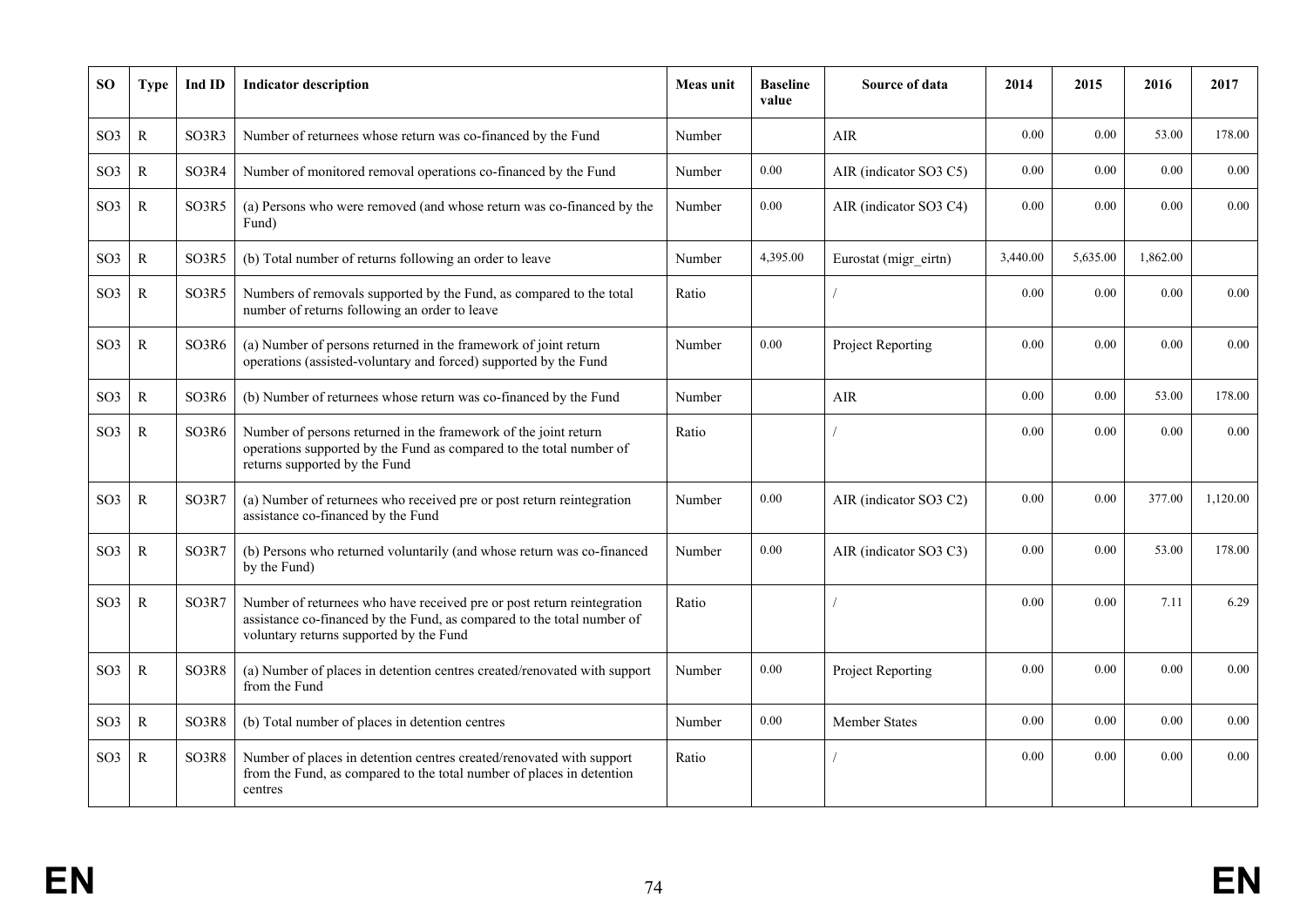| SO | Type | Ind ID | Indicator description | Meas unit | Baseline value | Source of data | 2014 | 2015 | 2016 | 2017 |
|---|---|---|---|---|---|---|---|---|---|---|
| SO3 | R | SO3R3 | Number of returnees whose return was co-financed by the Fund | Number | | AIR | 0.00 | 0.00 | 53.00 | 178.00 |
| SO3 | R | SO3R4 | Number of monitored removal operations co-financed by the Fund | Number | 0.00 | AIR (indicator SO3 C5) | 0.00 | 0.00 | 0.00 | 0.00 |
| SO3 | R | SO3R5 | (a) Persons who were removed (and whose return was co-financed by the Fund) | Number | 0.00 | AIR (indicator SO3 C4) | 0.00 | 0.00 | 0.00 | 0.00 |
| SO3 | R | SO3R5 | (b) Total number of returns following an order to leave | Number | 4,395.00 | Eurostat (migr_eirtn) | 3,440.00 | 5,635.00 | 1,862.00 | |
| SO3 | R | SO3R5 | Numbers of removals supported by the Fund, as compared to the total number of returns following an order to leave | Ratio | | / | 0.00 | 0.00 | 0.00 | 0.00 |
| SO3 | R | SO3R6 | (a) Number of persons returned in the framework of joint return operations (assisted-voluntary and forced) supported by the Fund | Number | 0.00 | Project Reporting | 0.00 | 0.00 | 0.00 | 0.00 |
| SO3 | R | SO3R6 | (b) Number of returnees whose return was co-financed by the Fund | Number | | AIR | 0.00 | 0.00 | 53.00 | 178.00 |
| SO3 | R | SO3R6 | Number of persons returned in the framework of the joint return operations supported by the Fund as compared to the total number of returns supported by the Fund | Ratio | | / | 0.00 | 0.00 | 0.00 | 0.00 |
| SO3 | R | SO3R7 | (a) Number of returnees who received pre or post return reintegration assistance co-financed by the Fund | Number | 0.00 | AIR (indicator SO3 C2) | 0.00 | 0.00 | 377.00 | 1,120.00 |
| SO3 | R | SO3R7 | (b) Persons who returned voluntarily (and whose return was co-financed by the Fund) | Number | 0.00 | AIR (indicator SO3 C3) | 0.00 | 0.00 | 53.00 | 178.00 |
| SO3 | R | SO3R7 | Number of returnees who have received pre or post return reintegration assistance co-financed by the Fund, as compared to the total number of voluntary returns supported by the Fund | Ratio | | / | 0.00 | 0.00 | 7.11 | 6.29 |
| SO3 | R | SO3R8 | (a) Number of places in detention centres created/renovated with support from the Fund | Number | 0.00 | Project Reporting | 0.00 | 0.00 | 0.00 | 0.00 |
| SO3 | R | SO3R8 | (b) Total number of places in detention centres | Number | 0.00 | Member States | 0.00 | 0.00 | 0.00 | 0.00 |
| SO3 | R | SO3R8 | Number of places in detention centres created/renovated with support from the Fund, as compared to the total number of places in detention centres | Ratio | | / | 0.00 | 0.00 | 0.00 | 0.00 |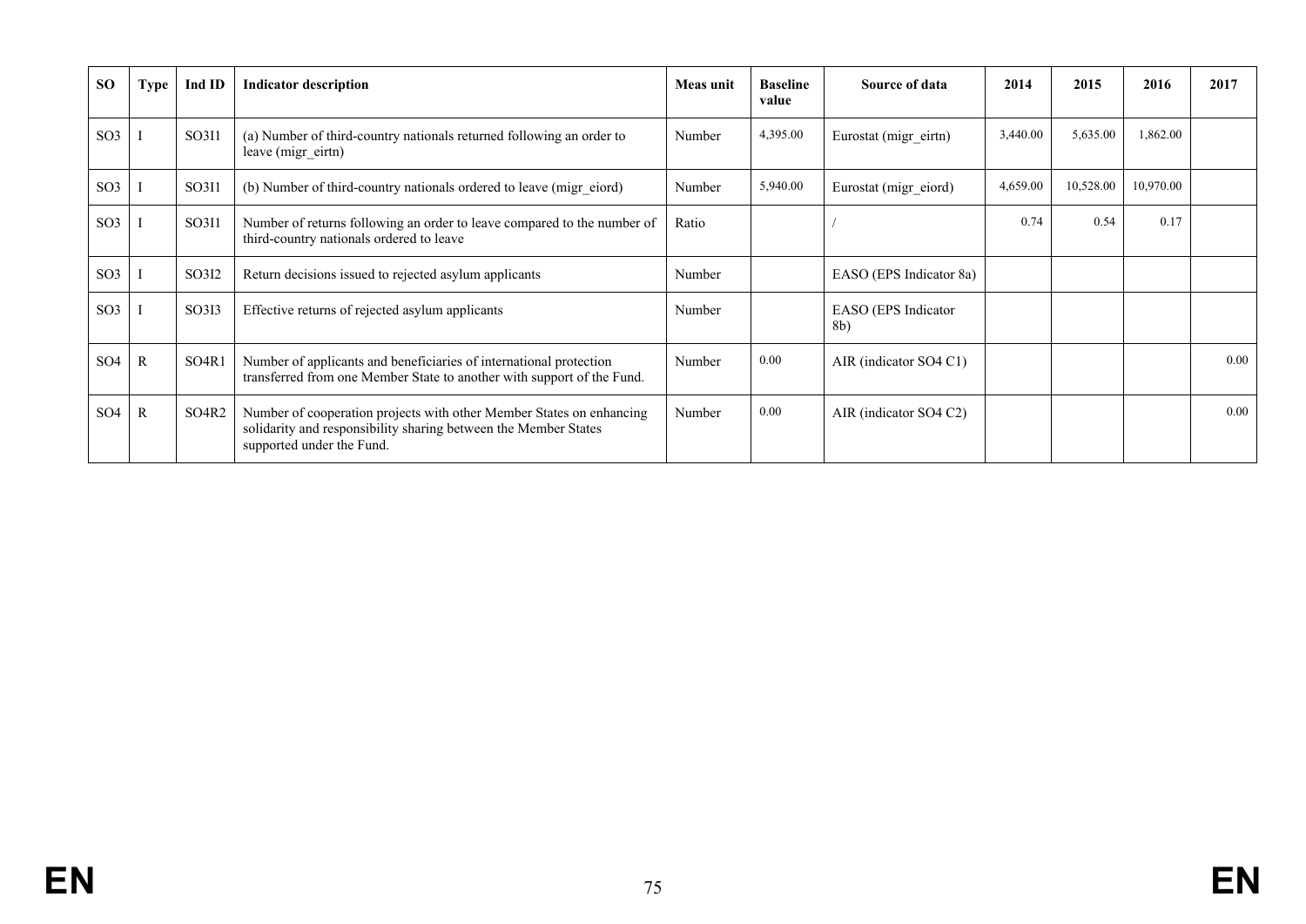| SO | Type | Ind ID | Indicator description | Meas unit | Baseline value | Source of data | 2014 | 2015 | 2016 | 2017 |
|---|---|---|---|---|---|---|---|---|---|---|
| SO3 | I | SO3I1 | (a) Number of third-country nationals returned following an order to leave (migr_eirtn) | Number | 4,395.00 | Eurostat (migr_eirtn) | 3,440.00 | 5,635.00 | 1,862.00 | |
| SO3 | I | SO3I1 | (b) Number of third-country nationals ordered to leave (migr_eiord) | Number | 5,940.00 | Eurostat (migr_eiord) | 4,659.00 | 10,528.00 | 10,970.00 | |
| SO3 | I | SO3I1 | Number of returns following an order to leave compared to the number of third-country nationals ordered to leave | Ratio | | / | 0.74 | 0.54 | 0.17 | |
| SO3 | I | SO3I2 | Return decisions issued to rejected asylum applicants | Number | | EASO (EPS Indicator 8a) | | | | |
| SO3 | I | SO3I3 | Effective returns of rejected asylum applicants | Number | | EASO (EPS Indicator 8b) | | | | |
| SO4 | R | SO4R1 | Number of applicants and beneficiaries of international protection transferred from one Member State to another with support of the Fund. | Number | 0.00 | AIR (indicator SO4 C1) | | | | 0.00 |
| SO4 | R | SO4R2 | Number of cooperation projects with other Member States on enhancing solidarity and responsibility sharing between the Member States supported under the Fund. | Number | 0.00 | AIR (indicator SO4 C2) | | | | 0.00 |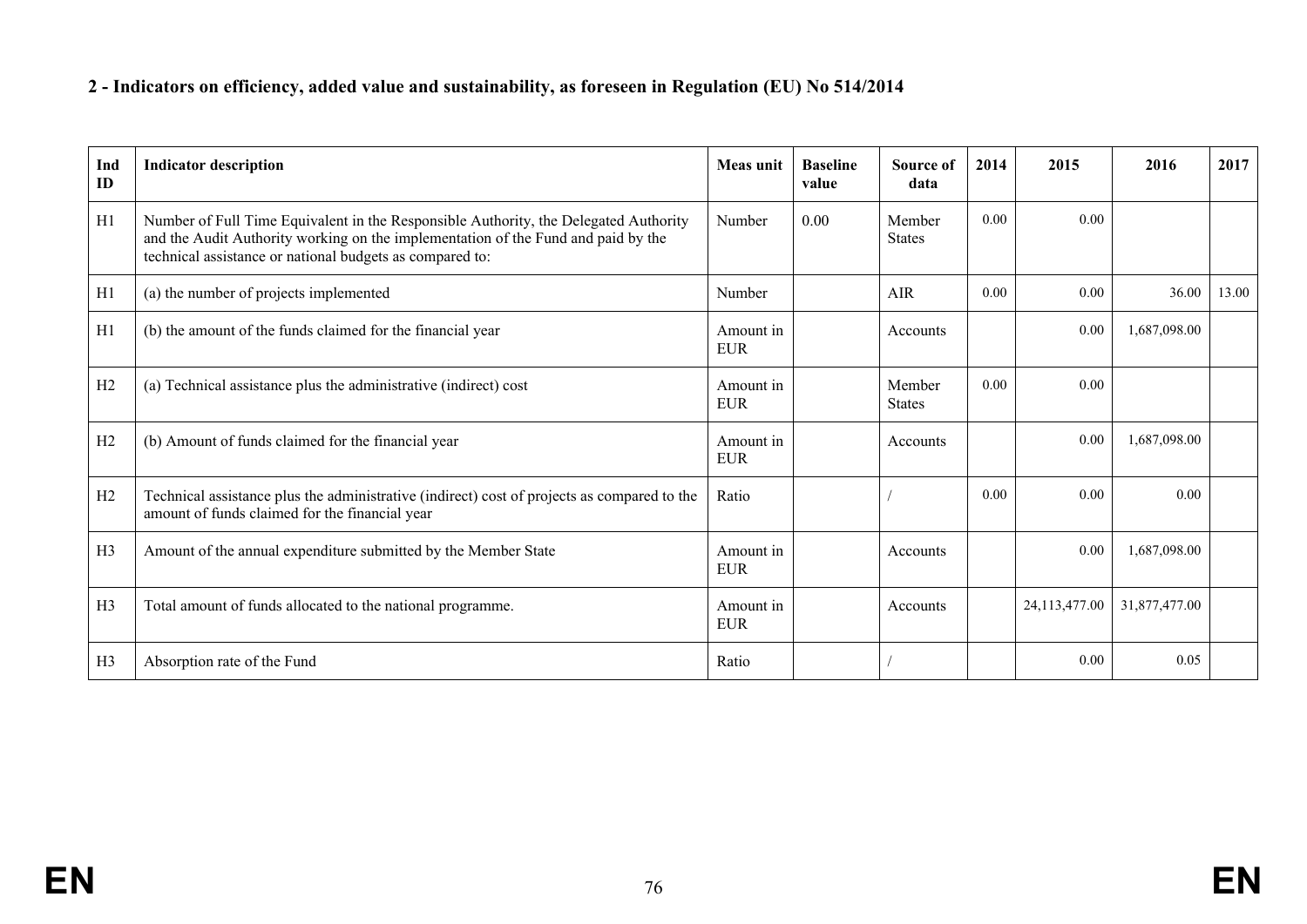## 2 - Indicators on efficiency, added value and sustainability, as foreseen in Regulation (EU) No 514/2014

| Ind ID | Indicator description | Meas unit | Baseline value | Source of data | 2014 | 2015 | 2016 | 2017 |
|---|---|---|---|---|---|---|---|---|
| H1 | Number of Full Time Equivalent in the Responsible Authority, the Delegated Authority and the Audit Authority working on the implementation of the Fund and paid by the technical assistance or national budgets as compared to: | Number | 0.00 | Member States | 0.00 | 0.00 | | |
| H1 | (a) the number of projects implemented | Number | | AIR | 0.00 | 0.00 | 36.00 | 13.00 |
| H1 | (b) the amount of the funds claimed for the financial year | Amount in EUR | | Accounts | | 0.00 | 1,687,098.00 | |
| H2 | (a) Technical assistance plus the administrative (indirect) cost | Amount in EUR | | Member States | 0.00 | 0.00 | | |
| H2 | (b) Amount of funds claimed for the financial year | Amount in EUR | | Accounts | | 0.00 | 1,687,098.00 | |
| H2 | Technical assistance plus the administrative (indirect) cost of projects as compared to the amount of funds claimed for the financial year | Ratio | | / | 0.00 | 0.00 | 0.00 | |
| H3 | Amount of the annual expenditure submitted by the Member State | Amount in EUR | | Accounts | | 0.00 | 1,687,098.00 | |
| H3 | Total amount of funds allocated to the national programme. | Amount in EUR | | Accounts | | 24,113,477.00 | 31,877,477.00 | |
| H3 | Absorption rate of the Fund | Ratio | | / | | 0.00 | 0.05 | |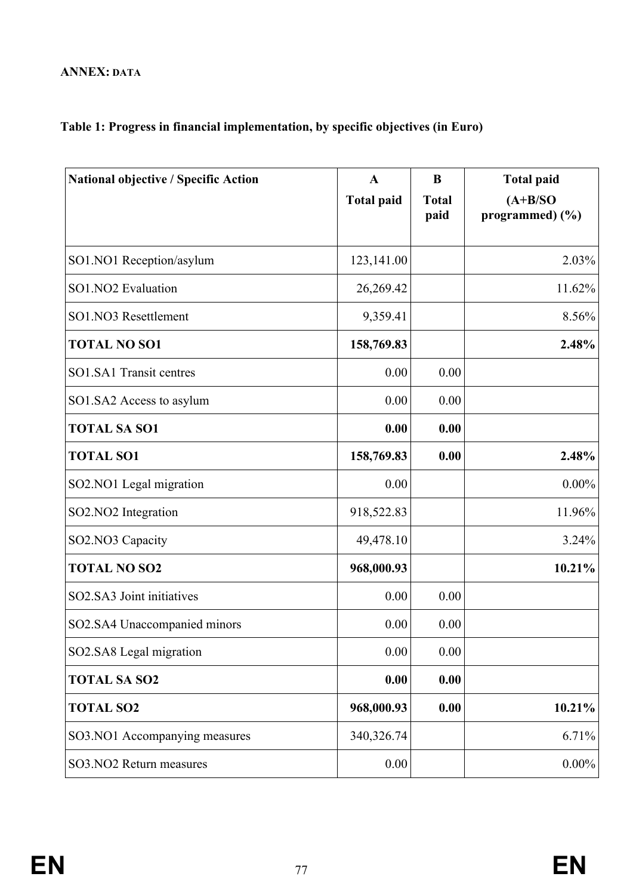**ANNEX: DATA**

**Table 1: Progress in financial implementation, by specific objectives (in Euro)**

| National objective / Specific Action | A<br>Total paid | B<br>Total paid | Total paid<br>(A+B/SO programmed) (%) |
|---|---|---|---|
| SO1.NO1 Reception/asylum | 123,141.00 | | 2.03% |
| SO1.NO2 Evaluation | 26,269.42 | | 11.62% |
| SO1.NO3 Resettlement | 9,359.41 | | 8.56% |
| **TOTAL NO SO1** | **158,769.83** | | **2.48%** |
| SO1.SA1 Transit centres | 0.00 | 0.00 | |
| SO1.SA2 Access to asylum | 0.00 | 0.00 | |
| **TOTAL SA SO1** | **0.00** | **0.00** | |
| **TOTAL SO1** | **158,769.83** | **0.00** | **2.48%** |
| SO2.NO1 Legal migration | 0.00 | | 0.00% |
| SO2.NO2 Integration | 918,522.83 | | 11.96% |
| SO2.NO3 Capacity | 49,478.10 | | 3.24% |
| **TOTAL NO SO2** | **968,000.93** | | **10.21%** |
| SO2.SA3 Joint initiatives | 0.00 | 0.00 | |
| SO2.SA4 Unaccompanied minors | 0.00 | 0.00 | |
| SO2.SA8 Legal migration | 0.00 | 0.00 | |
| **TOTAL SA SO2** | **0.00** | **0.00** | |
| **TOTAL SO2** | **968,000.93** | **0.00** | **10.21%** |
| SO3.NO1 Accompanying measures | 340,326.74 | | 6.71% |
| SO3.NO2 Return measures | 0.00 | | 0.00% |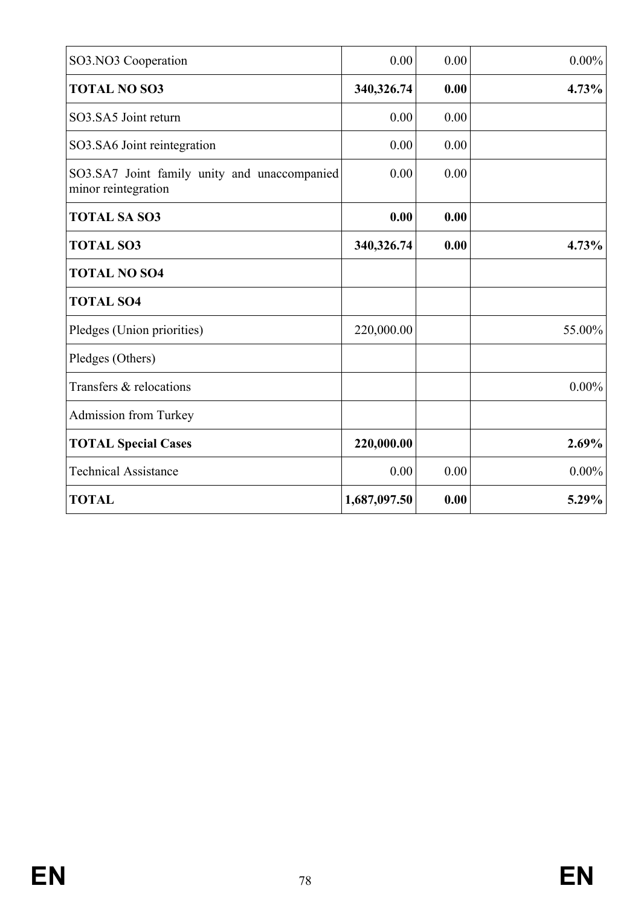| | | | |
|---|---|---|---|
| SO3.NO3 Cooperation | 0.00 | 0.00 | 0.00% |
| **TOTAL NO SO3** | **340,326.74** | **0.00** | **4.73%** |
| SO3.SA5 Joint return | 0.00 | 0.00 | |
| SO3.SA6 Joint reintegration | 0.00 | 0.00 | |
| SO3.SA7 Joint family unity and unaccompanied minor reintegration | 0.00 | 0.00 | |
| **TOTAL SA SO3** | **0.00** | **0.00** | |
| **TOTAL SO3** | **340,326.74** | **0.00** | **4.73%** |
| **TOTAL NO SO4** | | | |
| **TOTAL SO4** | | | |
| Pledges (Union priorities) | 220,000.00 | | 55.00% |
| Pledges (Others) | | | |
| Transfers & relocations | | | 0.00% |
| Admission from Turkey | | | |
| **TOTAL Special Cases** | **220,000.00** | | **2.69%** |
| Technical Assistance | 0.00 | 0.00 | 0.00% |
| **TOTAL** | **1,687,097.50** | **0.00** | **5.29%** |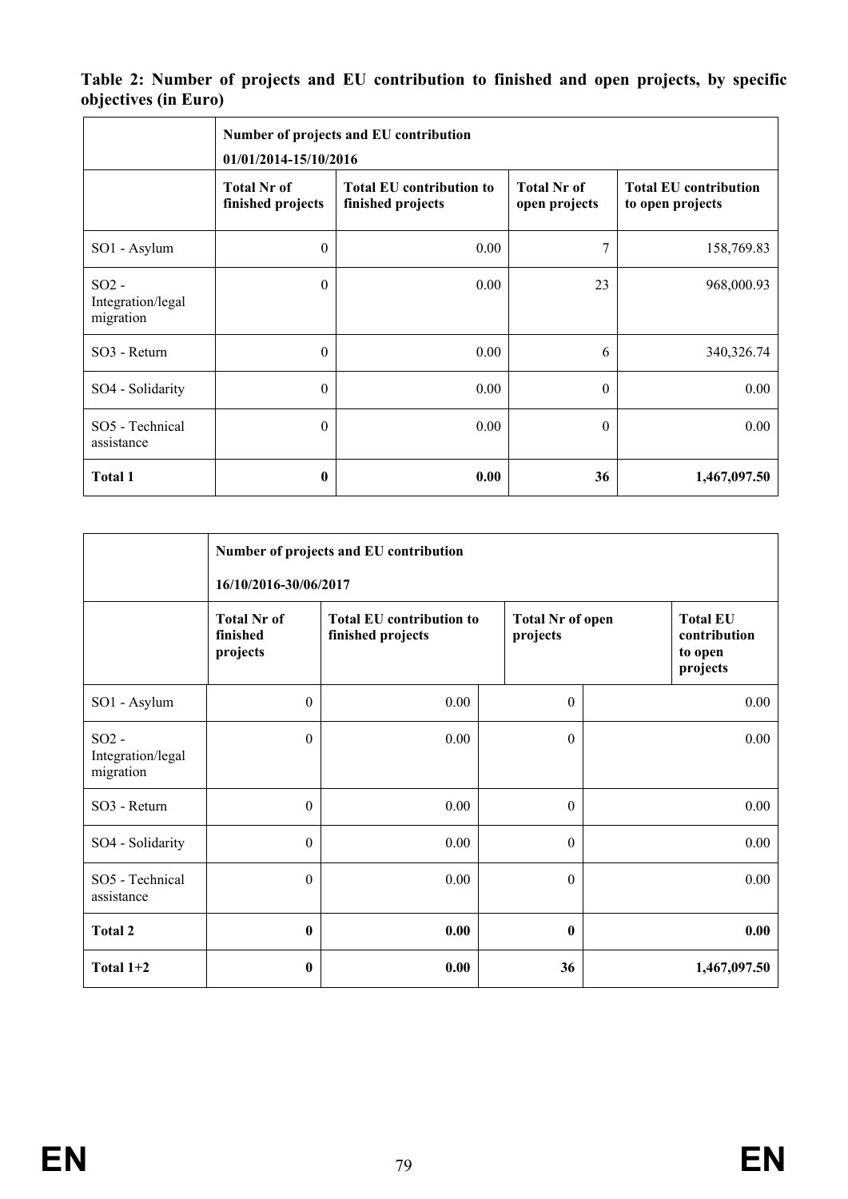**Table 2: Number of projects and EU contribution to finished and open projects, by specific objectives (in Euro)**

| | Number of projects and EU contribution 01/01/2014-15/10/2016 | | | |
|---|---|---|---|---|
| | Total Nr of finished projects | Total EU contribution to finished projects | Total Nr of open projects | Total EU contribution to open projects |
| SO1 - Asylum | 0 | 0.00 | 7 | 158,769.83 |
| SO2 - Integration/legal migration | 0 | 0.00 | 23 | 968,000.93 |
| SO3 - Return | 0 | 0.00 | 6 | 340,326.74 |
| SO4 - Solidarity | 0 | 0.00 | 0 | 0.00 |
| SO5 - Technical assistance | 0 | 0.00 | 0 | 0.00 |
| **Total 1** | **0** | **0.00** | **36** | **1,467,097.50** |

| | Number of projects and EU contribution 16/10/2016-30/06/2017 | | | |
|---|---|---|---|---|
| | Total Nr of finished projects | Total EU contribution to finished projects | Total Nr of open projects | Total EU contribution to open projects |
| SO1 - Asylum | 0 | 0.00 | 0 | 0.00 |
| SO2 - Integration/legal migration | 0 | 0.00 | 0 | 0.00 |
| SO3 - Return | 0 | 0.00 | 0 | 0.00 |
| SO4 - Solidarity | 0 | 0.00 | 0 | 0.00 |
| SO5 - Technical assistance | 0 | 0.00 | 0 | 0.00 |
| **Total 2** | **0** | **0.00** | **0** | **0.00** |
| **Total 1+2** | **0** | **0.00** | **36** | **1,467,097.50** |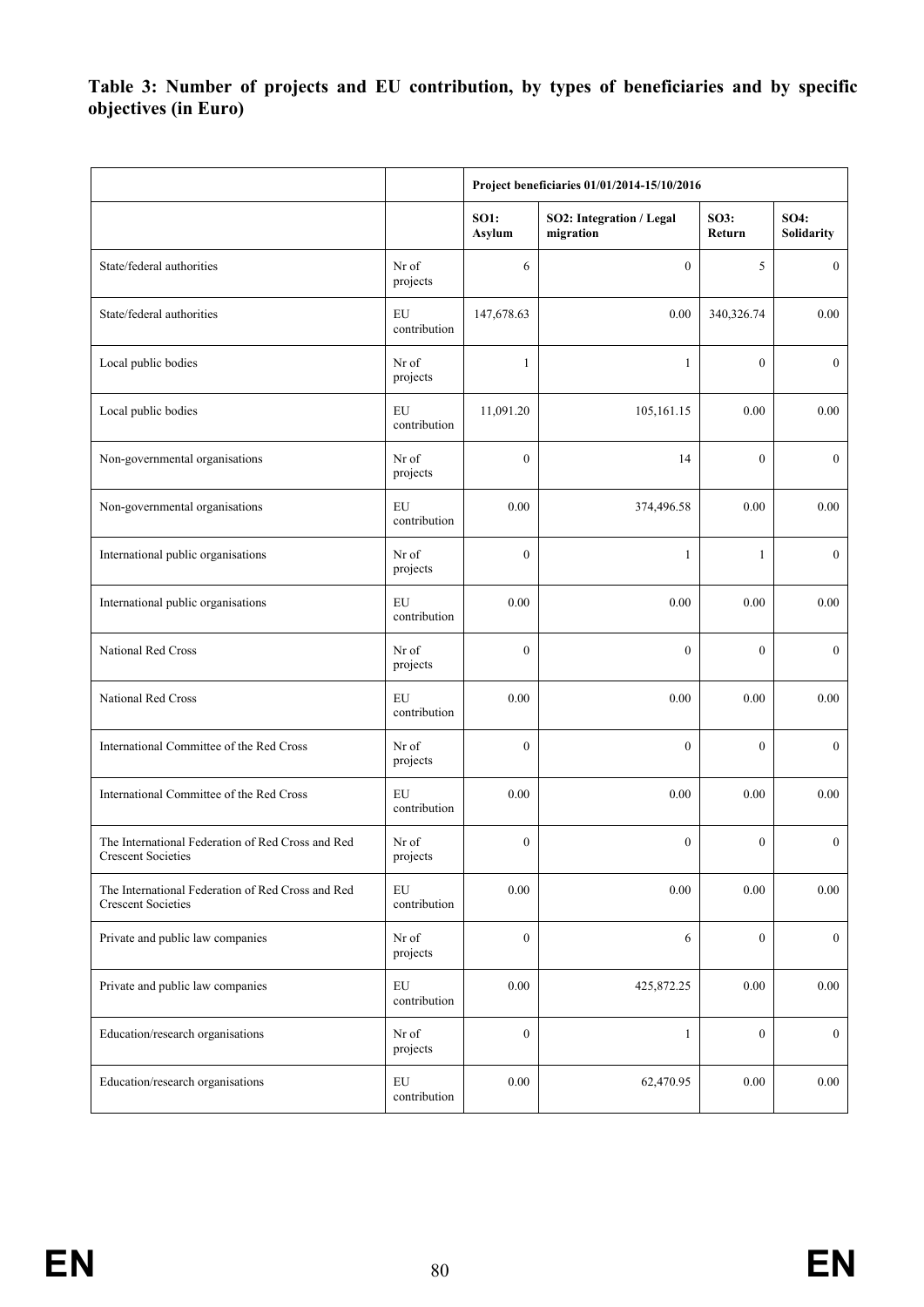**Table 3: Number of projects and EU contribution, by types of beneficiaries and by specific objectives (in Euro)**

| | | Project beneficiaries 01/01/2014-15/10/2016 | | | |
|---|---|---|---|---|---|
| | | **SO1: Asylum** | **SO2: Integration / Legal migration** | **SO3: Return** | **SO4: Solidarity** |
| State/federal authorities | Nr of projects | 6 | 0 | 5 | 0 |
| State/federal authorities | EU contribution | 147,678.63 | 0.00 | 340,326.74 | 0.00 |
| Local public bodies | Nr of projects | 1 | 1 | 0 | 0 |
| Local public bodies | EU contribution | 11,091.20 | 105,161.15 | 0.00 | 0.00 |
| Non-governmental organisations | Nr of projects | 0 | 14 | 0 | 0 |
| Non-governmental organisations | EU contribution | 0.00 | 374,496.58 | 0.00 | 0.00 |
| International public organisations | Nr of projects | 0 | 1 | 1 | 0 |
| International public organisations | EU contribution | 0.00 | 0.00 | 0.00 | 0.00 |
| National Red Cross | Nr of projects | 0 | 0 | 0 | 0 |
| National Red Cross | EU contribution | 0.00 | 0.00 | 0.00 | 0.00 |
| International Committee of the Red Cross | Nr of projects | 0 | 0 | 0 | 0 |
| International Committee of the Red Cross | EU contribution | 0.00 | 0.00 | 0.00 | 0.00 |
| The International Federation of Red Cross and Red Crescent Societies | Nr of projects | 0 | 0 | 0 | 0 |
| The International Federation of Red Cross and Red Crescent Societies | EU contribution | 0.00 | 0.00 | 0.00 | 0.00 |
| Private and public law companies | Nr of projects | 0 | 6 | 0 | 0 |
| Private and public law companies | EU contribution | 0.00 | 425,872.25 | 0.00 | 0.00 |
| Education/research organisations | Nr of projects | 0 | 1 | 0 | 0 |
| Education/research organisations | EU contribution | 0.00 | 62,470.95 | 0.00 | 0.00 |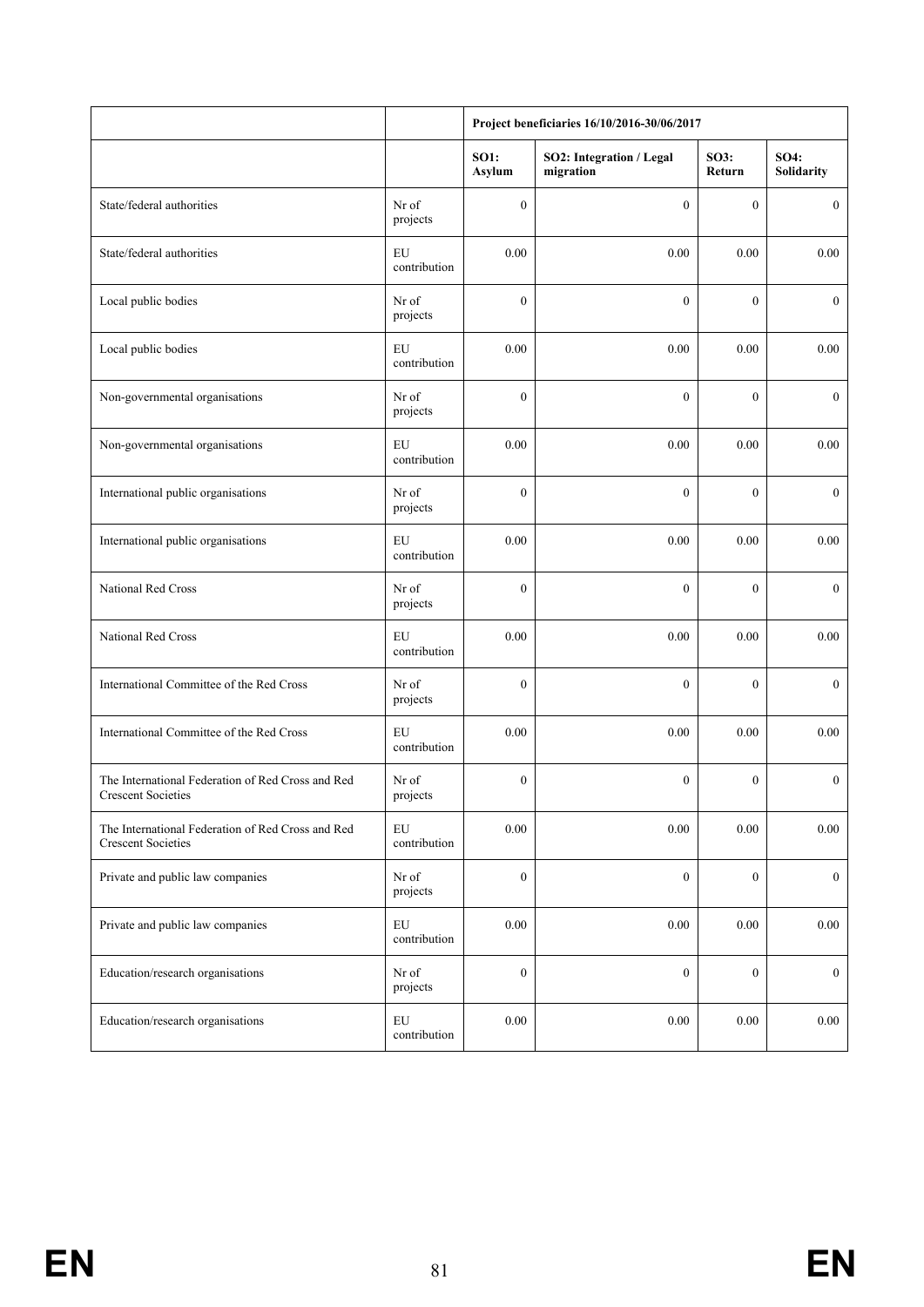| | | Project beneficiaries 16/10/2016-30/06/2017 | | | |
|---|---|---|---|---|---|
| | | **SO1: Asylum** | **SO2: Integration / Legal migration** | **SO3: Return** | **SO4: Solidarity** |
| State/federal authorities | Nr of projects | 0 | 0 | 0 | 0 |
| State/federal authorities | EU contribution | 0.00 | 0.00 | 0.00 | 0.00 |
| Local public bodies | Nr of projects | 0 | 0 | 0 | 0 |
| Local public bodies | EU contribution | 0.00 | 0.00 | 0.00 | 0.00 |
| Non-governmental organisations | Nr of projects | 0 | 0 | 0 | 0 |
| Non-governmental organisations | EU contribution | 0.00 | 0.00 | 0.00 | 0.00 |
| International public organisations | Nr of projects | 0 | 0 | 0 | 0 |
| International public organisations | EU contribution | 0.00 | 0.00 | 0.00 | 0.00 |
| National Red Cross | Nr of projects | 0 | 0 | 0 | 0 |
| National Red Cross | EU contribution | 0.00 | 0.00 | 0.00 | 0.00 |
| International Committee of the Red Cross | Nr of projects | 0 | 0 | 0 | 0 |
| International Committee of the Red Cross | EU contribution | 0.00 | 0.00 | 0.00 | 0.00 |
| The International Federation of Red Cross and Red Crescent Societies | Nr of projects | 0 | 0 | 0 | 0 |
| The International Federation of Red Cross and Red Crescent Societies | EU contribution | 0.00 | 0.00 | 0.00 | 0.00 |
| Private and public law companies | Nr of projects | 0 | 0 | 0 | 0 |
| Private and public law companies | EU contribution | 0.00 | 0.00 | 0.00 | 0.00 |
| Education/research organisations | Nr of projects | 0 | 0 | 0 | 0 |
| Education/research organisations | EU contribution | 0.00 | 0.00 | 0.00 | 0.00 |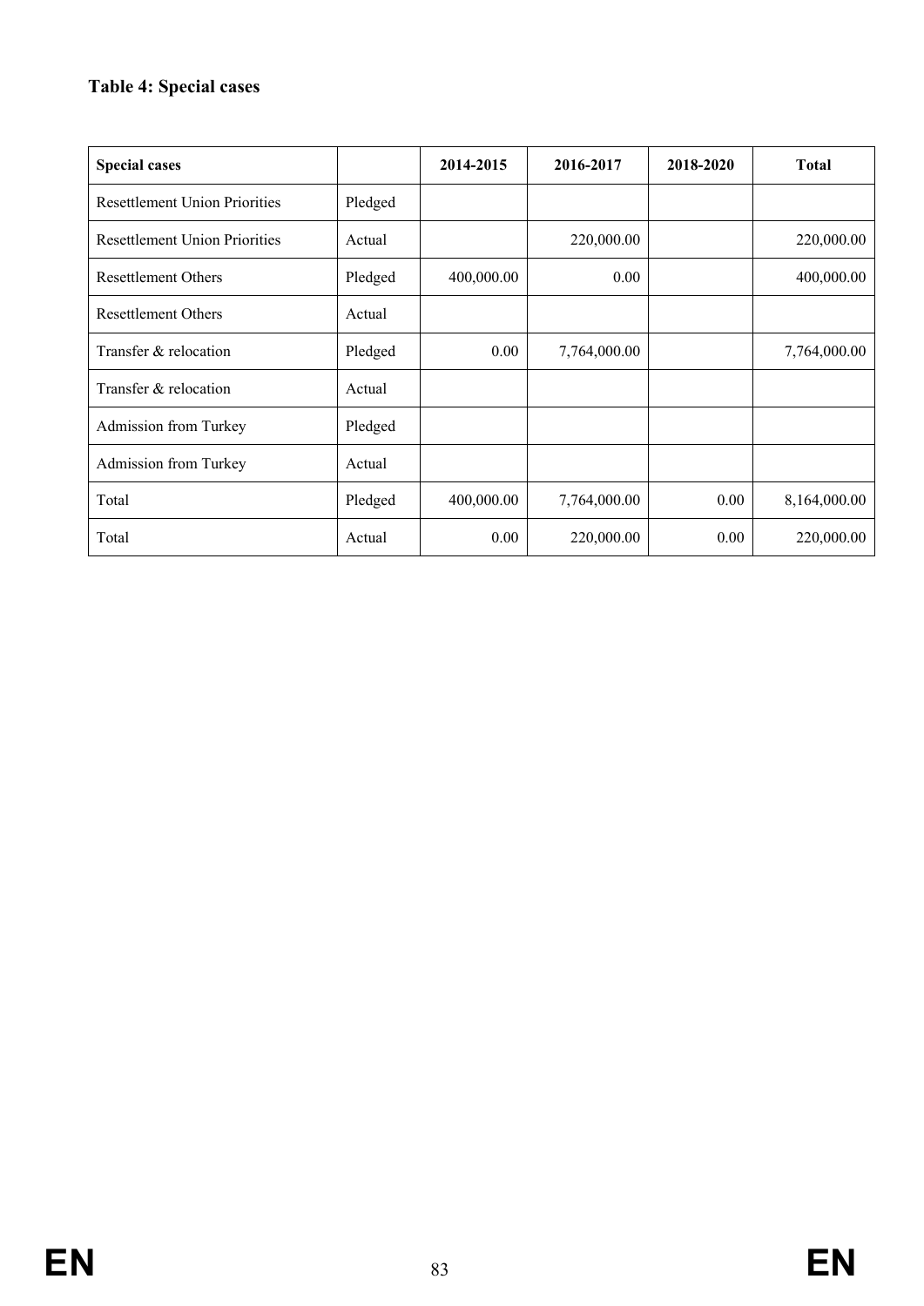### Table 4: Special cases

| Special cases | | 2014-2015 | 2016-2017 | 2018-2020 | Total |
|---|---|---|---|---|---|
| Resettlement Union Priorities | Pledged | | | | |
| Resettlement Union Priorities | Actual | | 220,000.00 | | 220,000.00 |
| Resettlement Others | Pledged | 400,000.00 | 0.00 | | 400,000.00 |
| Resettlement Others | Actual | | | | |
| Transfer & relocation | Pledged | 0.00 | 7,764,000.00 | | 7,764,000.00 |
| Transfer & relocation | Actual | | | | |
| Admission from Turkey | Pledged | | | | |
| Admission from Turkey | Actual | | | | |
| Total | Pledged | 400,000.00 | 7,764,000.00 | 0.00 | 8,164,000.00 |
| Total | Actual | 0.00 | 220,000.00 | 0.00 | 220,000.00 |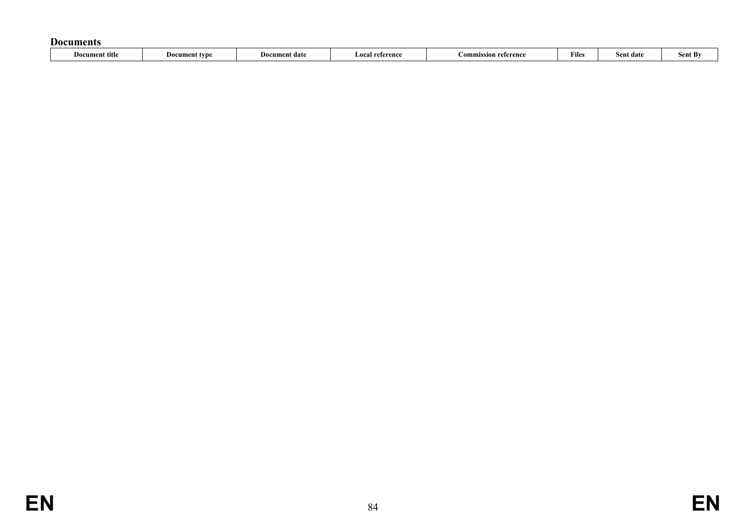**Documents**

| Document title | Document type | Document date | Local reference | Commission reference | Files | Sent date | Sent By |
|---|---|---|---|---|---|---|---|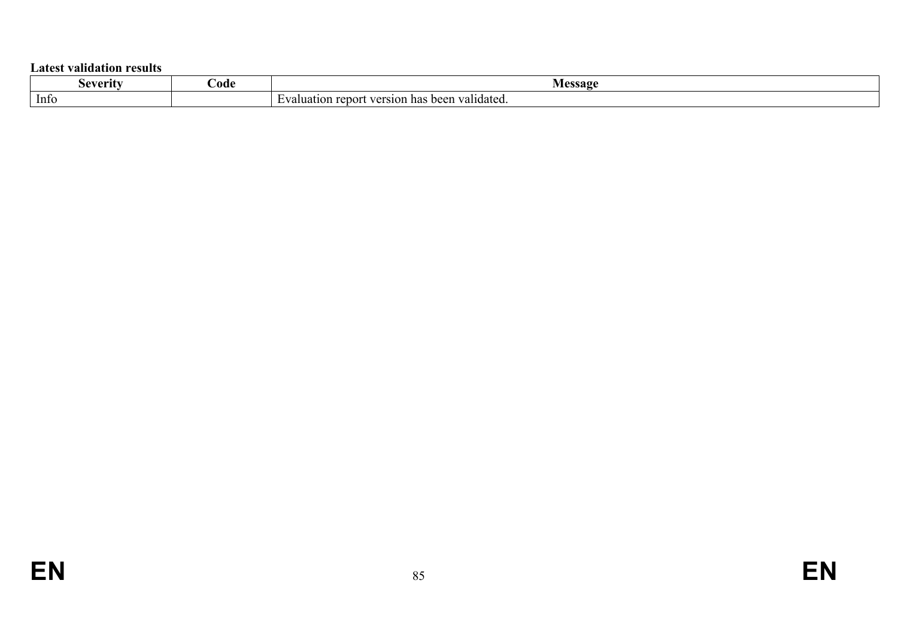**Latest validation results**

| Severity | Code | Message |
|---|---|---|
| Info | | Evaluation report version has been validated. |